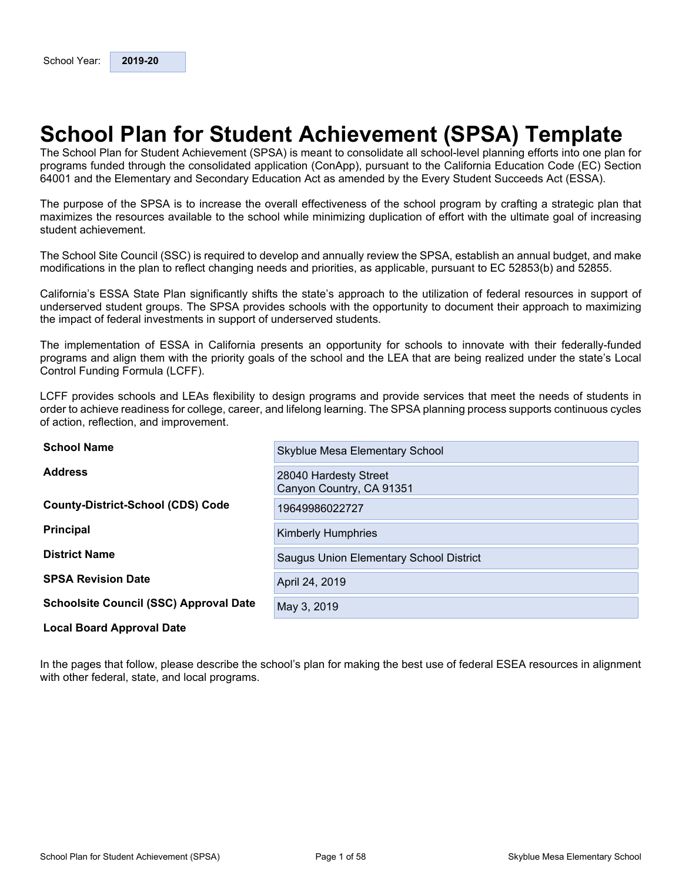School Year: **2019-20**

# School Plan for Student Achievement (SPSA) Template

The School Plan for Student Achievement (SPSA) is meant to consolidate all school-level planning efforts into one plan for programs funded through the consolidated application (ConApp), pursuant to the California Education Code (EC) Section 64001 and the Elementary and Secondary Education Act as amended by the Every Student Succeeds Act (ESSA).

The purpose of the SPSA is to increase the overall effectiveness of the school program by crafting a strategic plan that maximizes the resources available to the school while minimizing duplication of effort with the ultimate goal of increasing student achievement.

The School Site Council (SSC) is required to develop and annually review the SPSA, establish an annual budget, and make modifications in the plan to reflect changing needs and priorities, as applicable, pursuant to EC 52853(b) and 52855.

California's ESSA State Plan significantly shifts the state's approach to the utilization of federal resources in support of underserved student groups. The SPSA provides schools with the opportunity to document their approach to maximizing the impact of federal investments in support of underserved students.

The implementation of ESSA in California presents an opportunity for schools to innovate with their federally-funded programs and align them with the priority goals of the school and the LEA that are being realized under the state's Local Control Funding Formula (LCFF).

LCFF provides schools and LEAs flexibility to design programs and provide services that meet the needs of students in order to achieve readiness for college, career, and lifelong learning. The SPSA planning process supports continuous cycles of action, reflection, and improvement.

| | |
|---|---|
| **School Name** | Skyblue Mesa Elementary School |
| **Address** | 28040 Hardesty Street<br>Canyon Country, CA 91351 |
| **County-District-School (CDS) Code** | 19649986022727 |
| **Principal** | Kimberly Humphries |
| **District Name** | Saugus Union Elementary School District |
| **SPSA Revision Date** | April 24, 2019 |
| **Schoolsite Council (SSC) Approval Date** | May 3, 2019 |
| **Local Board Approval Date** | |

In the pages that follow, please describe the school's plan for making the best use of federal ESEA resources in alignment with other federal, state, and local programs.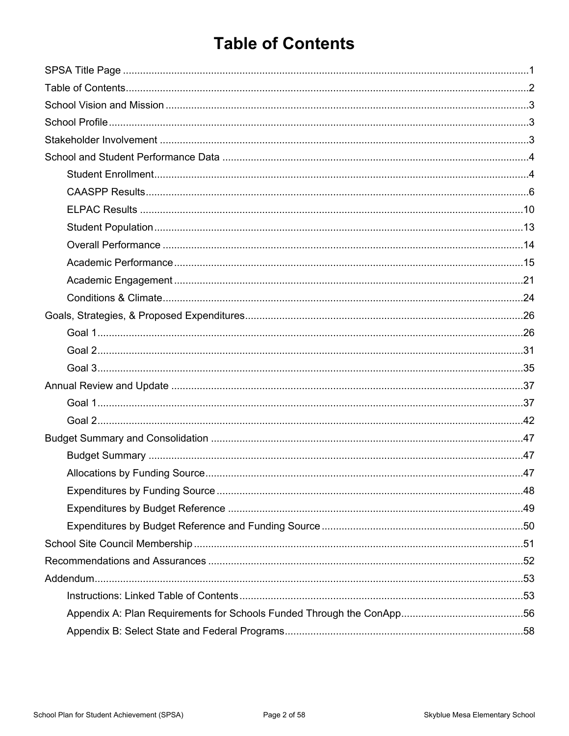# Table of Contents

SPSA Title Page ........................................................................................................................1

Table of Contents........................................................................................................................2

School Vision and Mission ..........................................................................................................3

School Profile ..............................................................................................................................3

Stakeholder Involvement ............................................................................................................3

School and Student Performance Data ......................................................................................4

- Student Enrollment..............................................................................................................4
- CAASPP Results..................................................................................................................6
- ELPAC Results ..................................................................................................................10
- Student Population.............................................................................................................13
- Overall Performance ..........................................................................................................14
- Academic Performance......................................................................................................15
- Academic Engagement ......................................................................................................21
- Conditions & Climate..........................................................................................................24

Goals, Strategies, & Proposed Expenditures............................................................................26

- Goal 1.................................................................................................................................26
- Goal 2.................................................................................................................................31
- Goal 3.................................................................................................................................35

Annual Review and Update ......................................................................................................37

- Goal 1.................................................................................................................................37
- Goal 2.................................................................................................................................42

Budget Summary and Consolidation ........................................................................................47

- Budget Summary ...............................................................................................................47
- Allocations by Funding Source...........................................................................................47
- Expenditures by Funding Source ......................................................................................48
- Expenditures by Budget Reference ...................................................................................49
- Expenditures by Budget Reference and Funding Source ..................................................50

School Site Council Membership ..............................................................................................51

Recommendations and Assurances .........................................................................................52

Addendum.................................................................................................................................53

- Instructions: Linked Table of Contents ..............................................................................53
- Appendix A: Plan Requirements for Schools Funded Through the ConApp......................................56
- Appendix B: Select State and Federal Programs...............................................................58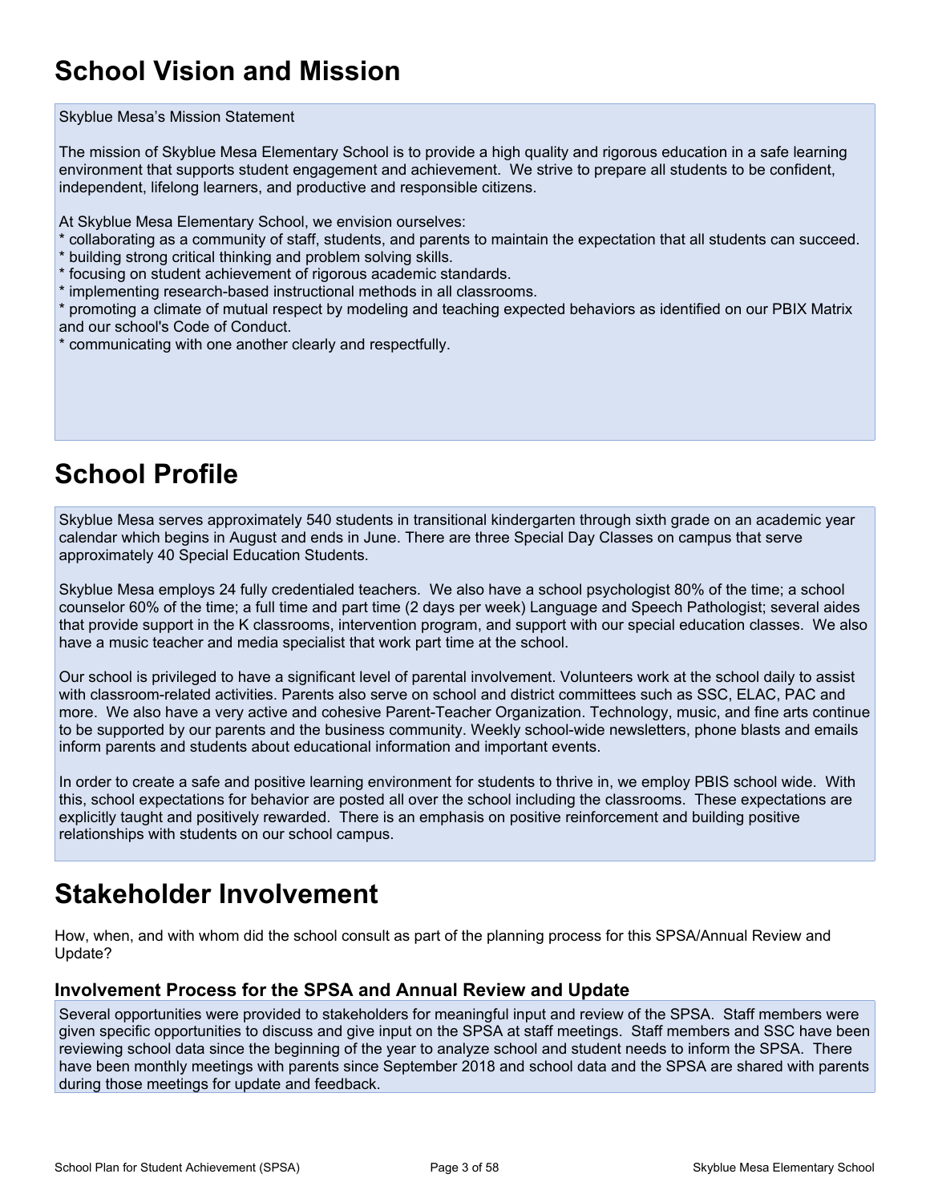# School Vision and Mission

Skyblue Mesa's Mission Statement

The mission of Skyblue Mesa Elementary School is to provide a high quality and rigorous education in a safe learning environment that supports student engagement and achievement. We strive to prepare all students to be confident, independent, lifelong learners, and productive and responsible citizens.

At Skyblue Mesa Elementary School, we envision ourselves:

* collaborating as a community of staff, students, and parents to maintain the expectation that all students can succeed.
* building strong critical thinking and problem solving skills.
* focusing on student achievement of rigorous academic standards.
* implementing research-based instructional methods in all classrooms.
* promoting a climate of mutual respect by modeling and teaching expected behaviors as identified on our PBIX Matrix and our school's Code of Conduct.
* communicating with one another clearly and respectfully.

# School Profile

Skyblue Mesa serves approximately 540 students in transitional kindergarten through sixth grade on an academic year calendar which begins in August and ends in June. There are three Special Day Classes on campus that serve approximately 40 Special Education Students.

Skyblue Mesa employs 24 fully credentialed teachers. We also have a school psychologist 80% of the time; a school counselor 60% of the time; a full time and part time (2 days per week) Language and Speech Pathologist; several aides that provide support in the K classrooms, intervention program, and support with our special education classes. We also have a music teacher and media specialist that work part time at the school.

Our school is privileged to have a significant level of parental involvement. Volunteers work at the school daily to assist with classroom-related activities. Parents also serve on school and district committees such as SSC, ELAC, PAC and more. We also have a very active and cohesive Parent-Teacher Organization. Technology, music, and fine arts continue to be supported by our parents and the business community. Weekly school-wide newsletters, phone blasts and emails inform parents and students about educational information and important events.

In order to create a safe and positive learning environment for students to thrive in, we employ PBIS school wide. With this, school expectations for behavior are posted all over the school including the classrooms. These expectations are explicitly taught and positively rewarded. There is an emphasis on positive reinforcement and building positive relationships with students on our school campus.

# Stakeholder Involvement

How, when, and with whom did the school consult as part of the planning process for this SPSA/Annual Review and Update?

## Involvement Process for the SPSA and Annual Review and Update

Several opportunities were provided to stakeholders for meaningful input and review of the SPSA. Staff members were given specific opportunities to discuss and give input on the SPSA at staff meetings. Staff members and SSC have been reviewing school data since the beginning of the year to analyze school and student needs to inform the SPSA. There have been monthly meetings with parents since September 2018 and school data and the SPSA are shared with parents during those meetings for update and feedback.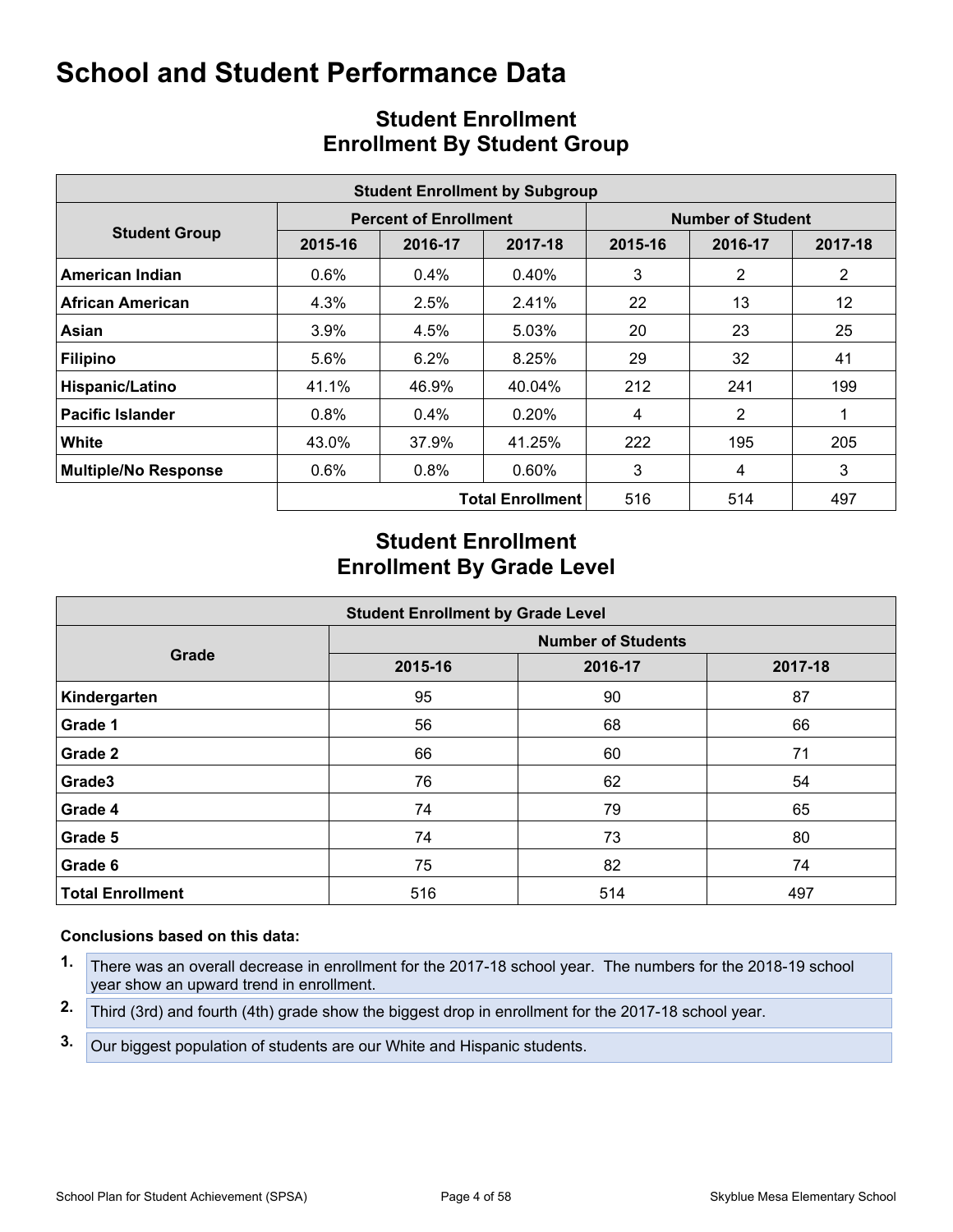# School and Student Performance Data

## Student Enrollment
## Enrollment By Student Group

| Student Enrollment by Subgroup | | | | | | |
|---|---|---|---|---|---|---|
| **Student Group** | **Percent of Enrollment** | | | **Number of Student** | | |
| | **2015-16** | **2016-17** | **2017-18** | **2015-16** | **2016-17** | **2017-18** |
| **American Indian** | 0.6% | 0.4% | 0.40% | 3 | 2 | 2 |
| **African American** | 4.3% | 2.5% | 2.41% | 22 | 13 | 12 |
| **Asian** | 3.9% | 4.5% | 5.03% | 20 | 23 | 25 |
| **Filipino** | 5.6% | 6.2% | 8.25% | 29 | 32 | 41 |
| **Hispanic/Latino** | 41.1% | 46.9% | 40.04% | 212 | 241 | 199 |
| **Pacific Islander** | 0.8% | 0.4% | 0.20% | 4 | 2 | 1 |
| **White** | 43.0% | 37.9% | 41.25% | 222 | 195 | 205 |
| **Multiple/No Response** | 0.6% | 0.8% | 0.60% | 3 | 4 | 3 |
| | | | **Total Enrollment** | 516 | 514 | 497 |

## Student Enrollment
## Enrollment By Grade Level

| Student Enrollment by Grade Level | | | |
|---|---|---|---|
| **Grade** | **Number of Students** | | |
| | **2015-16** | **2016-17** | **2017-18** |
| **Kindergarten** | 95 | 90 | 87 |
| **Grade 1** | 56 | 68 | 66 |
| **Grade 2** | 66 | 60 | 71 |
| **Grade3** | 76 | 62 | 54 |
| **Grade 4** | 74 | 79 | 65 |
| **Grade 5** | 74 | 73 | 80 |
| **Grade 6** | 75 | 82 | 74 |
| **Total Enrollment** | 516 | 514 | 497 |

**Conclusions based on this data:**

1. There was an overall decrease in enrollment for the 2017-18 school year. The numbers for the 2018-19 school year show an upward trend in enrollment.
2. Third (3rd) and fourth (4th) grade show the biggest drop in enrollment for the 2017-18 school year.
3. Our biggest population of students are our White and Hispanic students.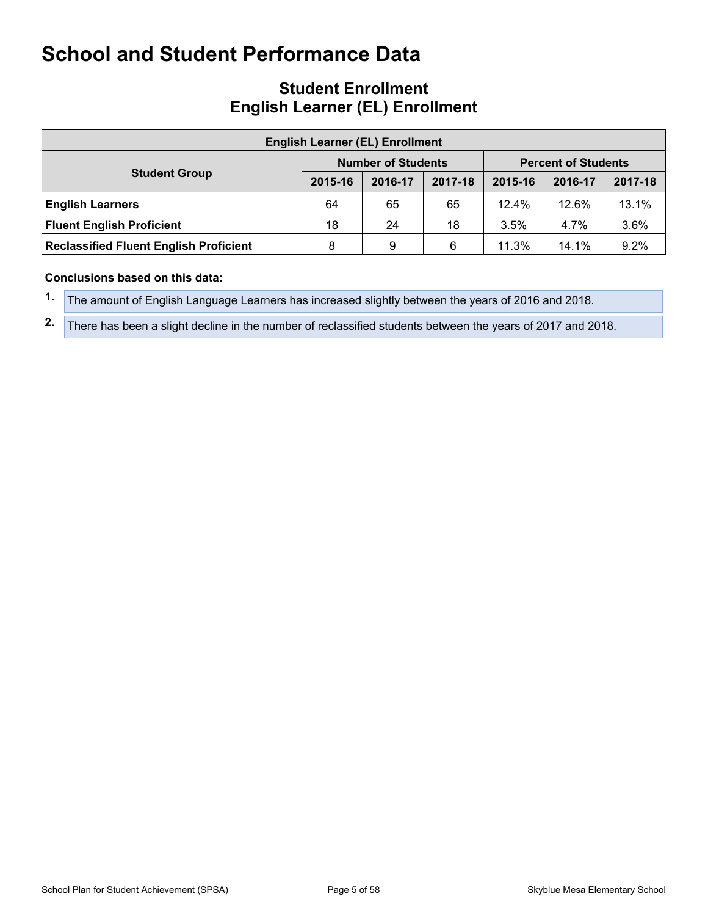# School and Student Performance Data

## Student Enrollment
## English Learner (EL) Enrollment

| English Learner (EL) Enrollment | | | | | | |
|---|---|---|---|---|---|---|
| **Student Group** | **Number of Students** | | | **Percent of Students** | | |
| | **2015-16** | **2016-17** | **2017-18** | **2015-16** | **2016-17** | **2017-18** |
| **English Learners** | 64 | 65 | 65 | 12.4% | 12.6% | 13.1% |
| **Fluent English Proficient** | 18 | 24 | 18 | 3.5% | 4.7% | 3.6% |
| **Reclassified Fluent English Proficient** | 8 | 9 | 6 | 11.3% | 14.1% | 9.2% |

**Conclusions based on this data:**

1. The amount of English Language Learners has increased slightly between the years of 2016 and 2018.
2. There has been a slight decline in the number of reclassified students between the years of 2017 and 2018.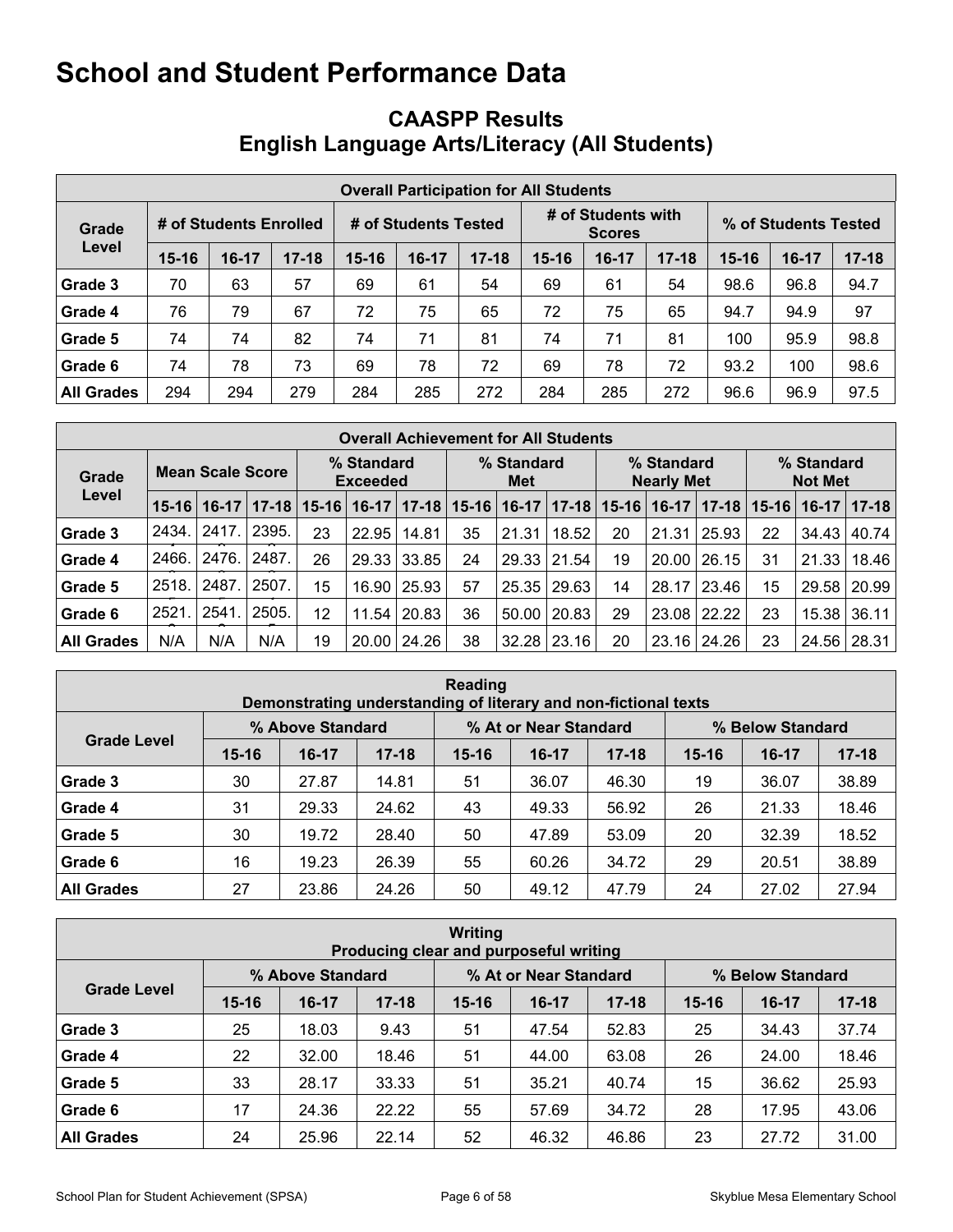# School and Student Performance Data

## CAASPP Results
## English Language Arts/Literacy (All Students)

| Overall Participation for All Students | | | | | | | | | | | | |
|---|---|---|---|---|---|---|---|---|---|---|---|---|
| Grade Level | # of Students Enrolled | | | # of Students Tested | | | # of Students with Scores | | | % of Students Tested | | |
| | 15-16 | 16-17 | 17-18 | 15-16 | 16-17 | 17-18 | 15-16 | 16-17 | 17-18 | 15-16 | 16-17 | 17-18 |
| Grade 3 | 70 | 63 | 57 | 69 | 61 | 54 | 69 | 61 | 54 | 98.6 | 96.8 | 94.7 |
| Grade 4 | 76 | 79 | 67 | 72 | 75 | 65 | 72 | 75 | 65 | 94.7 | 94.9 | 97 |
| Grade 5 | 74 | 74 | 82 | 74 | 71 | 81 | 74 | 71 | 81 | 100 | 95.9 | 98.8 |
| Grade 6 | 74 | 78 | 73 | 69 | 78 | 72 | 69 | 78 | 72 | 93.2 | 100 | 98.6 |
| All Grades | 294 | 294 | 279 | 284 | 285 | 272 | 284 | 285 | 272 | 96.6 | 96.9 | 97.5 |

| Overall Achievement for All Students | | | | | | | | | | | | | | | |
|---|---|---|---|---|---|---|---|---|---|---|---|---|---|---|---|
| Grade Level | Mean Scale Score | | | % Standard Exceeded | | | % Standard Met | | | % Standard Nearly Met | | | % Standard Not Met | | |
| | 15-16 | 16-17 | 17-18 | 15-16 | 16-17 | 17-18 | 15-16 | 16-17 | 17-18 | 15-16 | 16-17 | 17-18 | 15-16 | 16-17 | 17-18 |
| Grade 3 | 2434. | 2417. | 2395. | 23 | 22.95 | 14.81 | 35 | 21.31 | 18.52 | 20 | 21.31 | 25.93 | 22 | 34.43 | 40.74 |
| Grade 4 | 2466. | 2476. | 2487. | 26 | 29.33 | 33.85 | 24 | 29.33 | 21.54 | 19 | 20.00 | 26.15 | 31 | 21.33 | 18.46 |
| Grade 5 | 2518. | 2487. | 2507. | 15 | 16.90 | 25.93 | 57 | 25.35 | 29.63 | 14 | 28.17 | 23.46 | 15 | 29.58 | 20.99 |
| Grade 6 | 2521. | 2541. | 2505. | 12 | 11.54 | 20.83 | 36 | 50.00 | 20.83 | 29 | 23.08 | 22.22 | 23 | 15.38 | 36.11 |
| All Grades | N/A | N/A | N/A | 19 | 20.00 | 24.26 | 38 | 32.28 | 23.16 | 20 | 23.16 | 24.26 | 23 | 24.56 | 28.31 |

| Reading<br>Demonstrating understanding of literary and non-fictional texts | | | | | | | | | |
|---|---|---|---|---|---|---|---|---|---|
| Grade Level | % Above Standard | | | % At or Near Standard | | | % Below Standard | | |
| | 15-16 | 16-17 | 17-18 | 15-16 | 16-17 | 17-18 | 15-16 | 16-17 | 17-18 |
| Grade 3 | 30 | 27.87 | 14.81 | 51 | 36.07 | 46.30 | 19 | 36.07 | 38.89 |
| Grade 4 | 31 | 29.33 | 24.62 | 43 | 49.33 | 56.92 | 26 | 21.33 | 18.46 |
| Grade 5 | 30 | 19.72 | 28.40 | 50 | 47.89 | 53.09 | 20 | 32.39 | 18.52 |
| Grade 6 | 16 | 19.23 | 26.39 | 55 | 60.26 | 34.72 | 29 | 20.51 | 38.89 |
| All Grades | 27 | 23.86 | 24.26 | 50 | 49.12 | 47.79 | 24 | 27.02 | 27.94 |

| Writing<br>Producing clear and purposeful writing | | | | | | | | | |
|---|---|---|---|---|---|---|---|---|---|
| Grade Level | % Above Standard | | | % At or Near Standard | | | % Below Standard | | |
| | 15-16 | 16-17 | 17-18 | 15-16 | 16-17 | 17-18 | 15-16 | 16-17 | 17-18 |
| Grade 3 | 25 | 18.03 | 9.43 | 51 | 47.54 | 52.83 | 25 | 34.43 | 37.74 |
| Grade 4 | 22 | 32.00 | 18.46 | 51 | 44.00 | 63.08 | 26 | 24.00 | 18.46 |
| Grade 5 | 33 | 28.17 | 33.33 | 51 | 35.21 | 40.74 | 15 | 36.62 | 25.93 |
| Grade 6 | 17 | 24.36 | 22.22 | 55 | 57.69 | 34.72 | 28 | 17.95 | 43.06 |
| All Grades | 24 | 25.96 | 22.14 | 52 | 46.32 | 46.86 | 23 | 27.72 | 31.00 |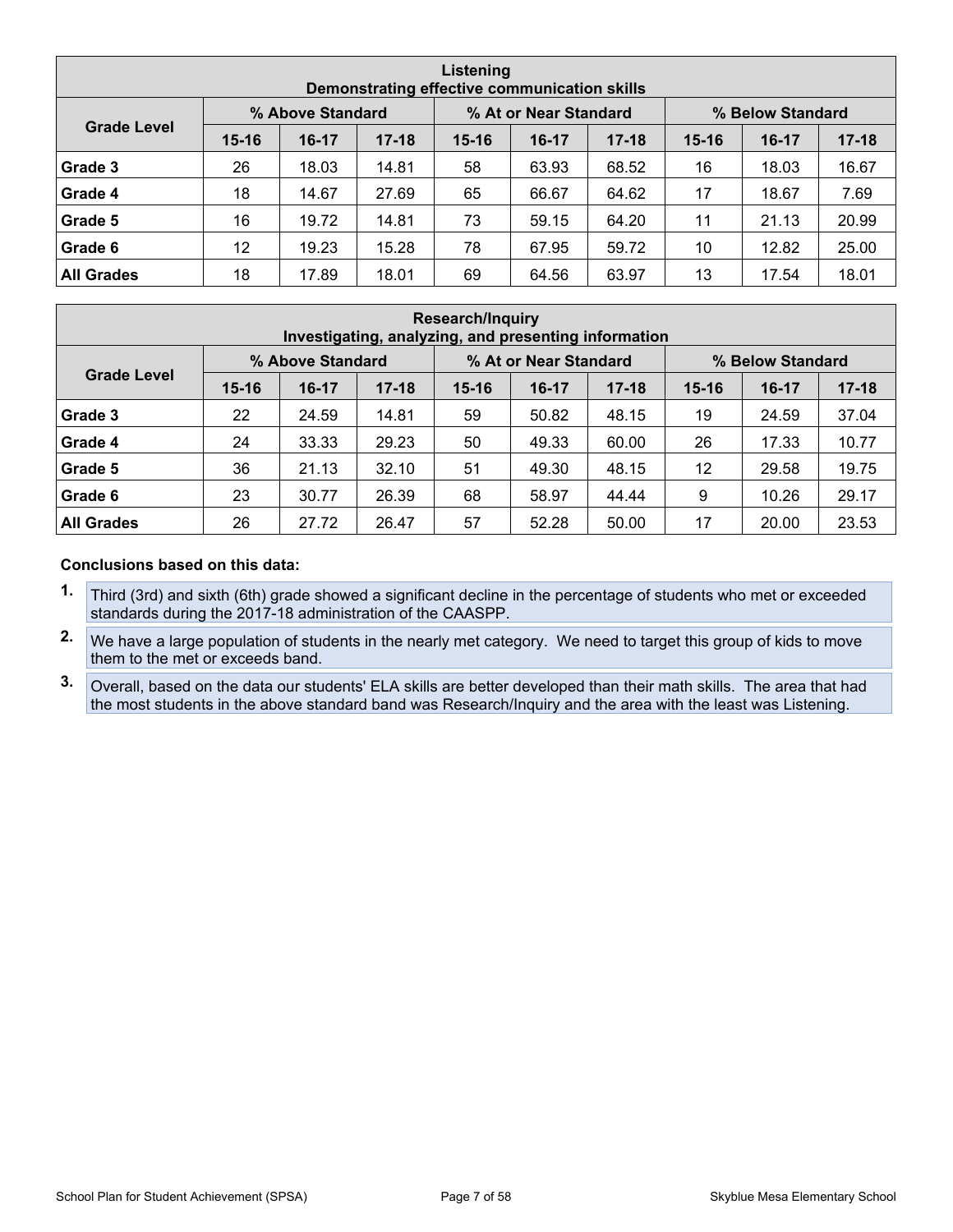| Listening<br>Demonstrating effective communication skills | | | | | | | | | |
|---|---|---|---|---|---|---|---|---|---|
| Grade Level | % Above Standard | | | % At or Near Standard | | | % Below Standard | | |
| | 15-16 | 16-17 | 17-18 | 15-16 | 16-17 | 17-18 | 15-16 | 16-17 | 17-18 |
| **Grade 3** | 26 | 18.03 | 14.81 | 58 | 63.93 | 68.52 | 16 | 18.03 | 16.67 |
| **Grade 4** | 18 | 14.67 | 27.69 | 65 | 66.67 | 64.62 | 17 | 18.67 | 7.69 |
| **Grade 5** | 16 | 19.72 | 14.81 | 73 | 59.15 | 64.20 | 11 | 21.13 | 20.99 |
| **Grade 6** | 12 | 19.23 | 15.28 | 78 | 67.95 | 59.72 | 10 | 12.82 | 25.00 |
| **All Grades** | 18 | 17.89 | 18.01 | 69 | 64.56 | 63.97 | 13 | 17.54 | 18.01 |

| Research/Inquiry<br>Investigating, analyzing, and presenting information | | | | | | | | | |
|---|---|---|---|---|---|---|---|---|---|
| Grade Level | % Above Standard | | | % At or Near Standard | | | % Below Standard | | |
| | 15-16 | 16-17 | 17-18 | 15-16 | 16-17 | 17-18 | 15-16 | 16-17 | 17-18 |
| **Grade 3** | 22 | 24.59 | 14.81 | 59 | 50.82 | 48.15 | 19 | 24.59 | 37.04 |
| **Grade 4** | 24 | 33.33 | 29.23 | 50 | 49.33 | 60.00 | 26 | 17.33 | 10.77 |
| **Grade 5** | 36 | 21.13 | 32.10 | 51 | 49.30 | 48.15 | 12 | 29.58 | 19.75 |
| **Grade 6** | 23 | 30.77 | 26.39 | 68 | 58.97 | 44.44 | 9 | 10.26 | 29.17 |
| **All Grades** | 26 | 27.72 | 26.47 | 57 | 52.28 | 50.00 | 17 | 20.00 | 23.53 |

**Conclusions based on this data:**

1. Third (3rd) and sixth (6th) grade showed a significant decline in the percentage of students who met or exceeded standards during the 2017-18 administration of the CAASPP.
2. We have a large population of students in the nearly met category. We need to target this group of kids to move them to the met or exceeds band.
3. Overall, based on the data our students' ELA skills are better developed than their math skills. The area that had the most students in the above standard band was Research/Inquiry and the area with the least was Listening.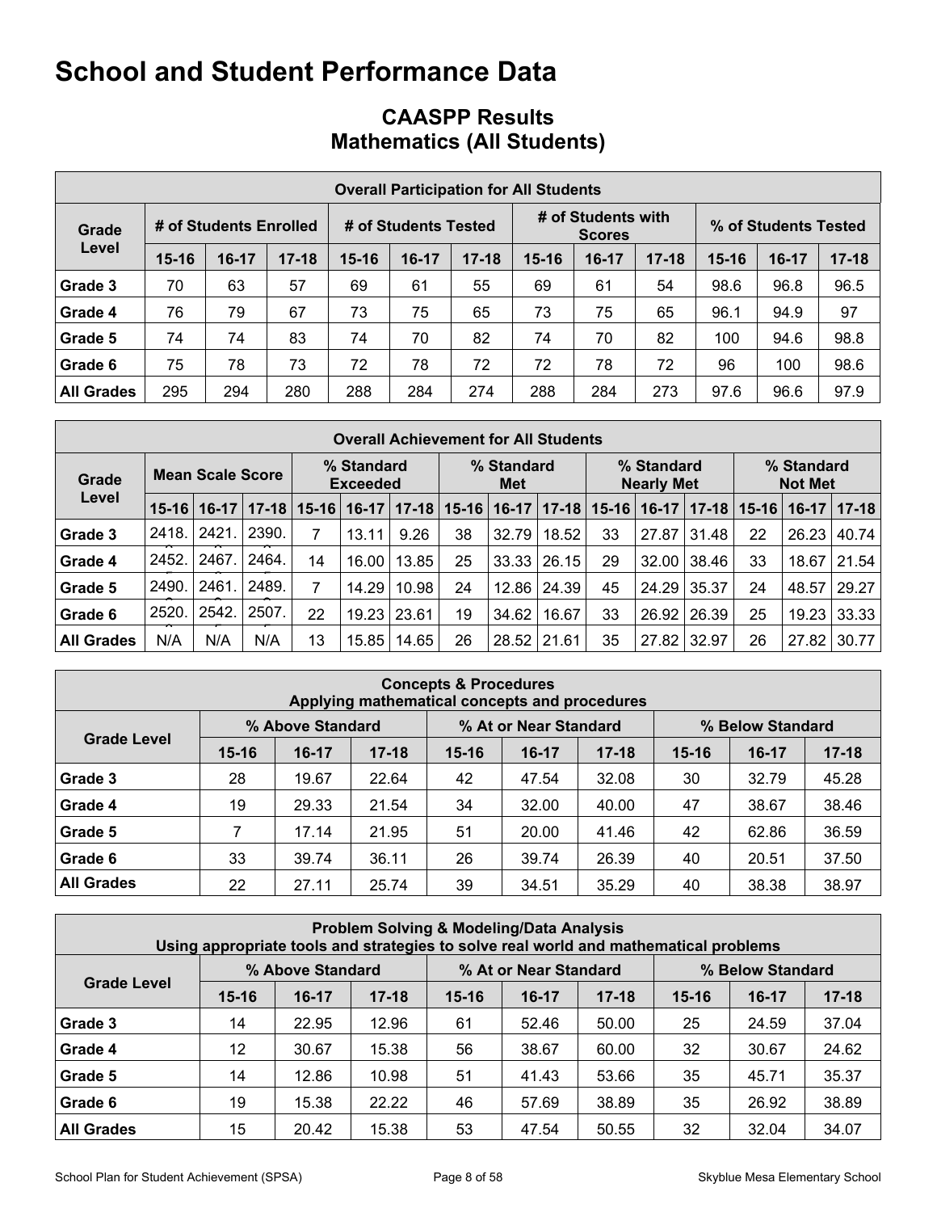# School and Student Performance Data

## CAASPP Results
## Mathematics (All Students)

| Overall Participation for All Students | | | | | | | | | | | | |
|---|---|---|---|---|---|---|---|---|---|---|---|---|
| Grade Level | # of Students Enrolled | | | # of Students Tested | | | # of Students with Scores | | | % of Students Tested | | |
| | 15-16 | 16-17 | 17-18 | 15-16 | 16-17 | 17-18 | 15-16 | 16-17 | 17-18 | 15-16 | 16-17 | 17-18 |
| Grade 3 | 70 | 63 | 57 | 69 | 61 | 55 | 69 | 61 | 54 | 98.6 | 96.8 | 96.5 |
| Grade 4 | 76 | 79 | 67 | 73 | 75 | 65 | 73 | 75 | 65 | 96.1 | 94.9 | 97 |
| Grade 5 | 74 | 74 | 83 | 74 | 70 | 82 | 74 | 70 | 82 | 100 | 94.6 | 98.8 |
| Grade 6 | 75 | 78 | 73 | 72 | 78 | 72 | 72 | 78 | 72 | 96 | 100 | 98.6 |
| All Grades | 295 | 294 | 280 | 288 | 284 | 274 | 288 | 284 | 273 | 97.6 | 96.6 | 97.9 |

| Overall Achievement for All Students | | | | | | | | | | | | | | | |
|---|---|---|---|---|---|---|---|---|---|---|---|---|---|---|---|
| Grade Level | Mean Scale Score | | | % Standard Exceeded | | | % Standard Met | | | % Standard Nearly Met | | | % Standard Not Met | | |
| | 15-16 | 16-17 | 17-18 | 15-16 | 16-17 | 17-18 | 15-16 | 16-17 | 17-18 | 15-16 | 16-17 | 17-18 | 15-16 | 16-17 | 17-18 |
| Grade 3 | 2418. | 2421. | 2390. | 7 | 13.11 | 9.26 | 38 | 32.79 | 18.52 | 33 | 27.87 | 31.48 | 22 | 26.23 | 40.74 |
| Grade 4 | 2452. | 2467. | 2464. | 14 | 16.00 | 13.85 | 25 | 33.33 | 26.15 | 29 | 32.00 | 38.46 | 33 | 18.67 | 21.54 |
| Grade 5 | 2490. | 2461. | 2489. | 7 | 14.29 | 10.98 | 24 | 12.86 | 24.39 | 45 | 24.29 | 35.37 | 24 | 48.57 | 29.27 |
| Grade 6 | 2520. | 2542. | 2507. | 22 | 19.23 | 23.61 | 19 | 34.62 | 16.67 | 33 | 26.92 | 26.39 | 25 | 19.23 | 33.33 |
| All Grades | N/A | N/A | N/A | 13 | 15.85 | 14.65 | 26 | 28.52 | 21.61 | 35 | 27.82 | 32.97 | 26 | 27.82 | 30.77 |

| Concepts & Procedures<br>Applying mathematical concepts and procedures | | | | | | | | | |
|---|---|---|---|---|---|---|---|---|---|
| Grade Level | % Above Standard | | | % At or Near Standard | | | % Below Standard | | |
| | 15-16 | 16-17 | 17-18 | 15-16 | 16-17 | 17-18 | 15-16 | 16-17 | 17-18 |
| Grade 3 | 28 | 19.67 | 22.64 | 42 | 47.54 | 32.08 | 30 | 32.79 | 45.28 |
| Grade 4 | 19 | 29.33 | 21.54 | 34 | 32.00 | 40.00 | 47 | 38.67 | 38.46 |
| Grade 5 | 7 | 17.14 | 21.95 | 51 | 20.00 | 41.46 | 42 | 62.86 | 36.59 |
| Grade 6 | 33 | 39.74 | 36.11 | 26 | 39.74 | 26.39 | 40 | 20.51 | 37.50 |
| All Grades | 22 | 27.11 | 25.74 | 39 | 34.51 | 35.29 | 40 | 38.38 | 38.97 |

| Problem Solving & Modeling/Data Analysis<br>Using appropriate tools and strategies to solve real world and mathematical problems | | | | | | | | | |
|---|---|---|---|---|---|---|---|---|---|
| Grade Level | % Above Standard | | | % At or Near Standard | | | % Below Standard | | |
| | 15-16 | 16-17 | 17-18 | 15-16 | 16-17 | 17-18 | 15-16 | 16-17 | 17-18 |
| Grade 3 | 14 | 22.95 | 12.96 | 61 | 52.46 | 50.00 | 25 | 24.59 | 37.04 |
| Grade 4 | 12 | 30.67 | 15.38 | 56 | 38.67 | 60.00 | 32 | 30.67 | 24.62 |
| Grade 5 | 14 | 12.86 | 10.98 | 51 | 41.43 | 53.66 | 35 | 45.71 | 35.37 |
| Grade 6 | 19 | 15.38 | 22.22 | 46 | 57.69 | 38.89 | 35 | 26.92 | 38.89 |
| All Grades | 15 | 20.42 | 15.38 | 53 | 47.54 | 50.55 | 32 | 32.04 | 34.07 |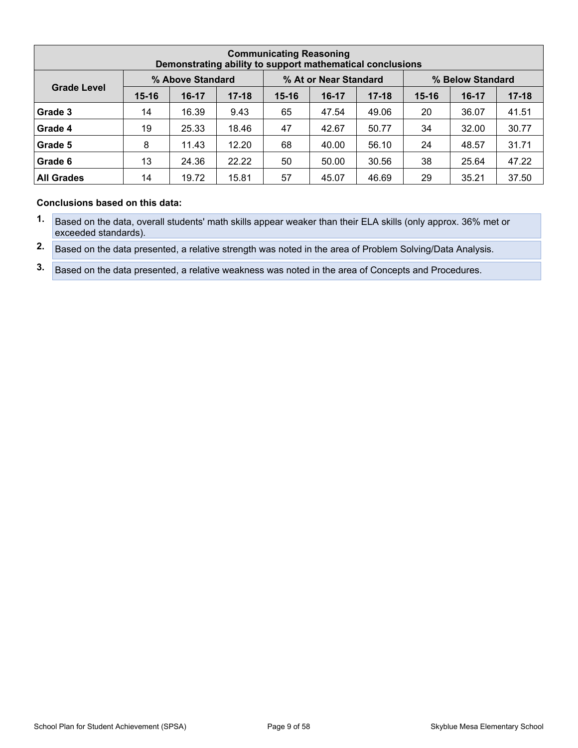| Communicating Reasoning<br>Demonstrating ability to support mathematical conclusions | | | | | | | | | |
|---|---|---|---|---|---|---|---|---|---|
| Grade Level | % Above Standard | | | % At or Near Standard | | | % Below Standard | | |
| | 15-16 | 16-17 | 17-18 | 15-16 | 16-17 | 17-18 | 15-16 | 16-17 | 17-18 |
| **Grade 3** | 14 | 16.39 | 9.43 | 65 | 47.54 | 49.06 | 20 | 36.07 | 41.51 |
| **Grade 4** | 19 | 25.33 | 18.46 | 47 | 42.67 | 50.77 | 34 | 32.00 | 30.77 |
| **Grade 5** | 8 | 11.43 | 12.20 | 68 | 40.00 | 56.10 | 24 | 48.57 | 31.71 |
| **Grade 6** | 13 | 24.36 | 22.22 | 50 | 50.00 | 30.56 | 38 | 25.64 | 47.22 |
| **All Grades** | 14 | 19.72 | 15.81 | 57 | 45.07 | 46.69 | 29 | 35.21 | 37.50 |

**Conclusions based on this data:**

1. Based on the data, overall students' math skills appear weaker than their ELA skills (only approx. 36% met or exceeded standards).
2. Based on the data presented, a relative strength was noted in the area of Problem Solving/Data Analysis.
3. Based on the data presented, a relative weakness was noted in the area of Concepts and Procedures.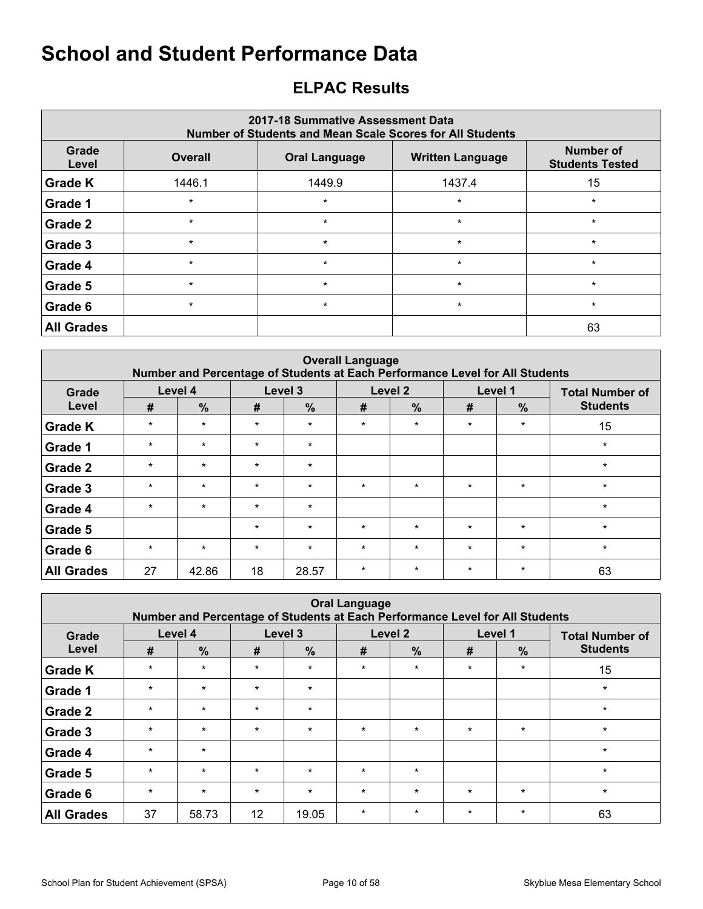# School and Student Performance Data

## ELPAC Results

| 2017-18 Summative Assessment Data<br>Number of Students and Mean Scale Scores for All Students | | | | |
|---|---|---|---|---|
| **Grade Level** | **Overall** | **Oral Language** | **Written Language** | **Number of Students Tested** |
| **Grade K** | 1446.1 | 1449.9 | 1437.4 | 15 |
| **Grade 1** | * | * | * | * |
| **Grade 2** | * | * | * | * |
| **Grade 3** | * | * | * | * |
| **Grade 4** | * | * | * | * |
| **Grade 5** | * | * | * | * |
| **Grade 6** | * | * | * | * |
| **All Grades** | | | | 63 |

| Overall Language<br>Number and Percentage of Students at Each Performance Level for All Students | | | | | | | | | |
|---|---|---|---|---|---|---|---|---|---|
| **Grade Level** | **Level 4** | | **Level 3** | | **Level 2** | | **Level 1** | | **Total Number of Students** |
| | **#** | **%** | **#** | **%** | **#** | **%** | **#** | **%** | |
| **Grade K** | * | * | * | * | * | * | * | * | 15 |
| **Grade 1** | * | * | * | * | | | | | * |
| **Grade 2** | * | * | * | * | | | | | * |
| **Grade 3** | * | * | * | * | * | * | * | * | * |
| **Grade 4** | * | * | * | * | | | | | * |
| **Grade 5** | | | * | * | * | * | * | * | * |
| **Grade 6** | * | * | * | * | * | * | * | * | * |
| **All Grades** | 27 | 42.86 | 18 | 28.57 | * | * | * | * | 63 |

| Oral Language<br>Number and Percentage of Students at Each Performance Level for All Students | | | | | | | | | |
|---|---|---|---|---|---|---|---|---|---|
| **Grade Level** | **Level 4** | | **Level 3** | | **Level 2** | | **Level 1** | | **Total Number of Students** |
| | **#** | **%** | **#** | **%** | **#** | **%** | **#** | **%** | |
| **Grade K** | * | * | * | * | * | * | * | * | 15 |
| **Grade 1** | * | * | * | * | | | | | * |
| **Grade 2** | * | * | * | * | | | | | * |
| **Grade 3** | * | * | * | * | * | * | * | * | * |
| **Grade 4** | * | * | | | | | | | * |
| **Grade 5** | * | * | * | * | * | * | | | * |
| **Grade 6** | * | * | * | * | * | * | * | * | * |
| **All Grades** | 37 | 58.73 | 12 | 19.05 | * | * | * | * | 63 |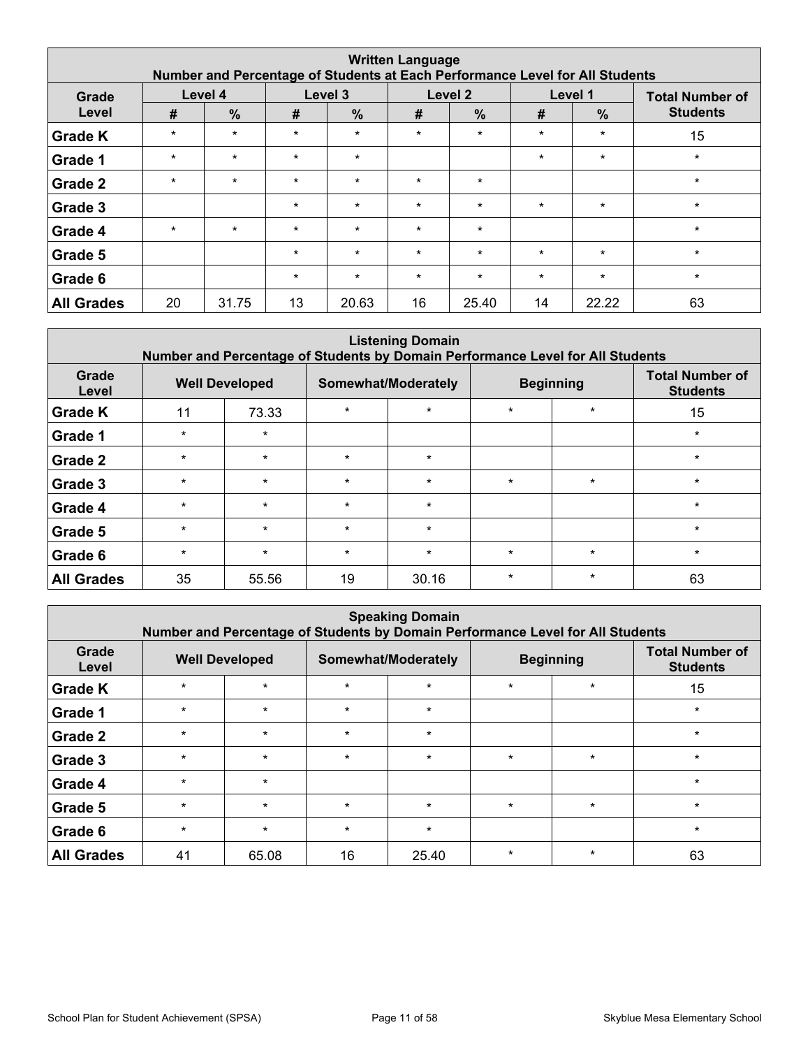| Written Language<br>Number and Percentage of Students at Each Performance Level for All Students | | | | | | | | | |
|---|---|---|---|---|---|---|---|---|---|
| Grade Level | Level 4 | | Level 3 | | Level 2 | | Level 1 | | Total Number of Students |
| | # | % | # | % | # | % | # | % | |
| Grade K | * | * | * | * | * | * | * | * | 15 |
| Grade 1 | * | * | * | * | | | * | * | * |
| Grade 2 | * | * | * | * | * | * | | | * |
| Grade 3 | | | * | * | * | * | * | * | * |
| Grade 4 | * | * | * | * | * | * | | | * |
| Grade 5 | | | * | * | * | * | * | * | * |
| Grade 6 | | | * | * | * | * | * | * | * |
| All Grades | 20 | 31.75 | 13 | 20.63 | 16 | 25.40 | 14 | 22.22 | 63 |

| Listening Domain<br>Number and Percentage of Students by Domain Performance Level for All Students | | | | | | | |
|---|---|---|---|---|---|---|---|
| Grade Level | Well Developed | | Somewhat/Moderately | | Beginning | | Total Number of Students |
| Grade K | 11 | 73.33 | * | * | * | * | 15 |
| Grade 1 | * | * | | | | | * |
| Grade 2 | * | * | * | * | | | * |
| Grade 3 | * | * | * | * | * | * | * |
| Grade 4 | * | * | * | * | | | * |
| Grade 5 | * | * | * | * | | | * |
| Grade 6 | * | * | * | * | * | * | * |
| All Grades | 35 | 55.56 | 19 | 30.16 | * | * | 63 |

| Speaking Domain<br>Number and Percentage of Students by Domain Performance Level for All Students | | | | | | | |
|---|---|---|---|---|---|---|---|
| Grade Level | Well Developed | | Somewhat/Moderately | | Beginning | | Total Number of Students |
| Grade K | * | * | * | * | * | * | 15 |
| Grade 1 | * | * | * | * | | | * |
| Grade 2 | * | * | * | * | | | * |
| Grade 3 | * | * | * | * | * | * | * |
| Grade 4 | * | * | | | | | * |
| Grade 5 | * | * | * | * | * | * | * |
| Grade 6 | * | * | * | * | | | * |
| All Grades | 41 | 65.08 | 16 | 25.40 | * | * | 63 |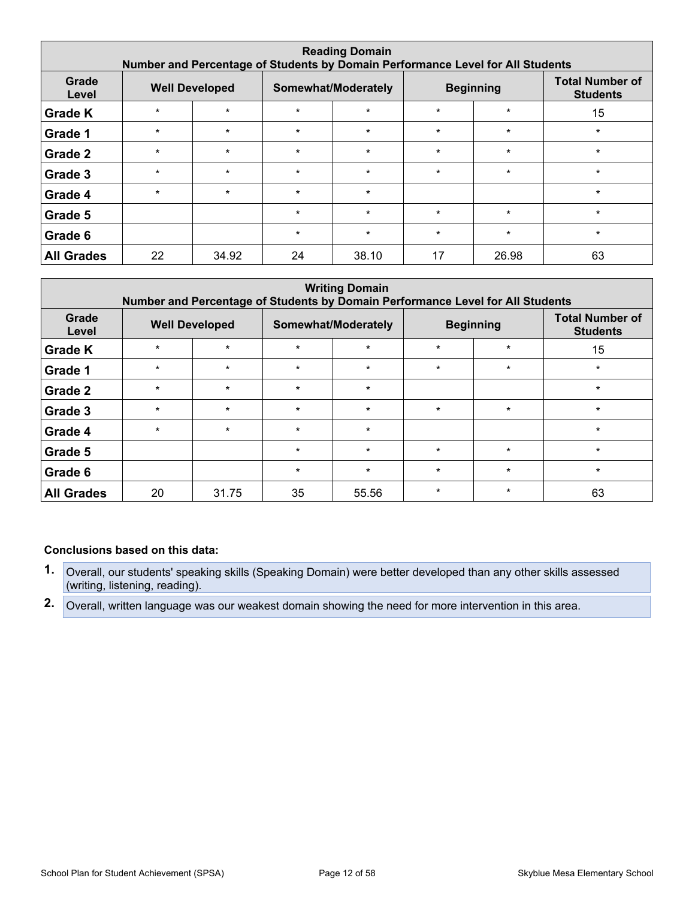| Reading Domain<br>Number and Percentage of Students by Domain Performance Level for All Students | | | | | | | |
|---|---|---|---|---|---|---|---|
| **Grade Level** | **Well Developed** | | **Somewhat/Moderately** | | **Beginning** | | **Total Number of Students** |
| **Grade K** | * | * | * | * | * | * | 15 |
| **Grade 1** | * | * | * | * | * | * | * |
| **Grade 2** | * | * | * | * | * | * | * |
| **Grade 3** | * | * | * | * | * | * | * |
| **Grade 4** | * | * | * | * | | | * |
| **Grade 5** | | | * | * | * | * | * |
| **Grade 6** | | | * | * | * | * | * |
| **All Grades** | 22 | 34.92 | 24 | 38.10 | 17 | 26.98 | 63 |

| Writing Domain<br>Number and Percentage of Students by Domain Performance Level for All Students | | | | | | | |
|---|---|---|---|---|---|---|---|
| **Grade Level** | **Well Developed** | | **Somewhat/Moderately** | | **Beginning** | | **Total Number of Students** |
| **Grade K** | * | * | * | * | * | * | 15 |
| **Grade 1** | * | * | * | * | * | * | * |
| **Grade 2** | * | * | * | * | | | * |
| **Grade 3** | * | * | * | * | * | * | * |
| **Grade 4** | * | * | * | * | | | * |
| **Grade 5** | | | * | * | * | * | * |
| **Grade 6** | | | * | * | * | * | * |
| **All Grades** | 20 | 31.75 | 35 | 55.56 | * | * | 63 |

**Conclusions based on this data:**

1. Overall, our students' speaking skills (Speaking Domain) were better developed than any other skills assessed (writing, listening, reading).
2. Overall, written language was our weakest domain showing the need for more intervention in this area.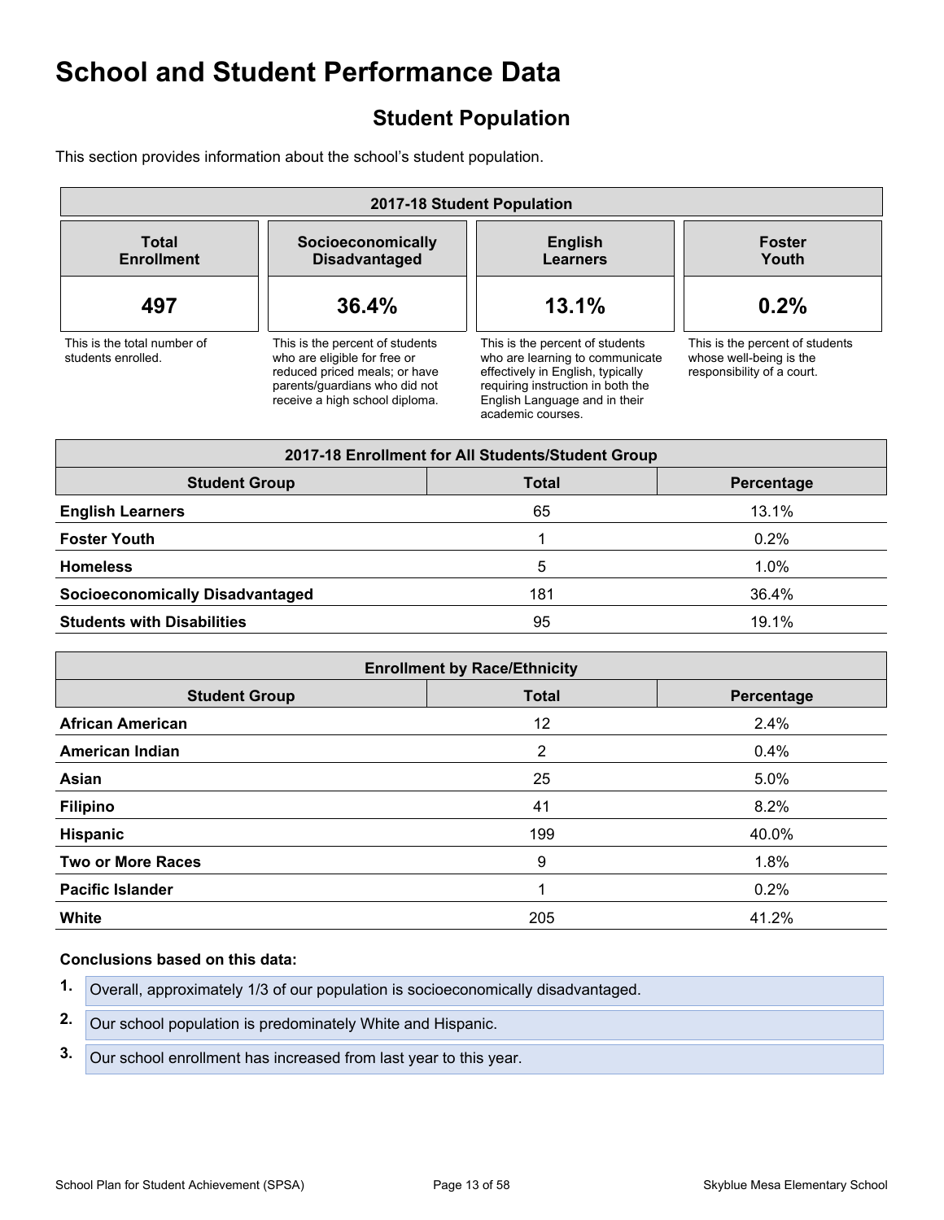# School and Student Performance Data

## Student Population

This section provides information about the school's student population.

| 2017-18 Student Population | | | |
|---|---|---|---|
| **Total Enrollment** | **Socioeconomically Disadvantaged** | **English Learners** | **Foster Youth** |
| **497** | **36.4%** | **13.1%** | **0.2%** |
| This is the total number of students enrolled. | This is the percent of students who are eligible for free or reduced priced meals; or have parents/guardians who did not receive a high school diploma. | This is the percent of students who are learning to communicate effectively in English, typically requiring instruction in both the English Language and in their academic courses. | This is the percent of students whose well-being is the responsibility of a court. |

| 2017-18 Enrollment for All Students/Student Group | | |
|---|---|---|
| **Student Group** | **Total** | **Percentage** |
| **English Learners** | 65 | 13.1% |
| **Foster Youth** | 1 | 0.2% |
| **Homeless** | 5 | 1.0% |
| **Socioeconomically Disadvantaged** | 181 | 36.4% |
| **Students with Disabilities** | 95 | 19.1% |

| Enrollment by Race/Ethnicity | | |
|---|---|---|
| **Student Group** | **Total** | **Percentage** |
| **African American** | 12 | 2.4% |
| **American Indian** | 2 | 0.4% |
| **Asian** | 25 | 5.0% |
| **Filipino** | 41 | 8.2% |
| **Hispanic** | 199 | 40.0% |
| **Two or More Races** | 9 | 1.8% |
| **Pacific Islander** | 1 | 0.2% |
| **White** | 205 | 41.2% |

**Conclusions based on this data:**

1. Overall, approximately 1/3 of our population is socioeconomically disadvantaged.
2. Our school population is predominately White and Hispanic.
3. Our school enrollment has increased from last year to this year.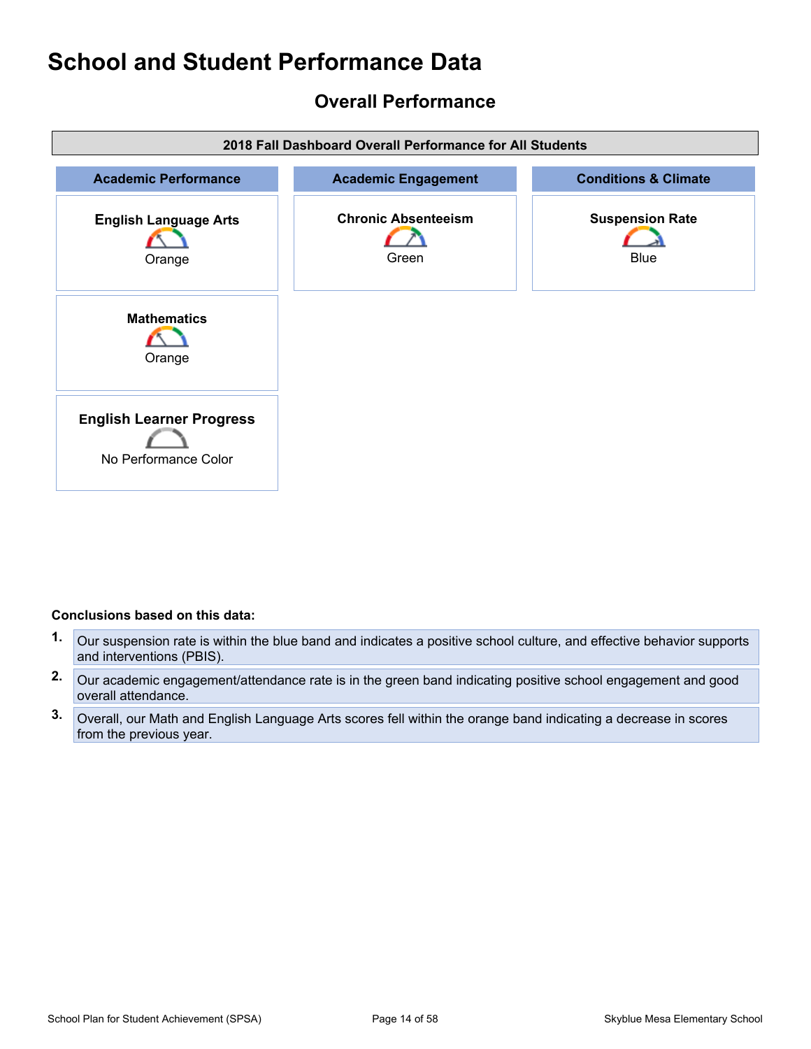# School and Student Performance Data

## Overall Performance

| 2018 Fall Dashboard Overall Performance for All Students | | |
|---|---|---|
| **Academic Performance** | **Academic Engagement** | **Conditions & Climate** |
| **English Language Arts** Orange | **Chronic Absenteeism** Green | **Suspension Rate** Blue |
| **Mathematics** Orange | | |
| **English Learner Progress** No Performance Color | | |

**Conclusions based on this data:**

1. Our suspension rate is within the blue band and indicates a positive school culture, and effective behavior supports and interventions (PBIS).
2. Our academic engagement/attendance rate is in the green band indicating positive school engagement and good overall attendance.
3. Overall, our Math and English Language Arts scores fell within the orange band indicating a decrease in scores from the previous year.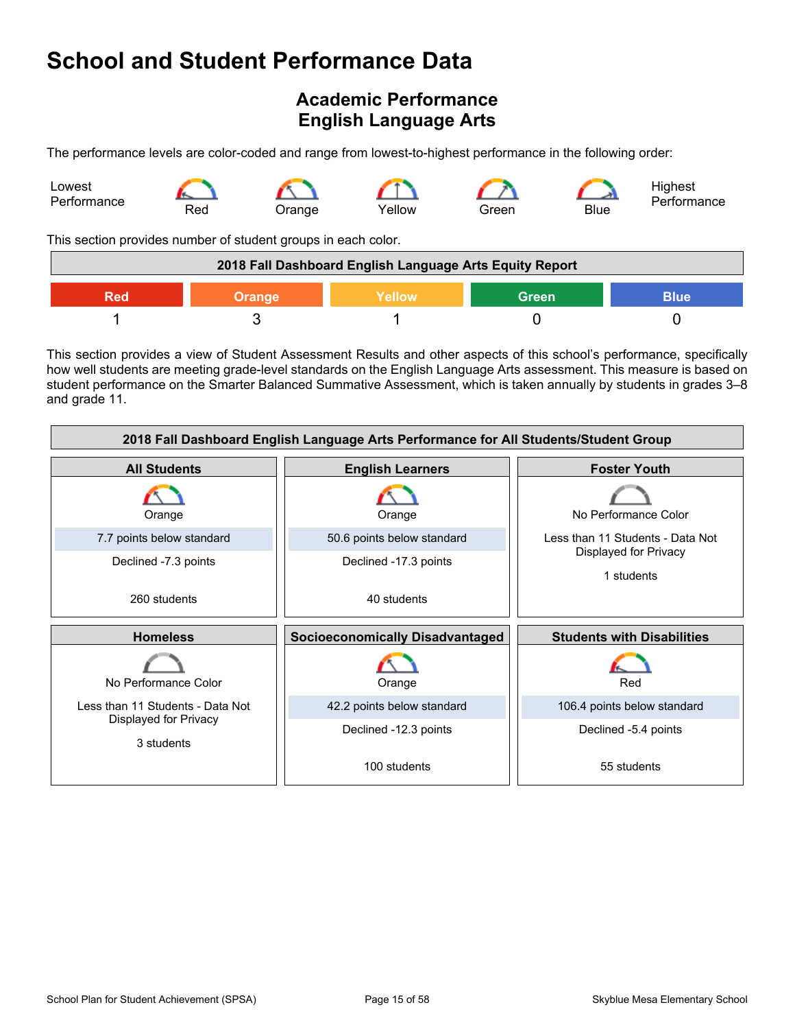# School and Student Performance Data

## Academic Performance
## English Language Arts

The performance levels are color-coded and range from lowest-to-highest performance in the following order:

Lowest Performance — Red — Orange — Yellow — Green — Blue — Highest Performance

This section provides number of student groups in each color.

| 2018 Fall Dashboard English Language Arts Equity Report | | | | |
|---|---|---|---|---|
| Red | Orange | Yellow | Green | Blue |
| 1 | 3 | 1 | 0 | 0 |

This section provides a view of Student Assessment Results and other aspects of this school's performance, specifically how well students are meeting grade-level standards on the English Language Arts assessment. This measure is based on student performance on the Smarter Balanced Summative Assessment, which is taken annually by students in grades 3–8 and grade 11.

| 2018 Fall Dashboard English Language Arts Performance for All Students/Student Group | | |
|---|---|---|
| **All Students** | **English Learners** | **Foster Youth** |
| Orange<br>7.7 points below standard<br>Declined -7.3 points<br>260 students | Orange<br>50.6 points below standard<br>Declined -17.3 points<br>40 students | No Performance Color<br>Less than 11 Students - Data Not Displayed for Privacy<br>1 students |
| **Homeless** | **Socioeconomically Disadvantaged** | **Students with Disabilities** |
| No Performance Color<br>Less than 11 Students - Data Not Displayed for Privacy<br>3 students | Orange<br>42.2 points below standard<br>Declined -12.3 points<br>100 students | Red<br>106.4 points below standard<br>Declined -5.4 points<br>55 students |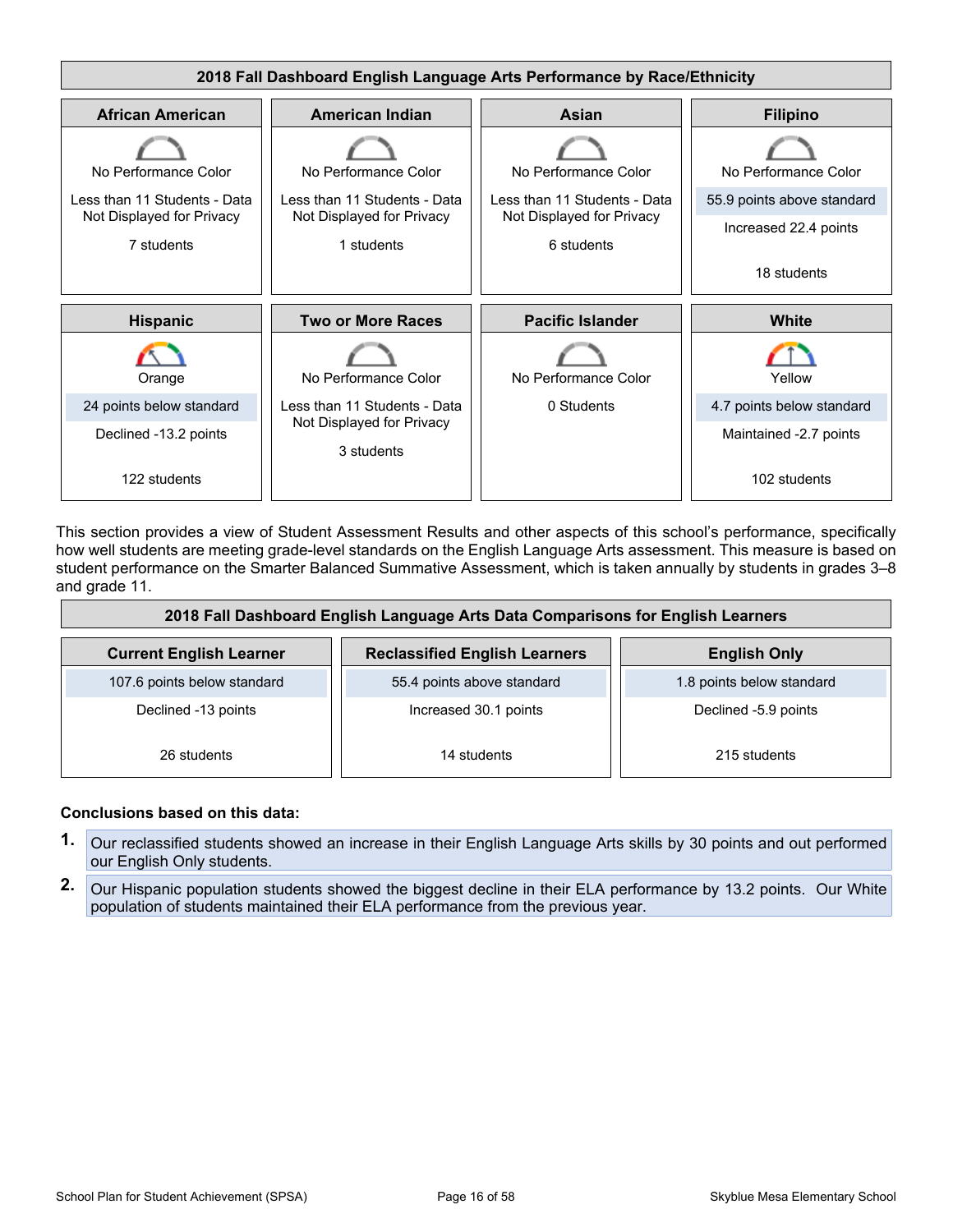## 2018 Fall Dashboard English Language Arts Performance by Race/Ethnicity

| African American | American Indian | Asian | Filipino |
|---|---|---|---|
| No Performance Color | No Performance Color | No Performance Color | No Performance Color |
| Less than 11 Students - Data Not Displayed for Privacy | Less than 11 Students - Data Not Displayed for Privacy | Less than 11 Students - Data Not Displayed for Privacy | 55.9 points above standard |
| | | | Increased 22.4 points |
| 7 students | 1 students | 6 students | 18 students |

| Hispanic | Two or More Races | Pacific Islander | White |
|---|---|---|---|
| Orange | No Performance Color | No Performance Color | Yellow |
| 24 points below standard | Less than 11 Students - Data Not Displayed for Privacy | 0 Students | 4.7 points below standard |
| Declined -13.2 points | | | Maintained -2.7 points |
| 122 students | 3 students | | 102 students |

This section provides a view of Student Assessment Results and other aspects of this school's performance, specifically how well students are meeting grade-level standards on the English Language Arts assessment. This measure is based on student performance on the Smarter Balanced Summative Assessment, which is taken annually by students in grades 3–8 and grade 11.

## 2018 Fall Dashboard English Language Arts Data Comparisons for English Learners

| Current English Learner | Reclassified English Learners | English Only |
|---|---|---|
| 107.6 points below standard | 55.4 points above standard | 1.8 points below standard |
| Declined -13 points | Increased 30.1 points | Declined -5.9 points |
| 26 students | 14 students | 215 students |

**Conclusions based on this data:**

1. Our reclassified students showed an increase in their English Language Arts skills by 30 points and out performed our English Only students.
2. Our Hispanic population students showed the biggest decline in their ELA performance by 13.2 points. Our White population of students maintained their ELA performance from the previous year.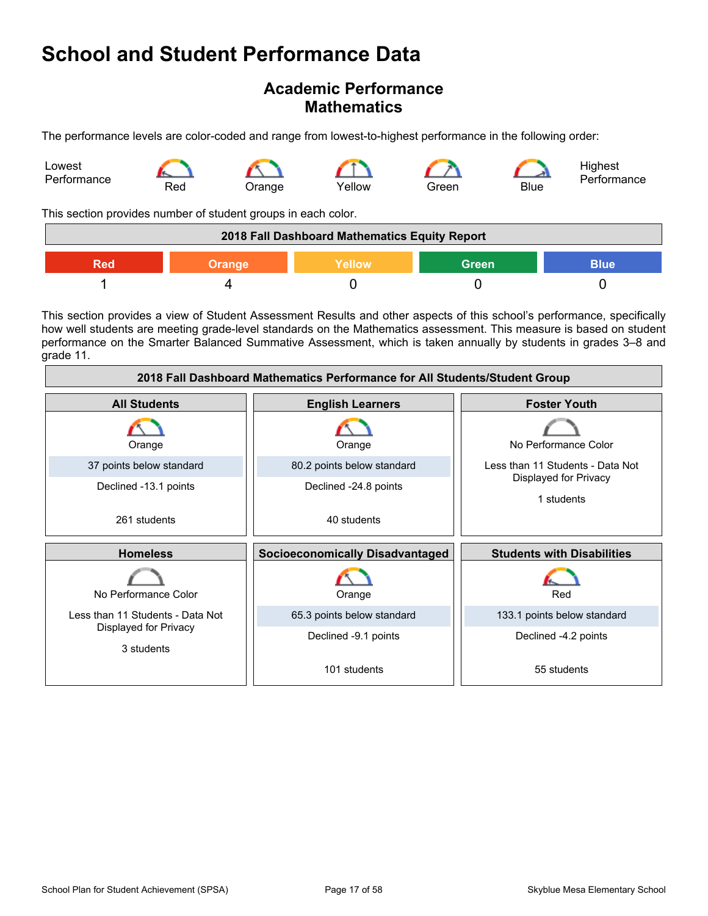# School and Student Performance Data

## Academic Performance
## Mathematics

The performance levels are color-coded and range from lowest-to-highest performance in the following order:

Lowest Performance — Red — Orange — Yellow — Green — Blue — Highest Performance

This section provides number of student groups in each color.

| 2018 Fall Dashboard Mathematics Equity Report | | | | |
|---|---|---|---|---|
| Red | Orange | Yellow | Green | Blue |
| 1 | 4 | 0 | 0 | 0 |

This section provides a view of Student Assessment Results and other aspects of this school's performance, specifically how well students are meeting grade-level standards on the Mathematics assessment. This measure is based on student performance on the Smarter Balanced Summative Assessment, which is taken annually by students in grades 3–8 and grade 11.

| 2018 Fall Dashboard Mathematics Performance for All Students/Student Group | | |
|---|---|---|
| **All Students** | **English Learners** | **Foster Youth** |
| Orange | Orange | No Performance Color |
| 37 points below standard | 80.2 points below standard | Less than 11 Students - Data Not Displayed for Privacy |
| Declined -13.1 points | Declined -24.8 points | 1 students |
| 261 students | 40 students | |
| **Homeless** | **Socioeconomically Disadvantaged** | **Students with Disabilities** |
| No Performance Color | Orange | Red |
| Less than 11 Students - Data Not Displayed for Privacy | 65.3 points below standard | 133.1 points below standard |
| 3 students | Declined -9.1 points | Declined -4.2 points |
| | 101 students | 55 students |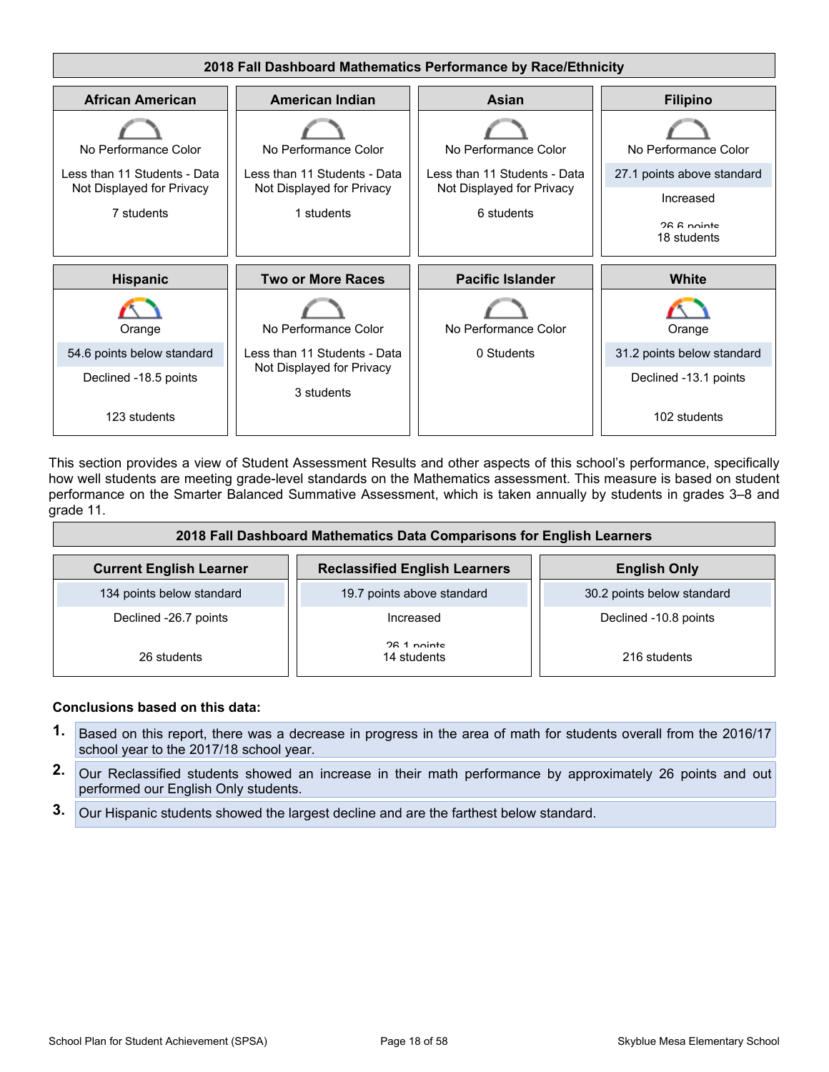## 2018 Fall Dashboard Mathematics Performance by Race/Ethnicity

| African American | American Indian | Asian | Filipino |
|---|---|---|---|
| No Performance Color | No Performance Color | No Performance Color | No Performance Color |
| Less than 11 Students - Data Not Displayed for Privacy | Less than 11 Students - Data Not Displayed for Privacy | Less than 11 Students - Data Not Displayed for Privacy | 27.1 points above standard |
| | | | Increased 26.6 points |
| 7 students | 1 students | 6 students | 18 students |

| Hispanic | Two or More Races | Pacific Islander | White |
|---|---|---|---|
| Orange | No Performance Color | No Performance Color | Orange |
| 54.6 points below standard | Less than 11 Students - Data Not Displayed for Privacy | 0 Students | 31.2 points below standard |
| Declined -18.5 points | | | Declined -13.1 points |
| 123 students | 3 students | | 102 students |

This section provides a view of Student Assessment Results and other aspects of this school's performance, specifically how well students are meeting grade-level standards on the Mathematics assessment. This measure is based on student performance on the Smarter Balanced Summative Assessment, which is taken annually by students in grades 3–8 and grade 11.

## 2018 Fall Dashboard Mathematics Data Comparisons for English Learners

| Current English Learner | Reclassified English Learners | English Only |
|---|---|---|
| 134 points below standard | 19.7 points above standard | 30.2 points below standard |
| Declined -26.7 points | Increased 26.1 points | Declined -10.8 points |
| 26 students | 14 students | 216 students |

**Conclusions based on this data:**

1. Based on this report, there was a decrease in progress in the area of math for students overall from the 2016/17 school year to the 2017/18 school year.
2. Our Reclassified students showed an increase in their math performance by approximately 26 points and out performed our English Only students.
3. Our Hispanic students showed the largest decline and are the farthest below standard.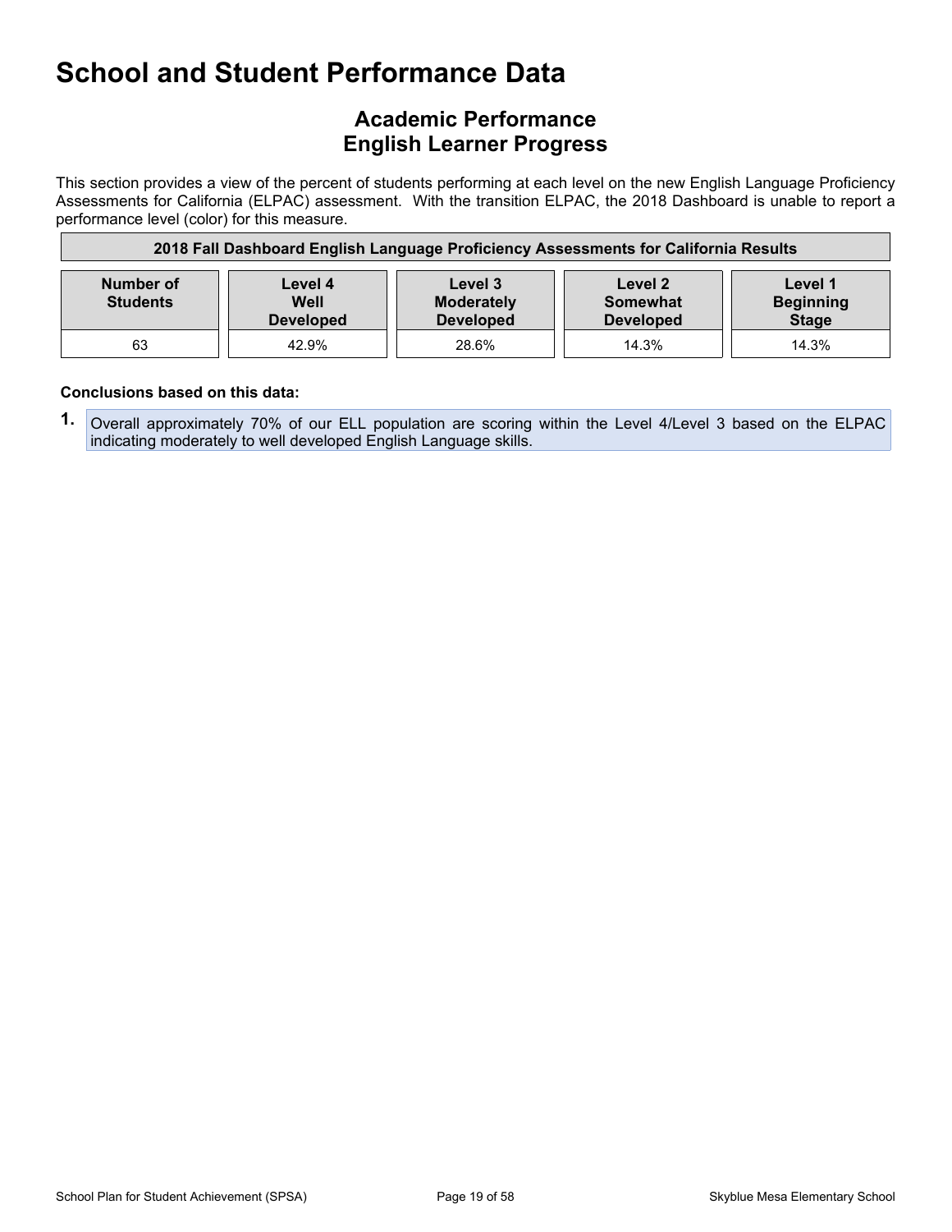# School and Student Performance Data

## Academic Performance
## English Learner Progress

This section provides a view of the percent of students performing at each level on the new English Language Proficiency Assessments for California (ELPAC) assessment. With the transition ELPAC, the 2018 Dashboard is unable to report a performance level (color) for this measure.

**2018 Fall Dashboard English Language Proficiency Assessments for California Results**

| Number of Students | Level 4 Well Developed | Level 3 Moderately Developed | Level 2 Somewhat Developed | Level 1 Beginning Stage |
|---|---|---|---|---|
| 63 | 42.9% | 28.6% | 14.3% | 14.3% |

**Conclusions based on this data:**

1. Overall approximately 70% of our ELL population are scoring within the Level 4/Level 3 based on the ELPAC indicating moderately to well developed English Language skills.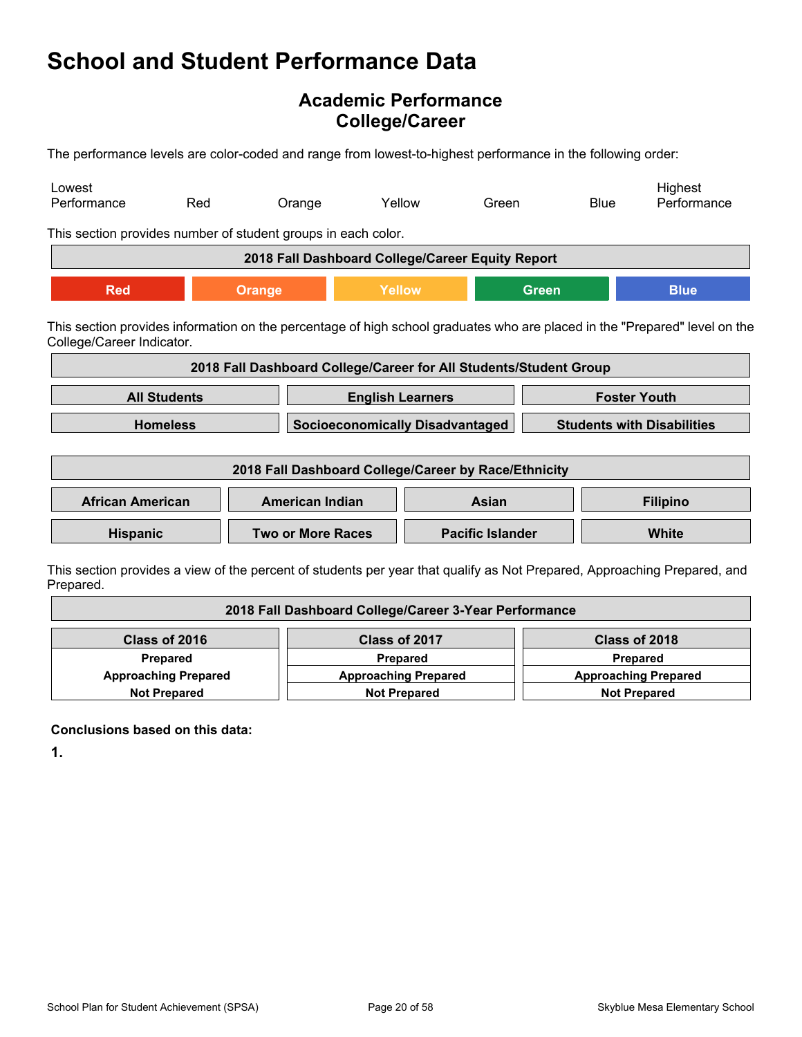# School and Student Performance Data

## Academic Performance
## College/Career

The performance levels are color-coded and range from lowest-to-highest performance in the following order:

Lowest Performance | Red | Orange | Yellow | Green | Blue | Highest Performance

This section provides number of student groups in each color.

| 2018 Fall Dashboard College/Career Equity Report | | | | |
|---|---|---|---|---|
| Red | Orange | Yellow | Green | Blue |

This section provides information on the percentage of high school graduates who are placed in the "Prepared" level on the College/Career Indicator.

| 2018 Fall Dashboard College/Career for All Students/Student Group | | |
|---|---|---|
| All Students | English Learners | Foster Youth |
| Homeless | Socioeconomically Disadvantaged | Students with Disabilities |

| 2018 Fall Dashboard College/Career by Race/Ethnicity | | | |
|---|---|---|---|
| African American | American Indian | Asian | Filipino |
| Hispanic | Two or More Races | Pacific Islander | White |

This section provides a view of the percent of students per year that qualify as Not Prepared, Approaching Prepared, and Prepared.

| 2018 Fall Dashboard College/Career 3-Year Performance | | |
|---|---|---|
| Class of 2016 | Class of 2017 | Class of 2018 |
| Prepared | Prepared | Prepared |
| Approaching Prepared | Approaching Prepared | Approaching Prepared |
| Not Prepared | Not Prepared | Not Prepared |

**Conclusions based on this data:**

**1.**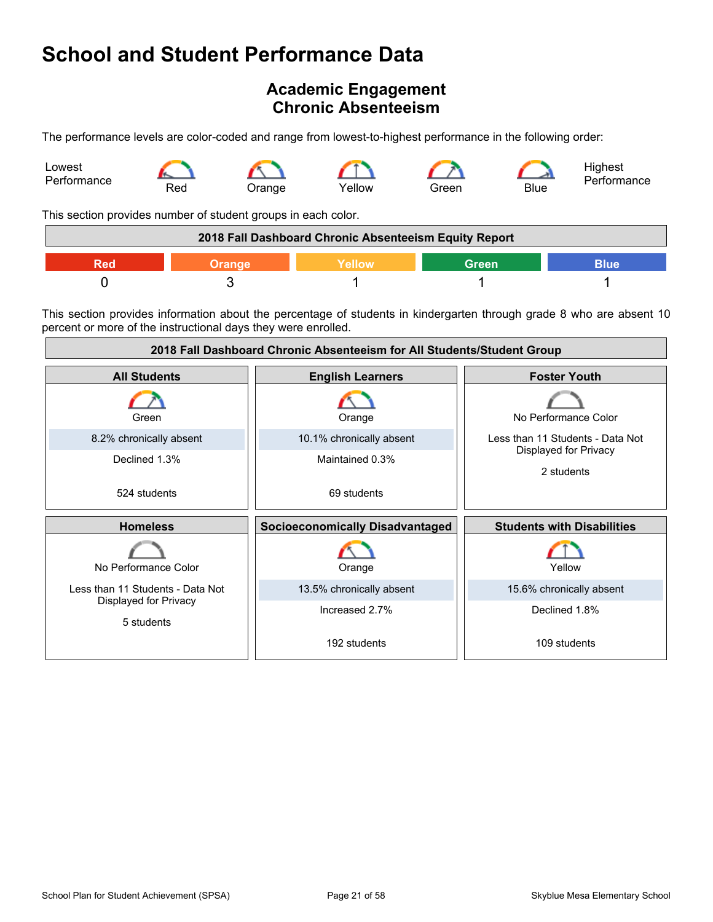# School and Student Performance Data

## Academic Engagement
## Chronic Absenteeism

The performance levels are color-coded and range from lowest-to-highest performance in the following order:

Lowest Performance — Red — Orange — Yellow — Green — Blue — Highest Performance

This section provides number of student groups in each color.

| 2018 Fall Dashboard Chronic Absenteeism Equity Report | | | | |
|---|---|---|---|---|
| Red | Orange | Yellow | Green | Blue |
| 0 | 3 | 1 | 1 | 1 |

This section provides information about the percentage of students in kindergarten through grade 8 who are absent 10 percent or more of the instructional days they were enrolled.

**2018 Fall Dashboard Chronic Absenteeism for All Students/Student Group**

| All Students | English Learners | Foster Youth |
|---|---|---|
| Green | Orange | No Performance Color |
| 8.2% chronically absent | 10.1% chronically absent | Less than 11 Students - Data Not Displayed for Privacy |
| Declined 1.3% | Maintained 0.3% | 2 students |
| 524 students | 69 students | |

| Homeless | Socioeconomically Disadvantaged | Students with Disabilities |
|---|---|---|
| No Performance Color | Orange | Yellow |
| Less than 11 Students - Data Not Displayed for Privacy | 13.5% chronically absent | 15.6% chronically absent |
| 5 students | Increased 2.7% | Declined 1.8% |
| | 192 students | 109 students |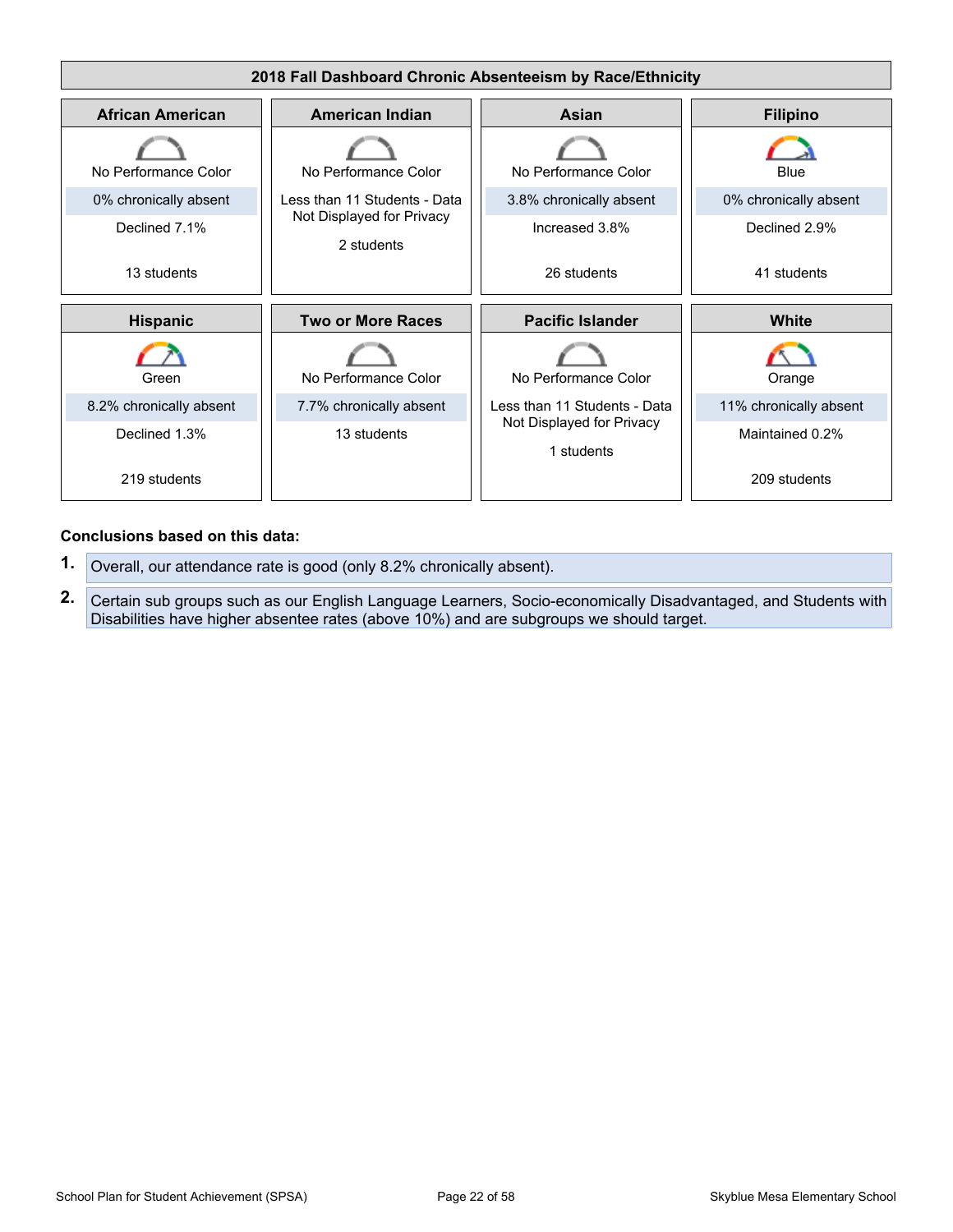| 2018 Fall Dashboard Chronic Absenteeism by Race/Ethnicity | | | |
|---|---|---|---|
| **African American** | **American Indian** | **Asian** | **Filipino** |
| No Performance Color<br>0% chronically absent<br>Declined 7.1%<br>13 students | No Performance Color<br>Less than 11 Students - Data Not Displayed for Privacy<br>2 students | No Performance Color<br>3.8% chronically absent<br>Increased 3.8%<br>26 students | Blue<br>0% chronically absent<br>Declined 2.9%<br>41 students |
| **Hispanic** | **Two or More Races** | **Pacific Islander** | **White** |
| Green<br>8.2% chronically absent<br>Declined 1.3%<br>219 students | No Performance Color<br>7.7% chronically absent<br>13 students | No Performance Color<br>Less than 11 Students - Data Not Displayed for Privacy<br>1 students | Orange<br>11% chronically absent<br>Maintained 0.2%<br>209 students |

**Conclusions based on this data:**

1. Overall, our attendance rate is good (only 8.2% chronically absent).
2. Certain sub groups such as our English Language Learners, Socio-economically Disadvantaged, and Students with Disabilities have higher absentee rates (above 10%) and are subgroups we should target.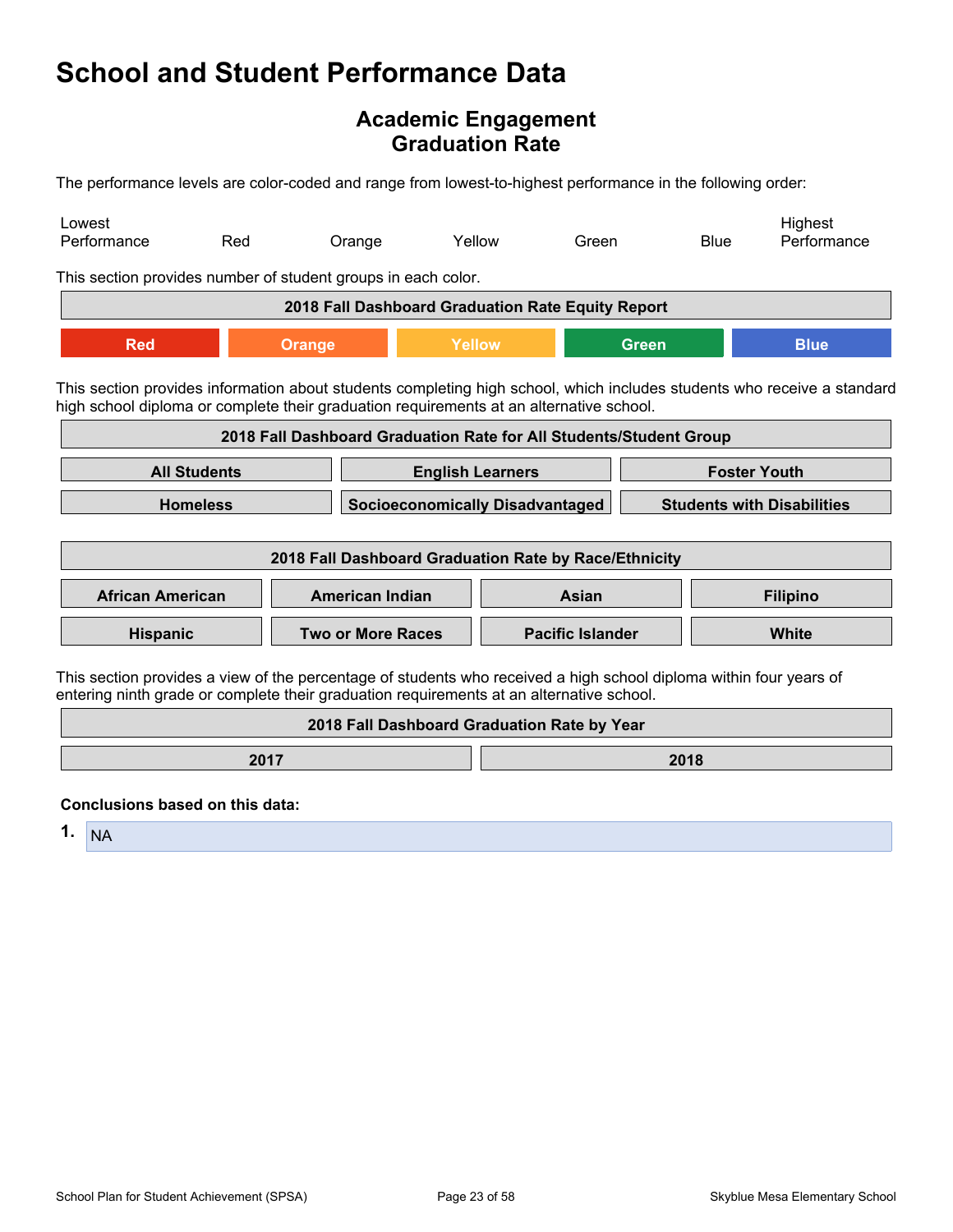# School and Student Performance Data

## Academic Engagement
## Graduation Rate

The performance levels are color-coded and range from lowest-to-highest performance in the following order:

Lowest Performance — Red — Orange — Yellow — Green — Blue — Highest Performance

This section provides number of student groups in each color.

| 2018 Fall Dashboard Graduation Rate Equity Report | | | | |
|---|---|---|---|---|
| Red | Orange | Yellow | Green | Blue |

This section provides information about students completing high school, which includes students who receive a standard high school diploma or complete their graduation requirements at an alternative school.

| 2018 Fall Dashboard Graduation Rate for All Students/Student Group | | |
|---|---|---|
| All Students | English Learners | Foster Youth |
| Homeless | Socioeconomically Disadvantaged | Students with Disabilities |

| 2018 Fall Dashboard Graduation Rate by Race/Ethnicity | | | |
|---|---|---|---|
| African American | American Indian | Asian | Filipino |
| Hispanic | Two or More Races | Pacific Islander | White |

This section provides a view of the percentage of students who received a high school diploma within four years of entering ninth grade or complete their graduation requirements at an alternative school.

| 2018 Fall Dashboard Graduation Rate by Year | |
|---|---|
| 2017 | 2018 |

**Conclusions based on this data:**

1. NA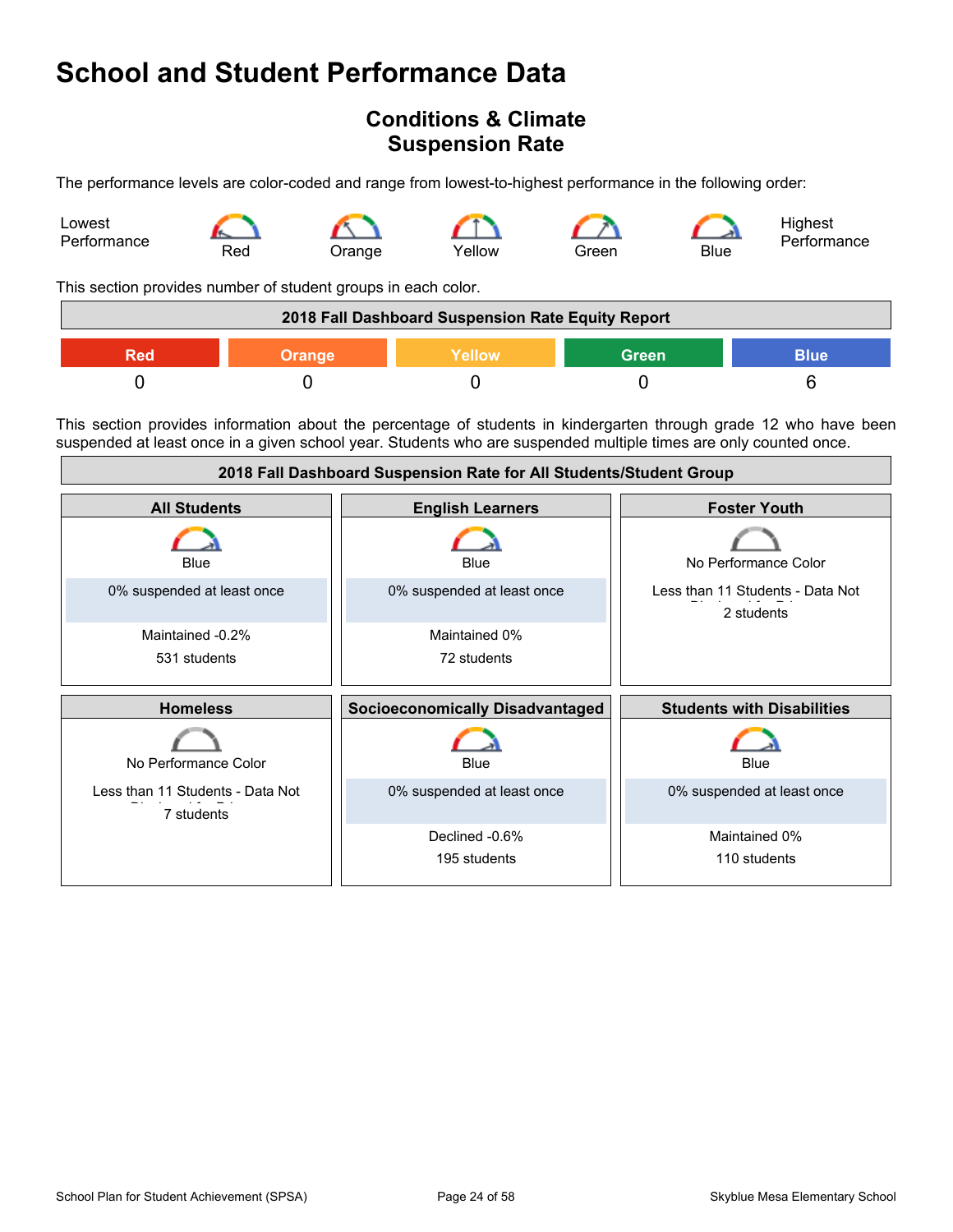# School and Student Performance Data

## Conditions & Climate
## Suspension Rate

The performance levels are color-coded and range from lowest-to-highest performance in the following order:

Lowest Performance — Red — Orange — Yellow — Green — Blue — Highest Performance

This section provides number of student groups in each color.

| 2018 Fall Dashboard Suspension Rate Equity Report | | | | |
|---|---|---|---|---|
| Red | Orange | Yellow | Green | Blue |
| 0 | 0 | 0 | 0 | 6 |

This section provides information about the percentage of students in kindergarten through grade 12 who have been suspended at least once in a given school year. Students who are suspended multiple times are only counted once.

| 2018 Fall Dashboard Suspension Rate for All Students/Student Group | | |
|---|---|---|
| **All Students** | **English Learners** | **Foster Youth** |
| Blue<br>0% suspended at least once<br>Maintained -0.2%<br>531 students | Blue<br>0% suspended at least once<br>Maintained 0%<br>72 students | No Performance Color<br>Less than 11 Students - Data Not Displayed for Privacy<br>2 students |
| **Homeless** | **Socioeconomically Disadvantaged** | **Students with Disabilities** |
| No Performance Color<br>Less than 11 Students - Data Not Displayed for Privacy<br>7 students | Blue<br>0% suspended at least once<br>Declined -0.6%<br>195 students | Blue<br>0% suspended at least once<br>Maintained 0%<br>110 students |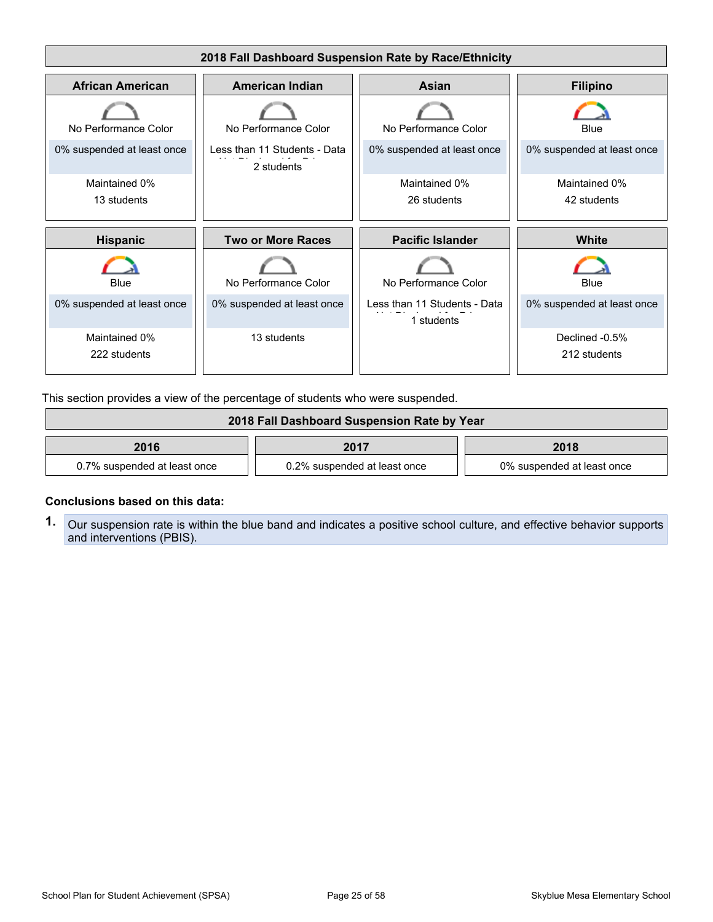## 2018 Fall Dashboard Suspension Rate by Race/Ethnicity

| African American | American Indian | Asian | Filipino |
| --- | --- | --- | --- |
| No Performance Color | No Performance Color | No Performance Color | Blue |
| 0% suspended at least once | Less than 11 Students - Data Not Displayed for Privacy | 0% suspended at least once | 0% suspended at least once |
| Maintained 0% | 2 students | Maintained 0% | Maintained 0% |
| 13 students | | 26 students | 42 students |

| Hispanic | Two or More Races | Pacific Islander | White |
| --- | --- | --- | --- |
| Blue | No Performance Color | No Performance Color | Blue |
| 0% suspended at least once | 0% suspended at least once | Less than 11 Students - Data Not Displayed for Privacy | 0% suspended at least once |
| Maintained 0% | 13 students | 1 students | Declined -0.5% |
| 222 students | | | 212 students |

This section provides a view of the percentage of students who were suspended.

## 2018 Fall Dashboard Suspension Rate by Year

| 2016 | 2017 | 2018 |
| --- | --- | --- |
| 0.7% suspended at least once | 0.2% suspended at least once | 0% suspended at least once |

**Conclusions based on this data:**

1. Our suspension rate is within the blue band and indicates a positive school culture, and effective behavior supports and interventions (PBIS).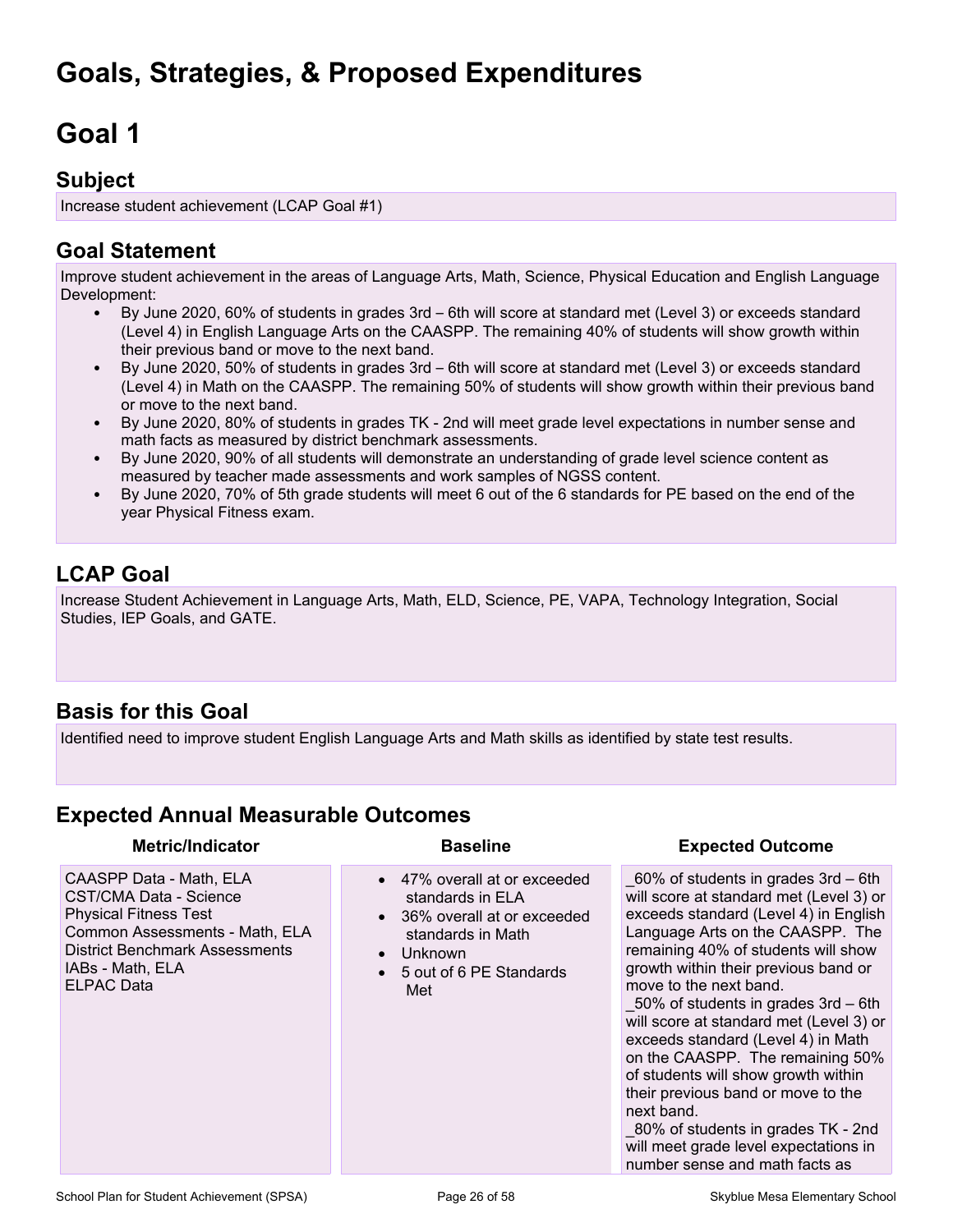# Goals, Strategies, & Proposed Expenditures

# Goal 1

## Subject

Increase student achievement (LCAP Goal #1)

## Goal Statement

Improve student achievement in the areas of Language Arts, Math, Science, Physical Education and English Language Development:

- By June 2020, 60% of students in grades 3rd – 6th will score at standard met (Level 3) or exceeds standard (Level 4) in English Language Arts on the CAASPP. The remaining 40% of students will show growth within their previous band or move to the next band.
- By June 2020, 50% of students in grades 3rd – 6th will score at standard met (Level 3) or exceeds standard (Level 4) in Math on the CAASPP. The remaining 50% of students will show growth within their previous band or move to the next band.
- By June 2020, 80% of students in grades TK - 2nd will meet grade level expectations in number sense and math facts as measured by district benchmark assessments.
- By June 2020, 90% of all students will demonstrate an understanding of grade level science content as measured by teacher made assessments and work samples of NGSS content.
- By June 2020, 70% of 5th grade students will meet 6 out of the 6 standards for PE based on the end of the year Physical Fitness exam.

## LCAP Goal

Increase Student Achievement in Language Arts, Math, ELD, Science, PE, VAPA, Technology Integration, Social Studies, IEP Goals, and GATE.

## Basis for this Goal

Identified need to improve student English Language Arts and Math skills as identified by state test results.

## Expected Annual Measurable Outcomes

| Metric/Indicator | Baseline | Expected Outcome |
|---|---|---|
| CAASPP Data - Math, ELA<br>CST/CMA Data - Science<br>Physical Fitness Test<br>Common Assessments - Math, ELA<br>District Benchmark Assessments<br>IABs - Math, ELA<br>ELPAC Data | • 47% overall at or exceeded standards in ELA<br>• 36% overall at or exceeded standards in Math<br>• Unknown<br>• 5 out of 6 PE Standards Met | _60% of students in grades 3rd – 6th will score at standard met (Level 3) or exceeds standard (Level 4) in English Language Arts on the CAASPP. The remaining 40% of students will show growth within their previous band or move to the next band.<br>_50% of students in grades 3rd – 6th will score at standard met (Level 3) or exceeds standard (Level 4) in Math on the CAASPP. The remaining 50% of students will show growth within their previous band or move to the next band.<br>_80% of students in grades TK - 2nd will meet grade level expectations in number sense and math facts as |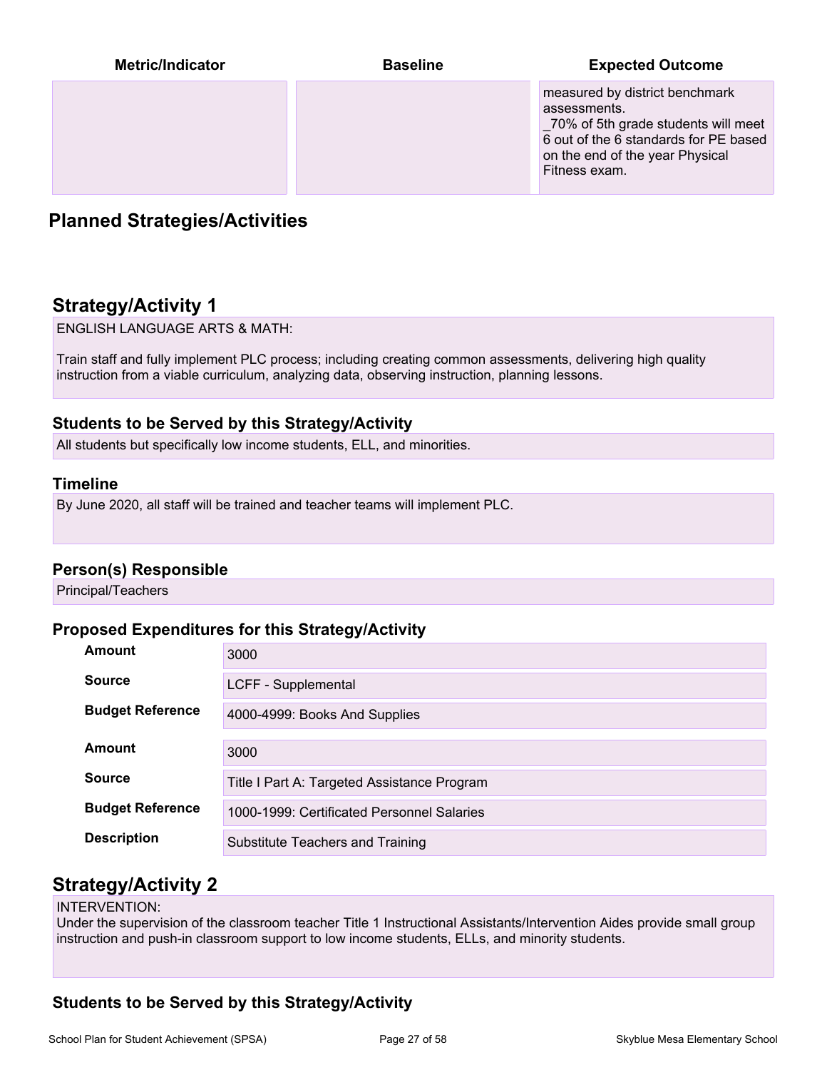| Metric/Indicator | Baseline | Expected Outcome |
| --- | --- | --- |
| | | measured by district benchmark assessments.<br>_70% of 5th grade students will meet 6 out of the 6 standards for PE based on the end of the year Physical Fitness exam. |

## Planned Strategies/Activities

### Strategy/Activity 1

ENGLISH LANGUAGE ARTS & MATH:

Train staff and fully implement PLC process; including creating common assessments, delivering high quality instruction from a viable curriculum, analyzing data, observing instruction, planning lessons.

#### Students to be Served by this Strategy/Activity

All students but specifically low income students, ELL, and minorities.

#### Timeline

By June 2020, all staff will be trained and teacher teams will implement PLC.

#### Person(s) Responsible

Principal/Teachers

#### Proposed Expenditures for this Strategy/Activity

| | |
| --- | --- |
| **Amount** | 3000 |
| **Source** | LCFF - Supplemental |
| **Budget Reference** | 4000-4999: Books And Supplies |

| | |
| --- | --- |
| **Amount** | 3000 |
| **Source** | Title I Part A: Targeted Assistance Program |
| **Budget Reference** | 1000-1999: Certificated Personnel Salaries |
| **Description** | Substitute Teachers and Training |

### Strategy/Activity 2

INTERVENTION:
Under the supervision of the classroom teacher Title 1 Instructional Assistants/Intervention Aides provide small group instruction and push-in classroom support to low income students, ELLs, and minority students.

#### Students to be Served by this Strategy/Activity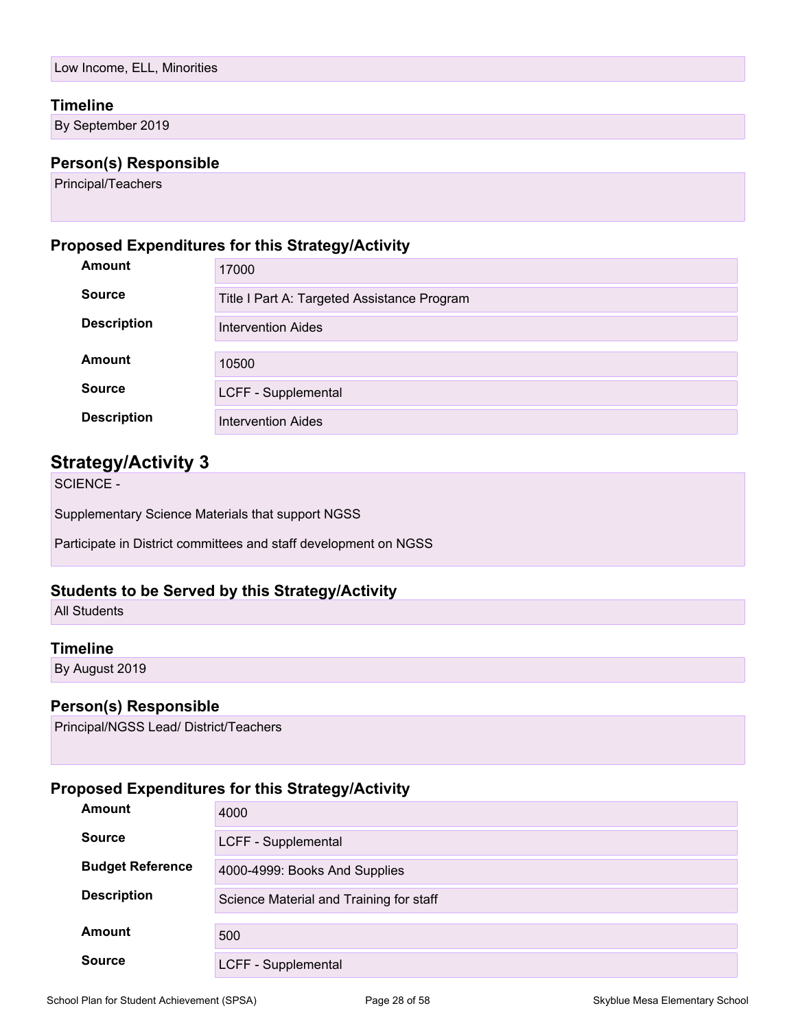Low Income, ELL, Minorities

### Timeline

By September 2019

### Person(s) Responsible

Principal/Teachers

### Proposed Expenditures for this Strategy/Activity

| | |
|---|---|
| **Amount** | 17000 |
| **Source** | Title I Part A: Targeted Assistance Program |
| **Description** | Intervention Aides |

| | |
|---|---|
| **Amount** | 10500 |
| **Source** | LCFF - Supplemental |
| **Description** | Intervention Aides |

## Strategy/Activity 3

SCIENCE -

Supplementary Science Materials that support NGSS

Participate in District committees and staff development on NGSS

### Students to be Served by this Strategy/Activity

All Students

### Timeline

By August 2019

### Person(s) Responsible

Principal/NGSS Lead/ District/Teachers

### Proposed Expenditures for this Strategy/Activity

| | |
|---|---|
| **Amount** | 4000 |
| **Source** | LCFF - Supplemental |
| **Budget Reference** | 4000-4999: Books And Supplies |
| **Description** | Science Material and Training for staff |

| | |
|---|---|
| **Amount** | 500 |
| **Source** | LCFF - Supplemental |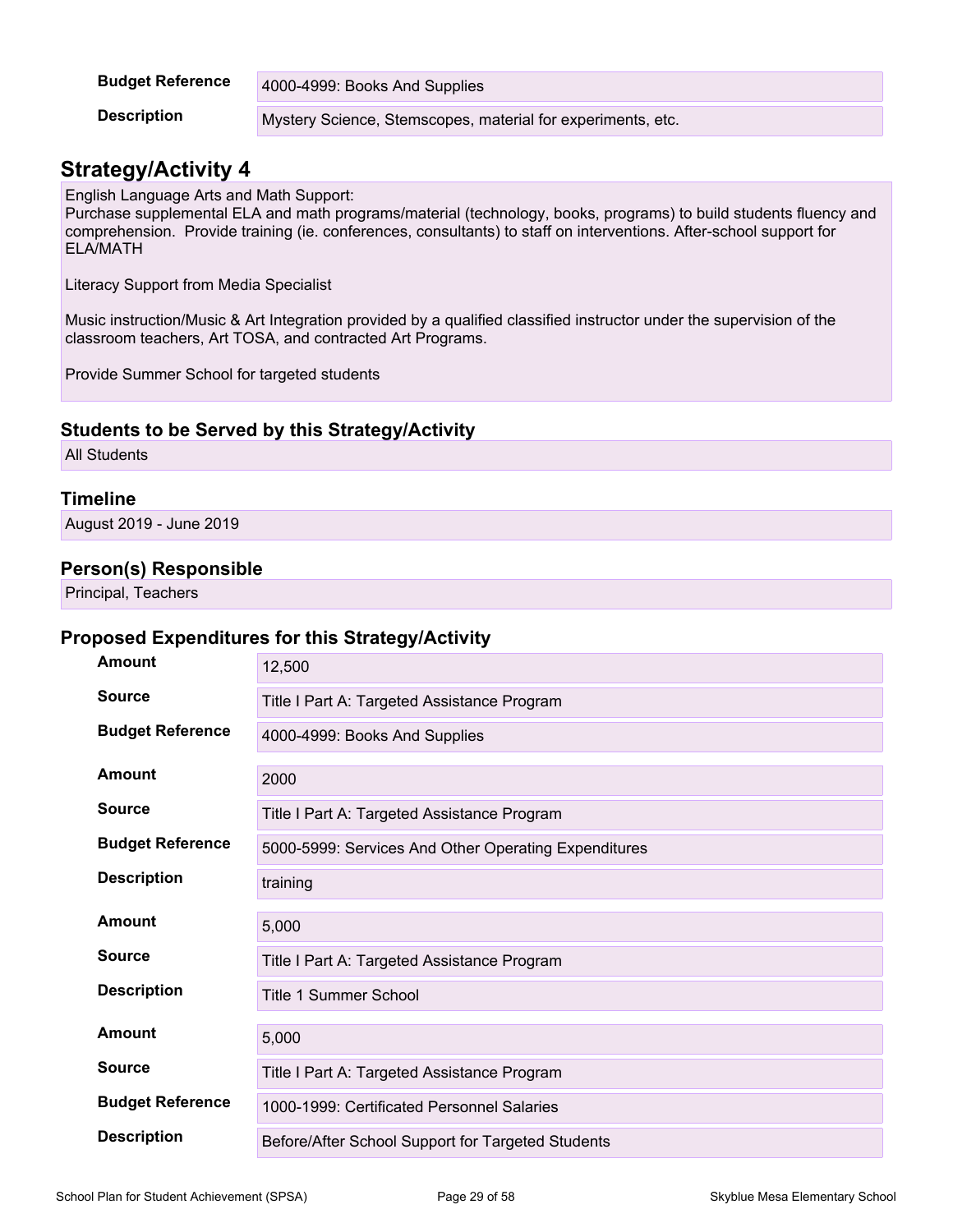| | |
|---|---|
| **Budget Reference** | 4000-4999: Books And Supplies |
| **Description** | Mystery Science, Stemscopes, material for experiments, etc. |

## Strategy/Activity 4

English Language Arts and Math Support:
Purchase supplemental ELA and math programs/material (technology, books, programs) to build students fluency and comprehension. Provide training (ie. conferences, consultants) to staff on interventions. After-school support for ELA/MATH

Literacy Support from Media Specialist

Music instruction/Music & Art Integration provided by a qualified classified instructor under the supervision of the classroom teachers, Art TOSA, and contracted Art Programs.

Provide Summer School for targeted students

### Students to be Served by this Strategy/Activity

All Students

### Timeline

August 2019 - June 2019

### Person(s) Responsible

Principal, Teachers

### Proposed Expenditures for this Strategy/Activity

| | |
|---|---|
| **Amount** | 12,500 |
| **Source** | Title I Part A: Targeted Assistance Program |
| **Budget Reference** | 4000-4999: Books And Supplies |

| | |
|---|---|
| **Amount** | 2000 |
| **Source** | Title I Part A: Targeted Assistance Program |
| **Budget Reference** | 5000-5999: Services And Other Operating Expenditures |
| **Description** | training |

| | |
|---|---|
| **Amount** | 5,000 |
| **Source** | Title I Part A: Targeted Assistance Program |
| **Description** | Title 1 Summer School |

| | |
|---|---|
| **Amount** | 5,000 |
| **Source** | Title I Part A: Targeted Assistance Program |
| **Budget Reference** | 1000-1999: Certificated Personnel Salaries |
| **Description** | Before/After School Support for Targeted Students |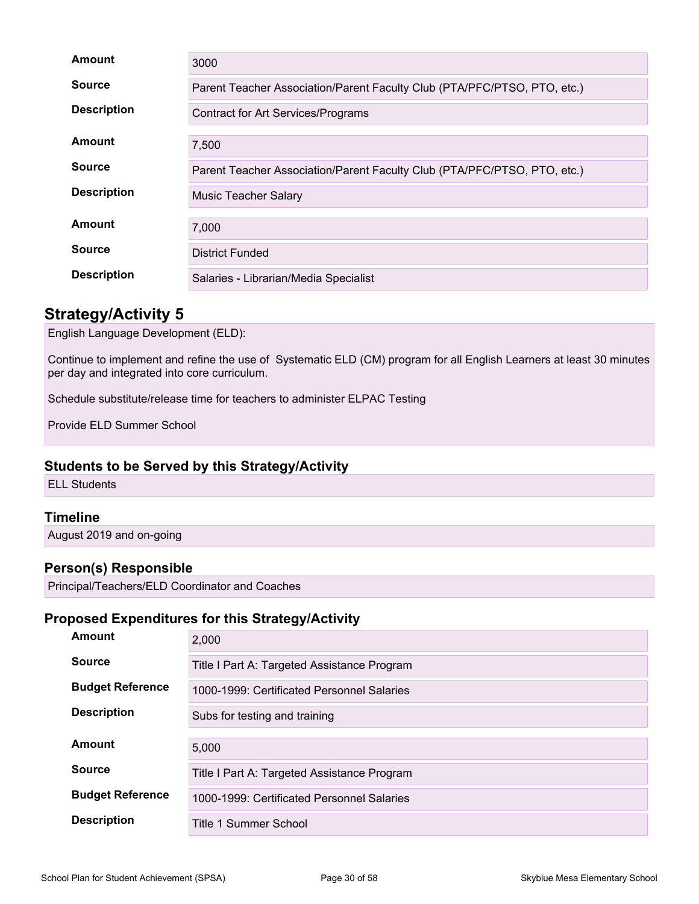| | |
|---|---|
| **Amount** | 3000 |
| **Source** | Parent Teacher Association/Parent Faculty Club (PTA/PFC/PTSO, PTO, etc.) |
| **Description** | Contract for Art Services/Programs |

| | |
|---|---|
| **Amount** | 7,500 |
| **Source** | Parent Teacher Association/Parent Faculty Club (PTA/PFC/PTSO, PTO, etc.) |
| **Description** | Music Teacher Salary |

| | |
|---|---|
| **Amount** | 7,000 |
| **Source** | District Funded |
| **Description** | Salaries - Librarian/Media Specialist |

## Strategy/Activity 5

English Language Development (ELD):

Continue to implement and refine the use of Systematic ELD (CM) program for all English Learners at least 30 minutes per day and integrated into core curriculum.

Schedule substitute/release time for teachers to administer ELPAC Testing

Provide ELD Summer School

### Students to be Served by this Strategy/Activity

ELL Students

### Timeline

August 2019 and on-going

### Person(s) Responsible

Principal/Teachers/ELD Coordinator and Coaches

### Proposed Expenditures for this Strategy/Activity

| | |
|---|---|
| **Amount** | 2,000 |
| **Source** | Title I Part A: Targeted Assistance Program |
| **Budget Reference** | 1000-1999: Certificated Personnel Salaries |
| **Description** | Subs for testing and training |

| | |
|---|---|
| **Amount** | 5,000 |
| **Source** | Title I Part A: Targeted Assistance Program |
| **Budget Reference** | 1000-1999: Certificated Personnel Salaries |
| **Description** | Title 1 Summer School |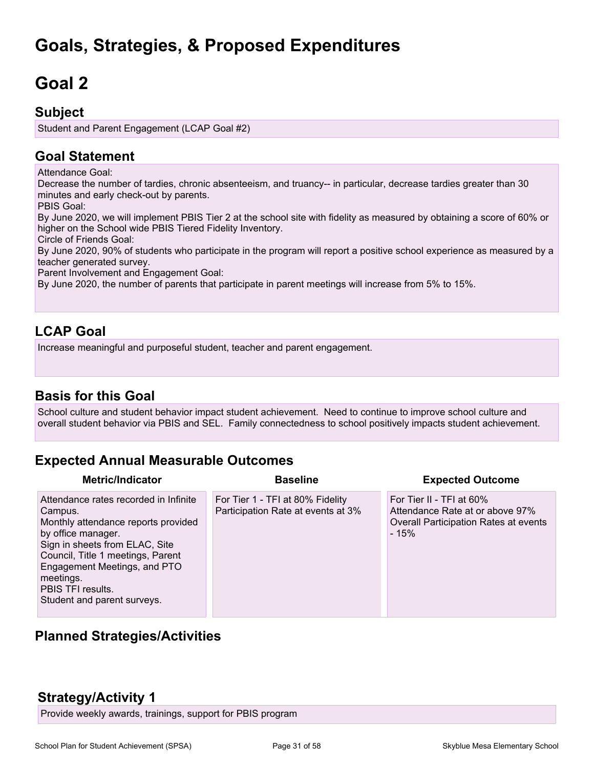# Goals, Strategies, & Proposed Expenditures

# Goal 2

## Subject

Student and Parent Engagement (LCAP Goal #2)

## Goal Statement

Attendance Goal:
Decrease the number of tardies, chronic absenteeism, and truancy-- in particular, decrease tardies greater than 30 minutes and early check-out by parents.
PBIS Goal:
By June 2020, we will implement PBIS Tier 2 at the school site with fidelity as measured by obtaining a score of 60% or higher on the School wide PBIS Tiered Fidelity Inventory.
Circle of Friends Goal:
By June 2020, 90% of students who participate in the program will report a positive school experience as measured by a teacher generated survey.
Parent Involvement and Engagement Goal:
By June 2020, the number of parents that participate in parent meetings will increase from 5% to 15%.

## LCAP Goal

Increase meaningful and purposeful student, teacher and parent engagement.

## Basis for this Goal

School culture and student behavior impact student achievement. Need to continue to improve school culture and overall student behavior via PBIS and SEL. Family connectedness to school positively impacts student achievement.

## Expected Annual Measurable Outcomes

| Metric/Indicator | Baseline | Expected Outcome |
| --- | --- | --- |
| Attendance rates recorded in Infinite Campus.<br>Monthly attendance reports provided by office manager.<br>Sign in sheets from ELAC, Site Council, Title 1 meetings, Parent Engagement Meetings, and PTO meetings.<br>PBIS TFI results.<br>Student and parent surveys. | For Tier 1 - TFI at 80% Fidelity<br>Participation Rate at events at 3% | For Tier II - TFI at 60%<br>Attendance Rate at or above 97%<br>Overall Participation Rates at events - 15% |

## Planned Strategies/Activities

## Strategy/Activity 1

Provide weekly awards, trainings, support for PBIS program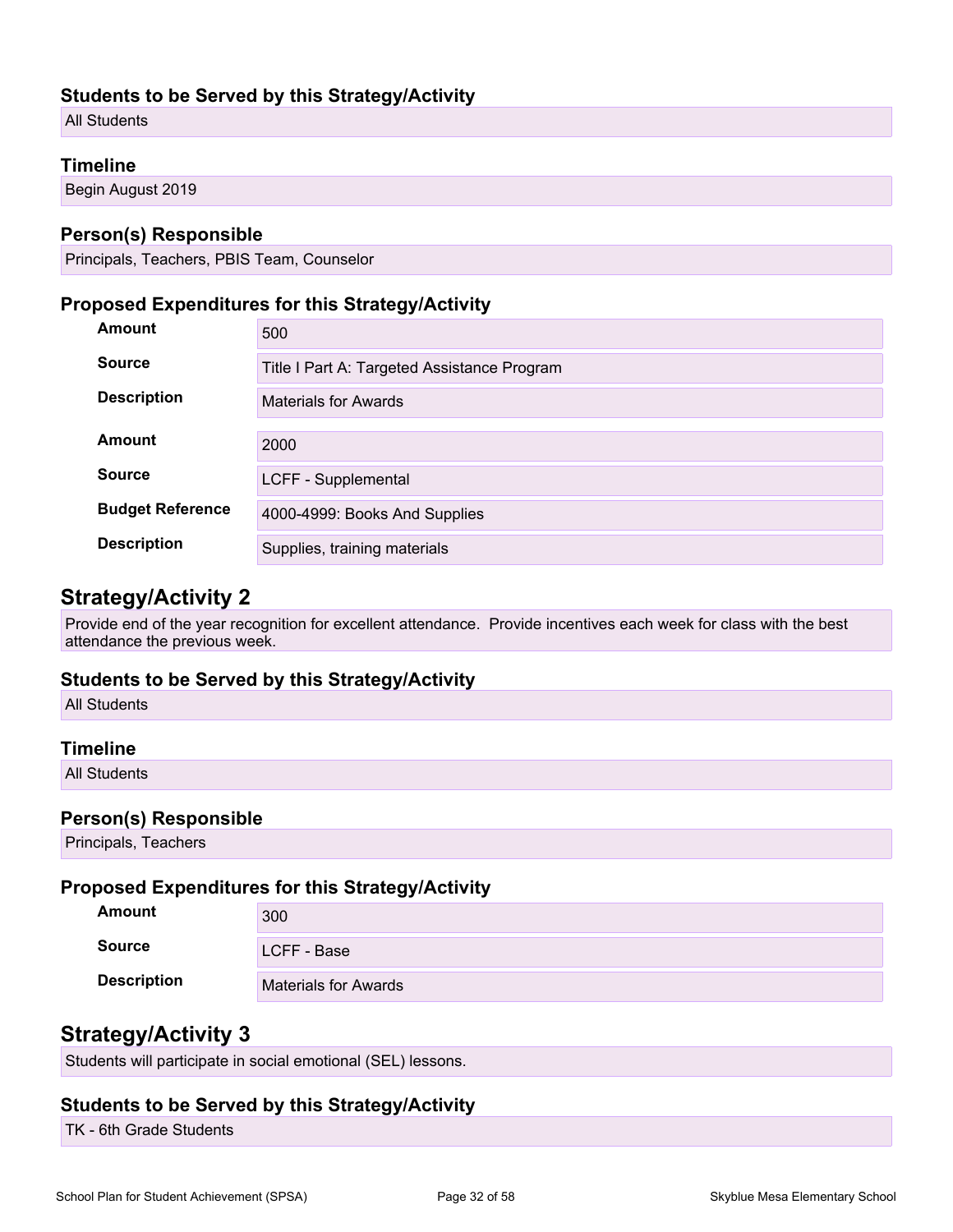### Students to be Served by this Strategy/Activity

All Students

### Timeline

Begin August 2019

### Person(s) Responsible

Principals, Teachers, PBIS Team, Counselor

### Proposed Expenditures for this Strategy/Activity

| | |
|---|---|
| **Amount** | 500 |
| **Source** | Title I Part A: Targeted Assistance Program |
| **Description** | Materials for Awards |

| | |
|---|---|
| **Amount** | 2000 |
| **Source** | LCFF - Supplemental |
| **Budget Reference** | 4000-4999: Books And Supplies |
| **Description** | Supplies, training materials |

## Strategy/Activity 2

Provide end of the year recognition for excellent attendance. Provide incentives each week for class with the best attendance the previous week.

### Students to be Served by this Strategy/Activity

All Students

### Timeline

All Students

### Person(s) Responsible

Principals, Teachers

### Proposed Expenditures for this Strategy/Activity

| | |
|---|---|
| **Amount** | 300 |
| **Source** | LCFF - Base |
| **Description** | Materials for Awards |

## Strategy/Activity 3

Students will participate in social emotional (SEL) lessons.

### Students to be Served by this Strategy/Activity

TK - 6th Grade Students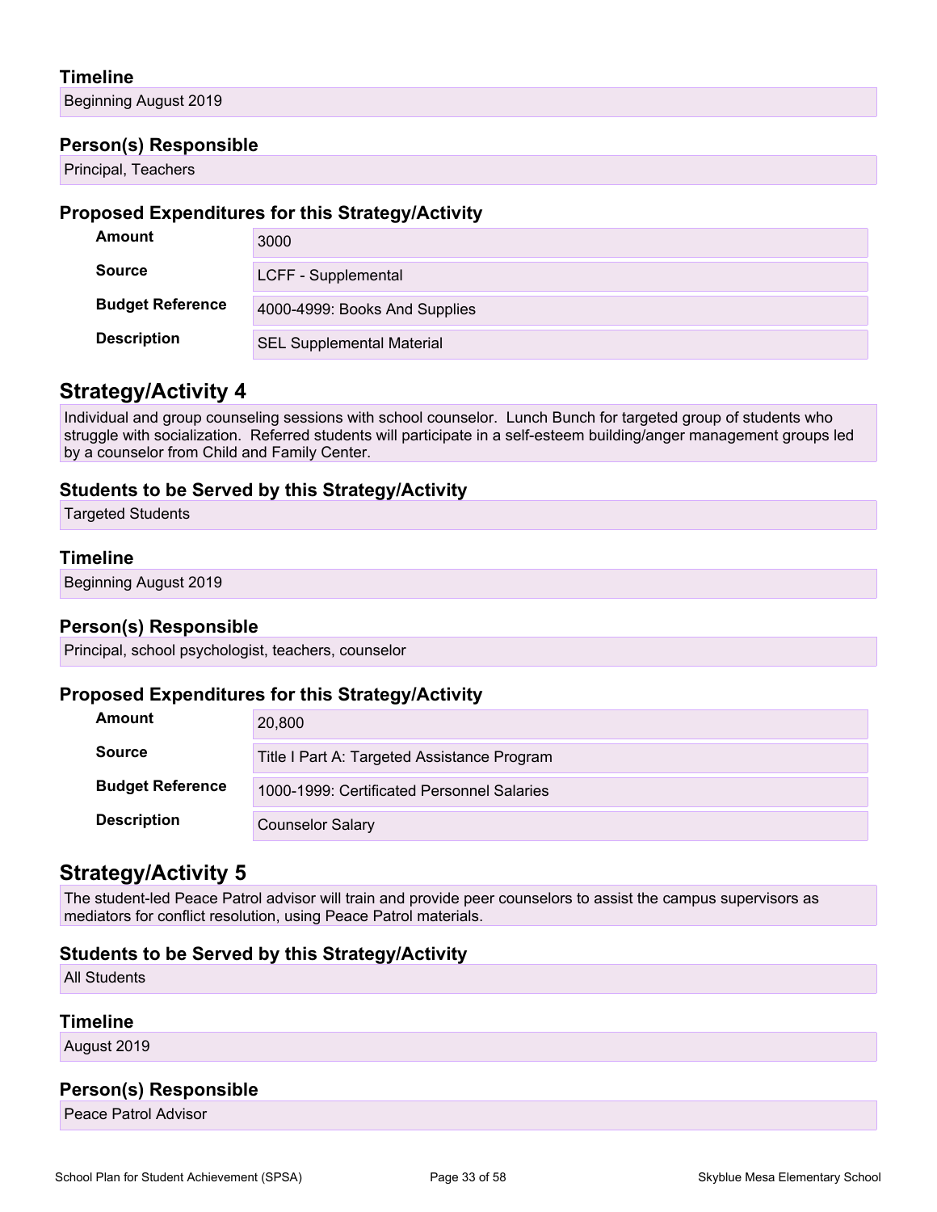### Timeline

Beginning August 2019

### Person(s) Responsible

Principal, Teachers

### Proposed Expenditures for this Strategy/Activity

| | |
|---|---|
| **Amount** | 3000 |
| **Source** | LCFF - Supplemental |
| **Budget Reference** | 4000-4999: Books And Supplies |
| **Description** | SEL Supplemental Material |

## Strategy/Activity 4

Individual and group counseling sessions with school counselor. Lunch Bunch for targeted group of students who struggle with socialization. Referred students will participate in a self-esteem building/anger management groups led by a counselor from Child and Family Center.

### Students to be Served by this Strategy/Activity

Targeted Students

### Timeline

Beginning August 2019

### Person(s) Responsible

Principal, school psychologist, teachers, counselor

### Proposed Expenditures for this Strategy/Activity

| | |
|---|---|
| **Amount** | 20,800 |
| **Source** | Title I Part A: Targeted Assistance Program |
| **Budget Reference** | 1000-1999: Certificated Personnel Salaries |
| **Description** | Counselor Salary |

## Strategy/Activity 5

The student-led Peace Patrol advisor will train and provide peer counselors to assist the campus supervisors as mediators for conflict resolution, using Peace Patrol materials.

### Students to be Served by this Strategy/Activity

All Students

### Timeline

August 2019

### Person(s) Responsible

Peace Patrol Advisor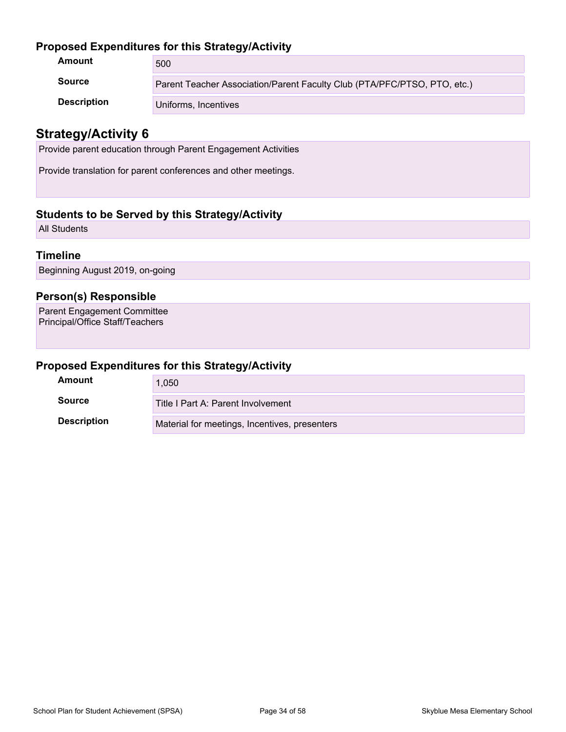### Proposed Expenditures for this Strategy/Activity

| | |
|---|---|
| **Amount** | 500 |
| **Source** | Parent Teacher Association/Parent Faculty Club (PTA/PFC/PTSO, PTO, etc.) |
| **Description** | Uniforms, Incentives |

## Strategy/Activity 6

Provide parent education through Parent Engagement Activities

Provide translation for parent conferences and other meetings.

### Students to be Served by this Strategy/Activity

All Students

### Timeline

Beginning August 2019, on-going

### Person(s) Responsible

Parent Engagement Committee
Principal/Office Staff/Teachers

### Proposed Expenditures for this Strategy/Activity

| | |
|---|---|
| **Amount** | 1,050 |
| **Source** | Title I Part A: Parent Involvement |
| **Description** | Material for meetings, Incentives, presenters |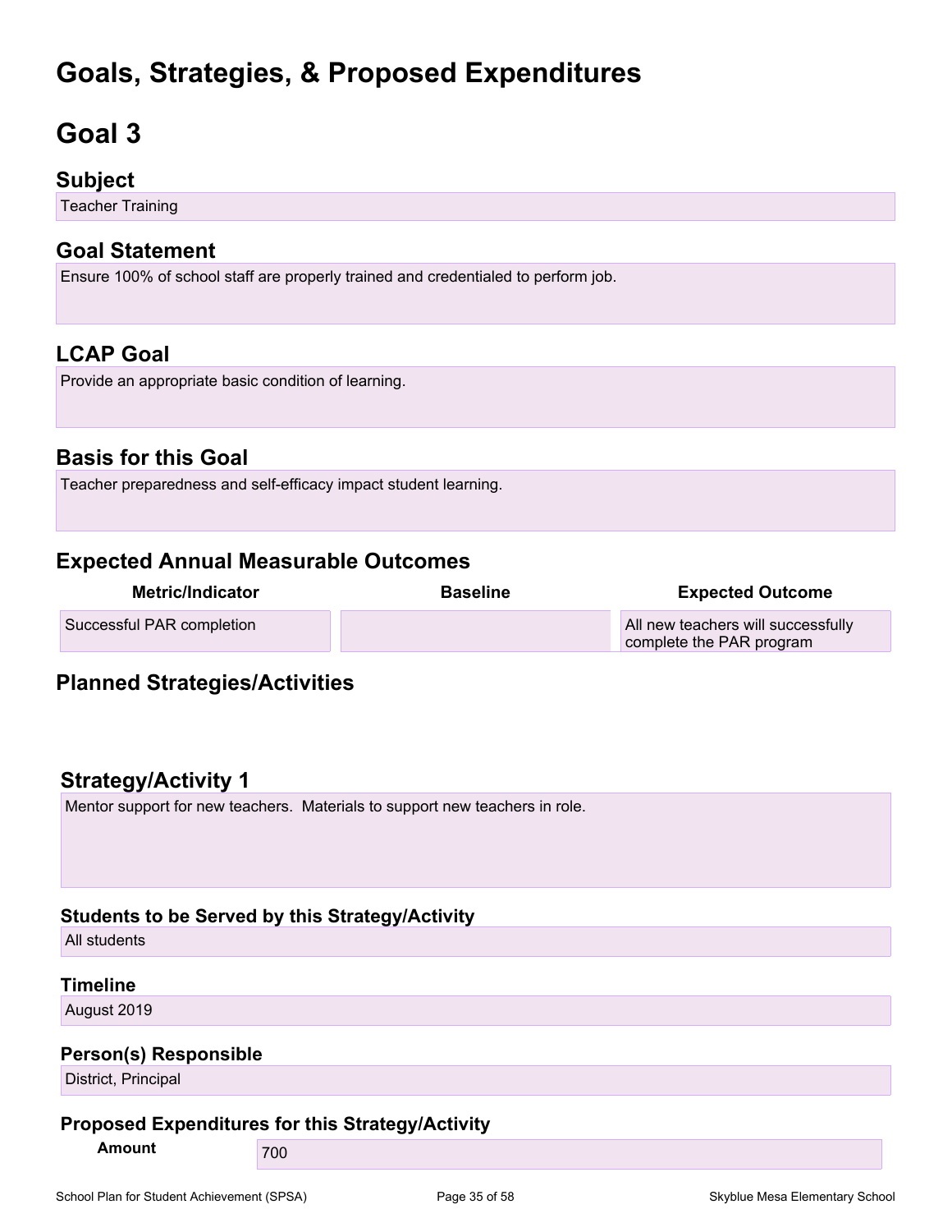# Goals, Strategies, & Proposed Expenditures

# Goal 3

### Subject

Teacher Training

### Goal Statement

Ensure 100% of school staff are properly trained and credentialed to perform job.

### LCAP Goal

Provide an appropriate basic condition of learning.

### Basis for this Goal

Teacher preparedness and self-efficacy impact student learning.

### Expected Annual Measurable Outcomes

| Metric/Indicator | Baseline | Expected Outcome |
| --- | --- | --- |
| Successful PAR completion | | All new teachers will successfully complete the PAR program |

### Planned Strategies/Activities

### Strategy/Activity 1

Mentor support for new teachers. Materials to support new teachers in role.

#### Students to be Served by this Strategy/Activity

All students

#### Timeline

August 2019

#### Person(s) Responsible

District, Principal

#### Proposed Expenditures for this Strategy/Activity

| | |
| --- | --- |
| **Amount** | 700 |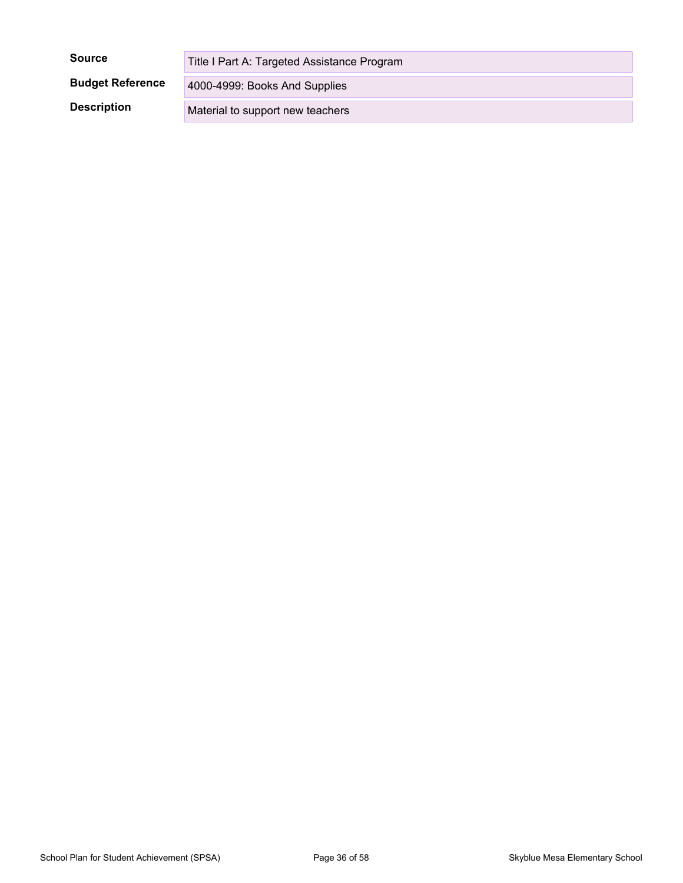| | |
|---|---|
| **Source** | Title I Part A: Targeted Assistance Program |
| **Budget Reference** | 4000-4999: Books And Supplies |
| **Description** | Material to support new teachers |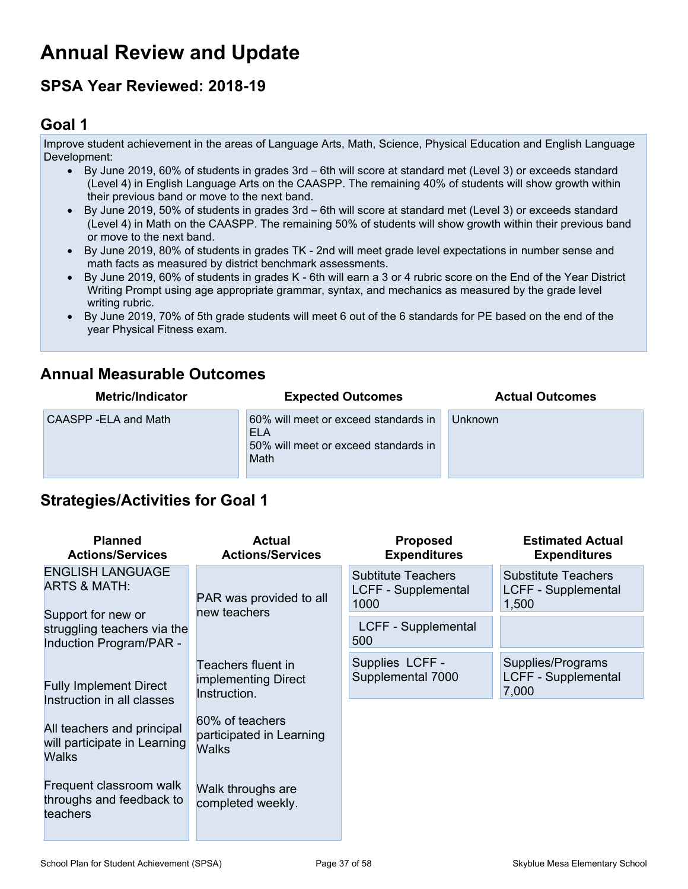# Annual Review and Update

## SPSA Year Reviewed: 2018-19

## Goal 1

Improve student achievement in the areas of Language Arts, Math, Science, Physical Education and English Language Development:

- By June 2019, 60% of students in grades 3rd – 6th will score at standard met (Level 3) or exceeds standard (Level 4) in English Language Arts on the CAASPP. The remaining 40% of students will show growth within their previous band or move to the next band.
- By June 2019, 50% of students in grades 3rd – 6th will score at standard met (Level 3) or exceeds standard (Level 4) in Math on the CAASPP. The remaining 50% of students will show growth within their previous band or move to the next band.
- By June 2019, 80% of students in grades TK - 2nd will meet grade level expectations in number sense and math facts as measured by district benchmark assessments.
- By June 2019, 60% of students in grades K - 6th will earn a 3 or 4 rubric score on the End of the Year District Writing Prompt using age appropriate grammar, syntax, and mechanics as measured by the grade level writing rubric.
- By June 2019, 70% of 5th grade students will meet 6 out of the 6 standards for PE based on the end of the year Physical Fitness exam.

## Annual Measurable Outcomes

| Metric/Indicator | Expected Outcomes | Actual Outcomes |
|---|---|---|
| CAASPP -ELA and Math | 60% will meet or exceed standards in ELA<br>50% will meet or exceed standards in Math | Unknown |

## Strategies/Activities for Goal 1

| Planned Actions/Services | Actual Actions/Services | Proposed Expenditures | Estimated Actual Expenditures |
|---|---|---|---|
| ENGLISH LANGUAGE ARTS & MATH:<br><br>Support for new or struggling teachers via the Induction Program/PAR -<br><br>Fully Implement Direct Instruction in all classes<br><br>All teachers and principal will participate in Learning Walks<br><br>Frequent classroom walk throughs and feedback to teachers | PAR was provided to all new teachers<br><br>Teachers fluent in implementing Direct Instruction.<br><br>60% of teachers participated in Learning Walks<br><br>Walk throughs are completed weekly. | Subtitute Teachers LCFF - Supplemental 1000 | Substitute Teachers LCFF - Supplemental 1,500 |
| | | LCFF - Supplemental 500 | |
| | | Supplies LCFF - Supplemental 7000 | Supplies/Programs LCFF - Supplemental 7,000 |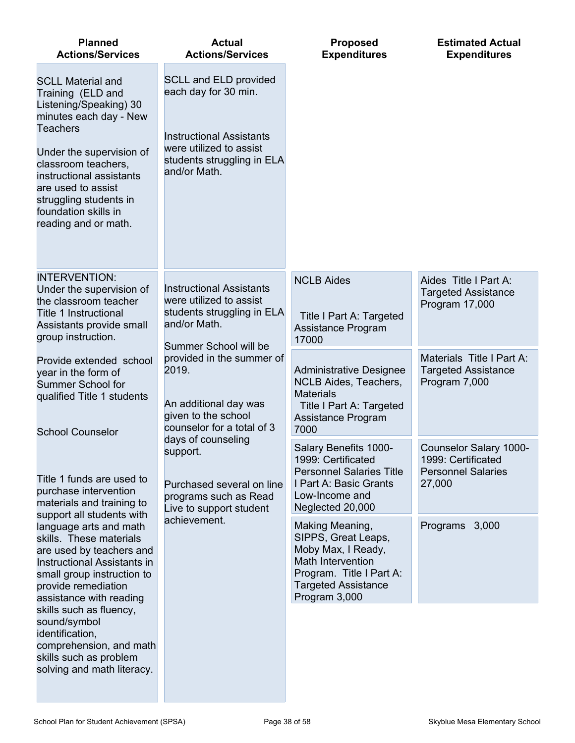| Planned Actions/Services | Actual Actions/Services | Proposed Expenditures | Estimated Actual Expenditures |
|---|---|---|---|
| SCLL Material and Training (ELD and Listening/Speaking) 30 minutes each day - New Teachers<br><br>Under the supervision of classroom teachers, instructional assistants are used to assist struggling students in foundation skills in reading and or math. | SCLL and ELD provided each day for 30 min.<br><br>Instructional Assistants were utilized to assist students struggling in ELA and/or Math. | | |
| INTERVENTION:<br>Under the supervision of the classroom teacher Title 1 Instructional Assistants provide small group instruction.<br><br>Provide extended school year in the form of Summer School for qualified Title 1 students<br><br>School Counselor<br><br>Title 1 funds are used to purchase intervention materials and training to support all students with language arts and math skills. These materials are used by teachers and Instructional Assistants in small group instruction to provide remediation assistance with reading skills such as fluency, sound/symbol identification, comprehension, and math skills such as problem solving and math literacy. | Instructional Assistants were utilized to assist students struggling in ELA and/or Math.<br><br>Summer School will be provided in the summer of 2019.<br><br>An additional day was given to the school counselor for a total of 3 days of counseling support.<br><br>Purchased several on line programs such as Read Live to support student achievement. | NCLB Aides<br><br>Title I Part A: Targeted Assistance Program 17000 | Aides Title I Part A: Targeted Assistance Program 17,000 |
| | | Administrative Designee NCLB Aides, Teachers, Materials<br>Title I Part A: Targeted Assistance Program 7000 | Materials Title I Part A: Targeted Assistance Program 7,000 |
| | | Salary Benefits 1000-1999: Certificated Personnel Salaries Title I Part A: Basic Grants Low-Income and Neglected 20,000 | Counselor Salary 1000-1999: Certificated Personnel Salaries 27,000 |
| | | Making Meaning, SIPPS, Great Leaps, Moby Max, I Ready, Math Intervention Program. Title I Part A: Targeted Assistance Program 3,000 | Programs 3,000 |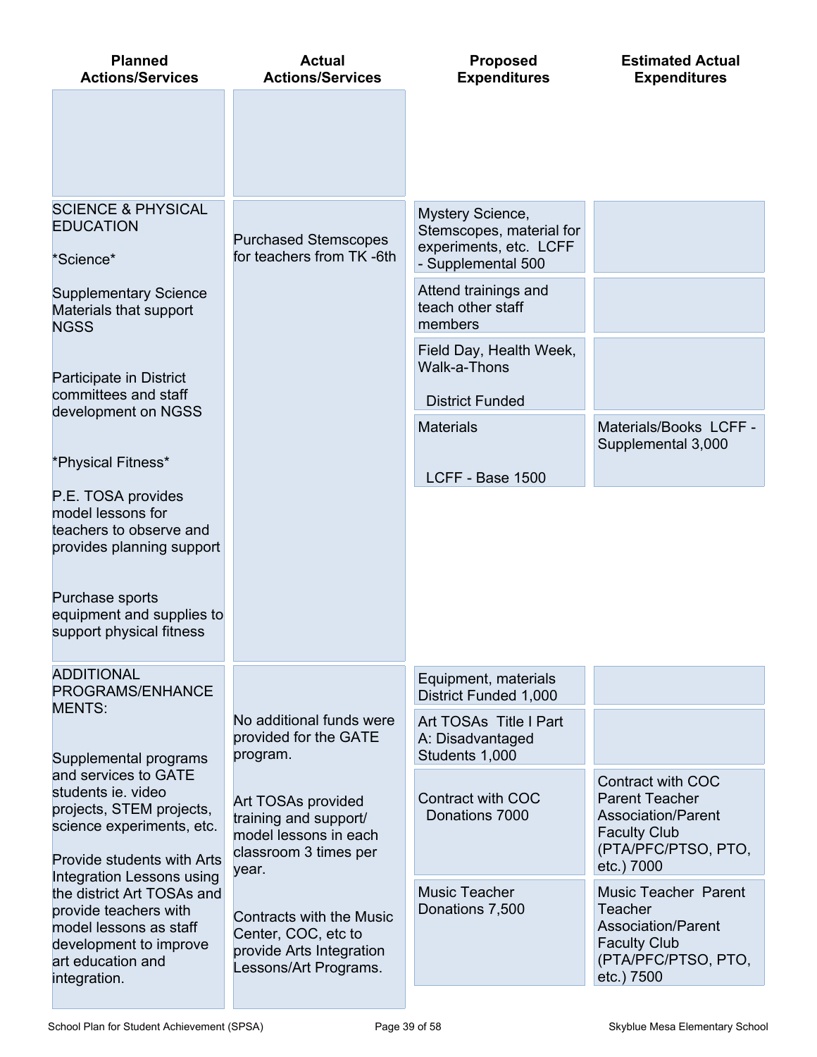| Planned Actions/Services | Actual Actions/Services | Proposed Expenditures | Estimated Actual Expenditures |
| --- | --- | --- | --- |
| | | | |
| SCIENCE & PHYSICAL EDUCATION<br><br>*Science*<br><br>Supplementary Science Materials that support NGSS<br><br>Participate in District committees and staff development on NGSS<br><br>*Physical Fitness*<br><br>P.E. TOSA provides model lessons for teachers to observe and provides planning support<br><br>Purchase sports equipment and supplies to support physical fitness | Purchased Stemscopes for teachers from TK -6th | Mystery Science, Stemscopes, material for experiments, etc. LCFF - Supplemental 500 | |
| | | Attend trainings and teach other staff members | |
| | | Field Day, Health Week, Walk-a-Thons<br><br>District Funded | |
| | | Materials<br><br>LCFF - Base 1500 | Materials/Books LCFF - Supplemental 3,000 |
| ADDITIONAL PROGRAMS/ENHANCEMENTS:<br><br>Supplemental programs and services to GATE students ie. video projects, STEM projects, science experiments, etc.<br><br>Provide students with Arts Integration Lessons using the district Art TOSAs and provide teachers with model lessons as staff development to improve art education and integration. | No additional funds were provided for the GATE program.<br><br>Art TOSAs provided training and support/ model lessons in each classroom 3 times per year.<br><br>Contracts with the Music Center, COC, etc to provide Arts Integration Lessons/Art Programs. | Equipment, materials District Funded 1,000 | |
| | | Art TOSAs Title I Part A: Disadvantaged Students 1,000 | |
| | | Contract with COC Donations 7000 | Contract with COC Parent Teacher Association/Parent Faculty Club (PTA/PFC/PTSO, PTO, etc.) 7000 |
| | | Music Teacher Donations 7,500 | Music Teacher Parent Teacher Association/Parent Faculty Club (PTA/PFC/PTSO, PTO, etc.) 7500 |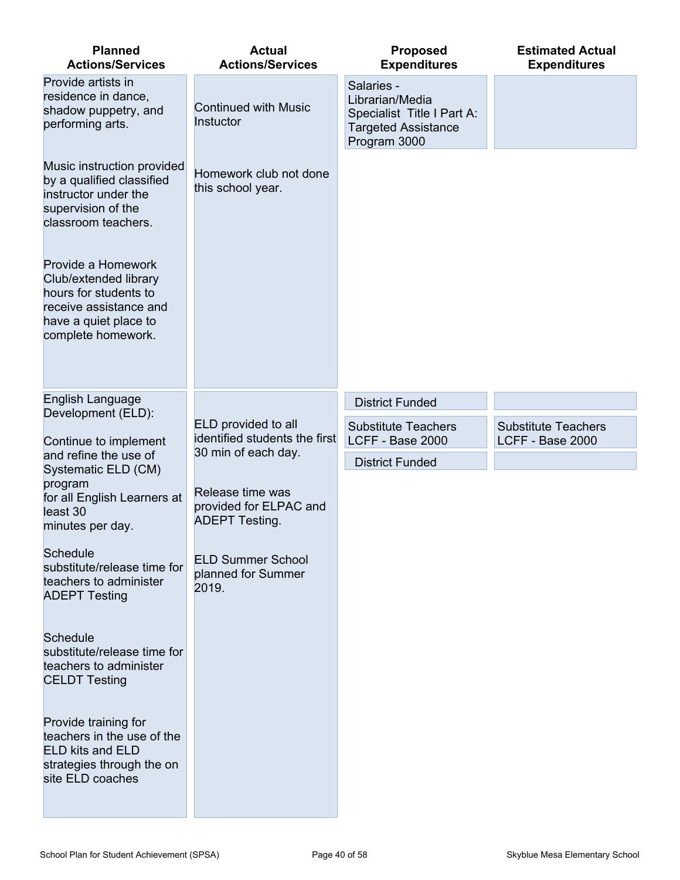| Planned Actions/Services | Actual Actions/Services | Proposed Expenditures | Estimated Actual Expenditures |
|---|---|---|---|
| Provide artists in residence in dance, shadow puppetry, and performing arts.<br><br>Music instruction provided by a qualified classified instructor under the supervision of the classroom teachers.<br><br>Provide a Homework Club/extended library hours for students to receive assistance and have a quiet place to complete homework. | Continued with Music Instuctor<br><br>Homework club not done this school year. | Salaries - Librarian/Media Specialist Title I Part A: Targeted Assistance Program 3000 | |
| English Language Development (ELD):<br><br>Continue to implement and refine the use of Systematic ELD (CM) program for all English Learners at least 30 minutes per day.<br><br>Schedule substitute/release time for teachers to administer ADEPT Testing<br><br>Schedule substitute/release time for teachers to administer CELDT Testing<br><br>Provide training for teachers in the use of the ELD kits and ELD strategies through the on site ELD coaches | ELD provided to all identified students the first 30 min of each day.<br><br>Release time was provided for ELPAC and ADEPT Testing.<br><br>ELD Summer School planned for Summer 2019. | District Funded<br><br>Substitute Teachers LCFF - Base 2000<br><br>District Funded | <br><br>Substitute Teachers LCFF - Base 2000<br><br> |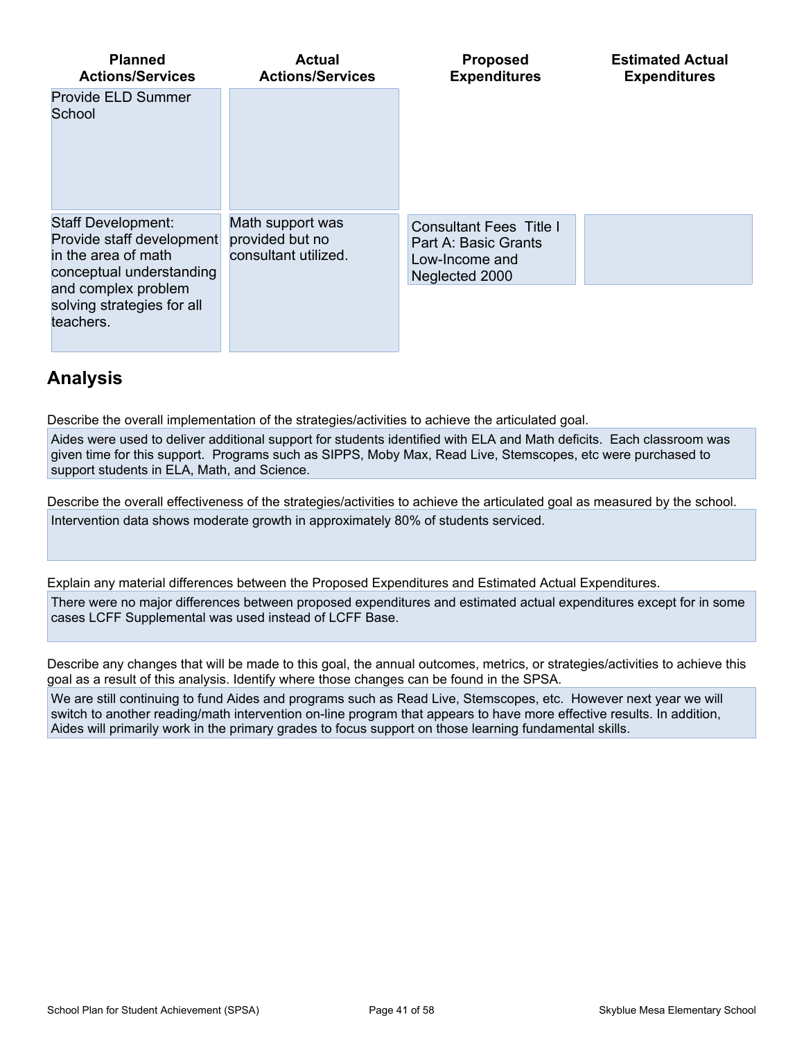| Planned Actions/Services | Actual Actions/Services | Proposed Expenditures | Estimated Actual Expenditures |
|---|---|---|---|
| Provide ELD Summer School | | | |
| Staff Development: Provide staff development in the area of math conceptual understanding and complex problem solving strategies for all teachers. | Math support was provided but no consultant utilized. | Consultant Fees Title I Part A: Basic Grants Low-Income and Neglected 2000 | |

## Analysis

Describe the overall implementation of the strategies/activities to achieve the articulated goal.

Aides were used to deliver additional support for students identified with ELA and Math deficits. Each classroom was given time for this support. Programs such as SIPPS, Moby Max, Read Live, Stemscopes, etc were purchased to support students in ELA, Math, and Science.

Describe the overall effectiveness of the strategies/activities to achieve the articulated goal as measured by the school.

Intervention data shows moderate growth in approximately 80% of students serviced.

Explain any material differences between the Proposed Expenditures and Estimated Actual Expenditures.

There were no major differences between proposed expenditures and estimated actual expenditures except for in some cases LCFF Supplemental was used instead of LCFF Base.

Describe any changes that will be made to this goal, the annual outcomes, metrics, or strategies/activities to achieve this goal as a result of this analysis. Identify where those changes can be found in the SPSA.

We are still continuing to fund Aides and programs such as Read Live, Stemscopes, etc. However next year we will switch to another reading/math intervention on-line program that appears to have more effective results. In addition, Aides will primarily work in the primary grades to focus support on those learning fundamental skills.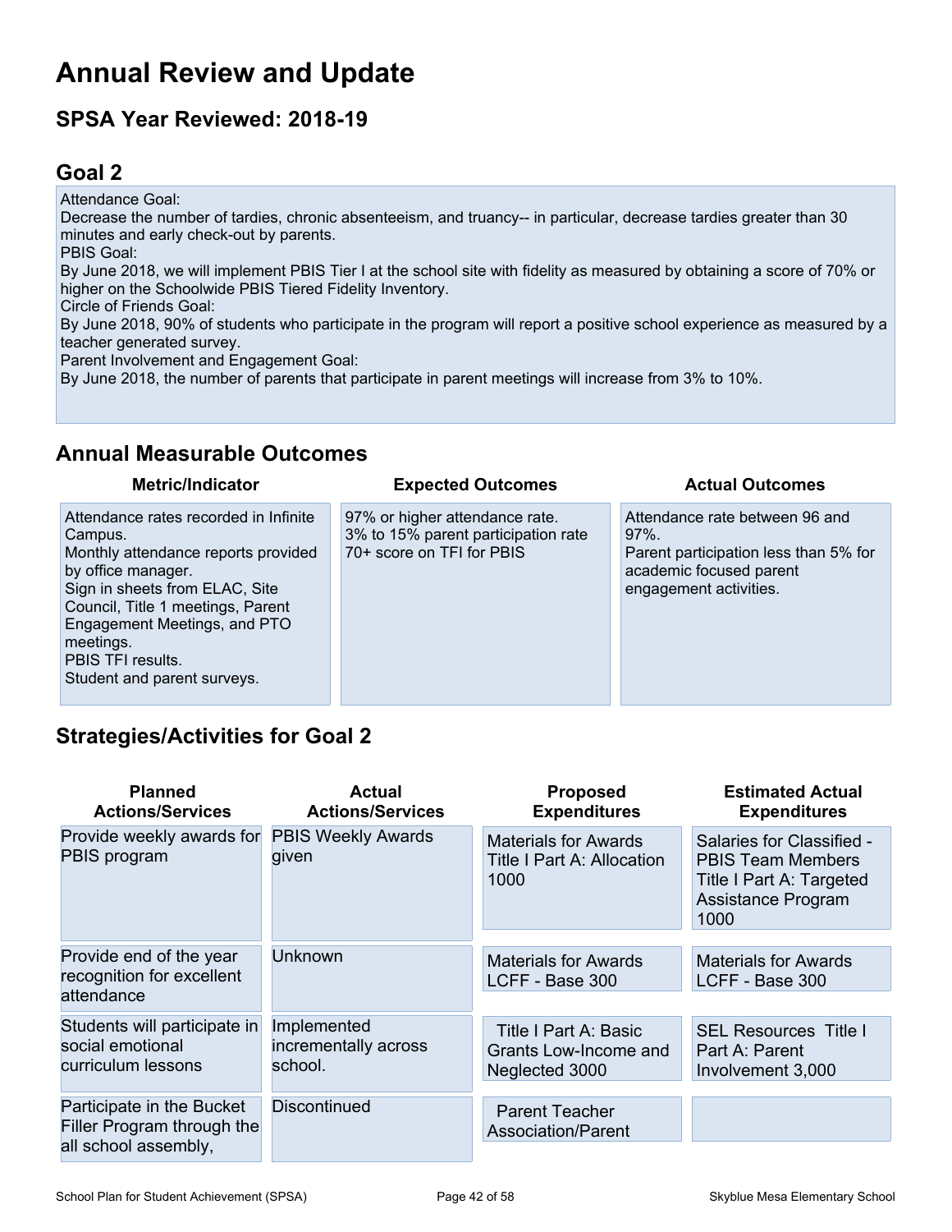# Annual Review and Update

## SPSA Year Reviewed: 2018-19

## Goal 2

Attendance Goal:
Decrease the number of tardies, chronic absenteeism, and truancy-- in particular, decrease tardies greater than 30 minutes and early check-out by parents.
PBIS Goal:
By June 2018, we will implement PBIS Tier I at the school site with fidelity as measured by obtaining a score of 70% or higher on the Schoolwide PBIS Tiered Fidelity Inventory.
Circle of Friends Goal:
By June 2018, 90% of students who participate in the program will report a positive school experience as measured by a teacher generated survey.
Parent Involvement and Engagement Goal:
By June 2018, the number of parents that participate in parent meetings will increase from 3% to 10%.

## Annual Measurable Outcomes

| Metric/Indicator | Expected Outcomes | Actual Outcomes |
|---|---|---|
| Attendance rates recorded in Infinite Campus.<br>Monthly attendance reports provided by office manager.<br>Sign in sheets from ELAC, Site Council, Title 1 meetings, Parent Engagement Meetings, and PTO meetings.<br>PBIS TFI results.<br>Student and parent surveys. | 97% or higher attendance rate.<br>3% to 15% parent participation rate<br>70+ score on TFI for PBIS | Attendance rate between 96 and 97%.<br>Parent participation less than 5% for academic focused parent engagement activities. |

## Strategies/Activities for Goal 2

| Planned Actions/Services | Actual Actions/Services | Proposed Expenditures | Estimated Actual Expenditures |
|---|---|---|---|
| Provide weekly awards for PBIS program | PBIS Weekly Awards given | Materials for Awards Title I Part A: Allocation 1000 | Salaries for Classified - PBIS Team Members Title I Part A: Targeted Assistance Program 1000 |
| Provide end of the year recognition for excellent attendance | Unknown | Materials for Awards LCFF - Base 300 | Materials for Awards LCFF - Base 300 |
| Students will participate in social emotional curriculum lessons | Implemented incrementally across school. | Title I Part A: Basic Grants Low-Income and Neglected 3000 | SEL Resources Title I Part A: Parent Involvement 3,000 |
| Participate in the Bucket Filler Program through the all school assembly, | Discontinued | Parent Teacher Association/Parent | |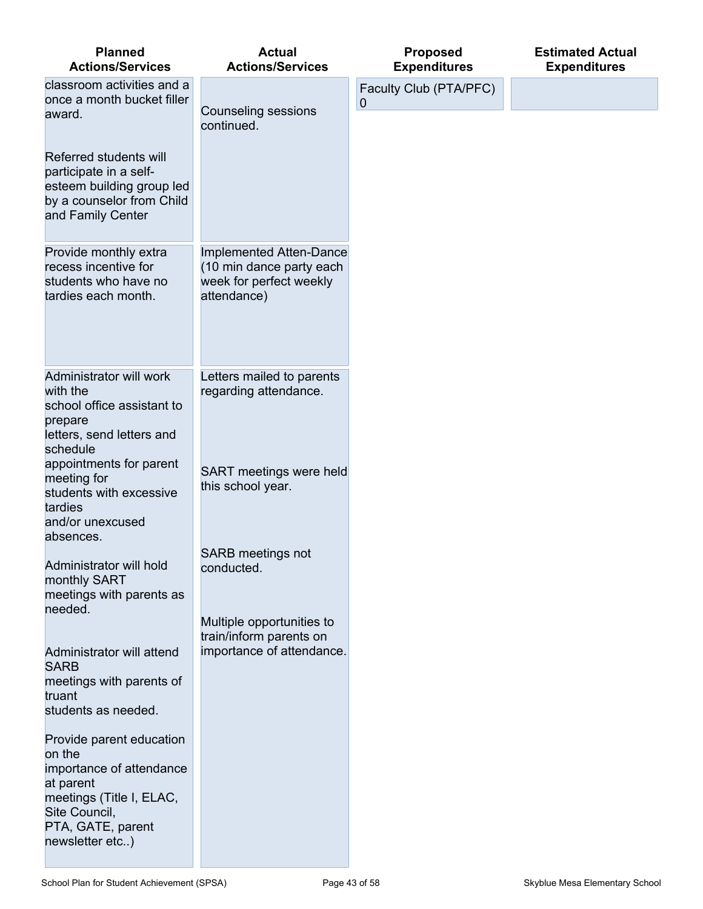| Planned Actions/Services | Actual Actions/Services | Proposed Expenditures | Estimated Actual Expenditures |
|---|---|---|---|
| classroom activities and a once a month bucket filler award.<br><br>Referred students will participate in a self-esteem building group led by a counselor from Child and Family Center | Counseling sessions continued. | Faculty Club (PTA/PFC) 0 | |
| Provide monthly extra recess incentive for students who have no tardies each month. | Implemented Atten-Dance (10 min dance party each week for perfect weekly attendance) | | |
| Administrator will work with the school office assistant to prepare letters, send letters and schedule appointments for parent meeting for students with excessive tardies and/or unexcused absences.<br><br>Administrator will hold monthly SART meetings with parents as needed.<br><br>Administrator will attend SARB meetings with parents of truant students as needed.<br><br>Provide parent education on the importance of attendance at parent meetings (Title I, ELAC, Site Council, PTA, GATE, parent newsletter etc..) | Letters mailed to parents regarding attendance.<br><br>SART meetings were held this school year.<br><br>SARB meetings not conducted.<br><br>Multiple opportunities to train/inform parents on importance of attendance. | | |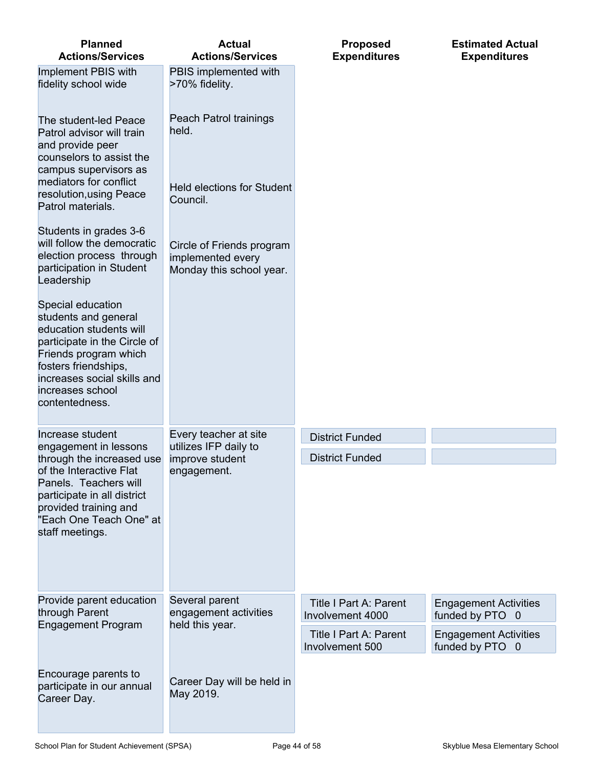| Planned Actions/Services | Actual Actions/Services | Proposed Expenditures | Estimated Actual Expenditures |
|---|---|---|---|
| Implement PBIS with fidelity school wide<br><br>The student-led Peace Patrol advisor will train and provide peer counselors to assist the campus supervisors as mediators for conflict resolution,using Peace Patrol materials.<br><br>Students in grades 3-6 will follow the democratic election process through participation in Student Leadership<br><br>Special education students and general education students will participate in the Circle of Friends program which fosters friendships, increases social skills and increases school contentedness. | PBIS implemented with >70% fidelity.<br><br>Peach Patrol trainings held.<br><br>Held elections for Student Council.<br><br>Circle of Friends program implemented every Monday this school year. | | |
| Increase student engagement in lessons through the increased use of the Interactive Flat Panels. Teachers will participate in all district provided training and "Each One Teach One" at staff meetings. | Every teacher at site utilizes IFP daily to improve student engagement. | District Funded<br><br>District Funded | |
| Provide parent education through Parent Engagement Program<br><br>Encourage parents to participate in our annual Career Day. | Several parent engagement activities held this year.<br><br>Career Day will be held in May 2019. | Title I Part A: Parent Involvement 4000<br><br>Title I Part A: Parent Involvement 500 | Engagement Activities funded by PTO 0<br><br>Engagement Activities funded by PTO 0 |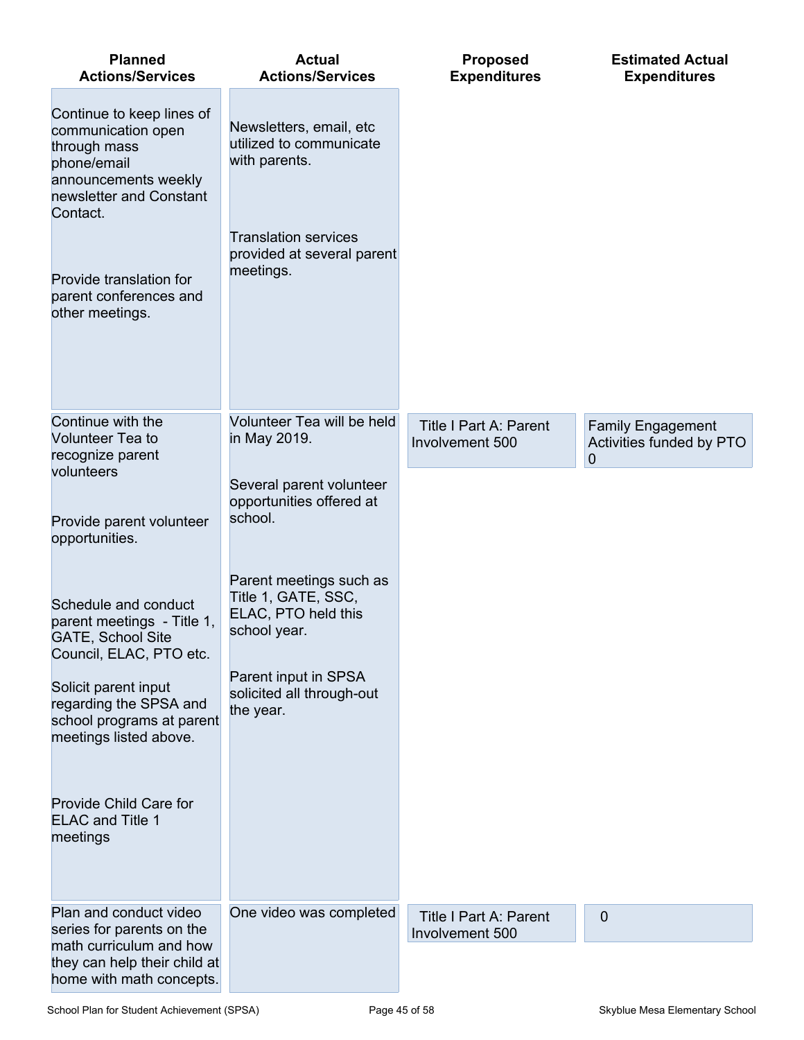| Planned Actions/Services | Actual Actions/Services | Proposed Expenditures | Estimated Actual Expenditures |
| --- | --- | --- | --- |
| Continue to keep lines of communication open through mass phone/email announcements weekly newsletter and Constant Contact.<br><br>Provide translation for parent conferences and other meetings. | Newsletters, email, etc utilized to communicate with parents.<br><br>Translation services provided at several parent meetings. | | |
| Continue with the Volunteer Tea to recognize parent volunteers<br><br>Provide parent volunteer opportunities.<br><br>Schedule and conduct parent meetings - Title 1, GATE, School Site Council, ELAC, PTO etc.<br><br>Solicit parent input regarding the SPSA and school programs at parent meetings listed above.<br><br>Provide Child Care for ELAC and Title 1 meetings | Volunteer Tea will be held in May 2019.<br><br>Several parent volunteer opportunities offered at school.<br><br>Parent meetings such as Title 1, GATE, SSC, ELAC, PTO held this school year.<br><br>Parent input in SPSA solicited all through-out the year. | Title I Part A: Parent Involvement 500 | Family Engagement Activities funded by PTO 0 |
| Plan and conduct video series for parents on the math curriculum and how they can help their child at home with math concepts. | One video was completed | Title I Part A: Parent Involvement 500 | 0 |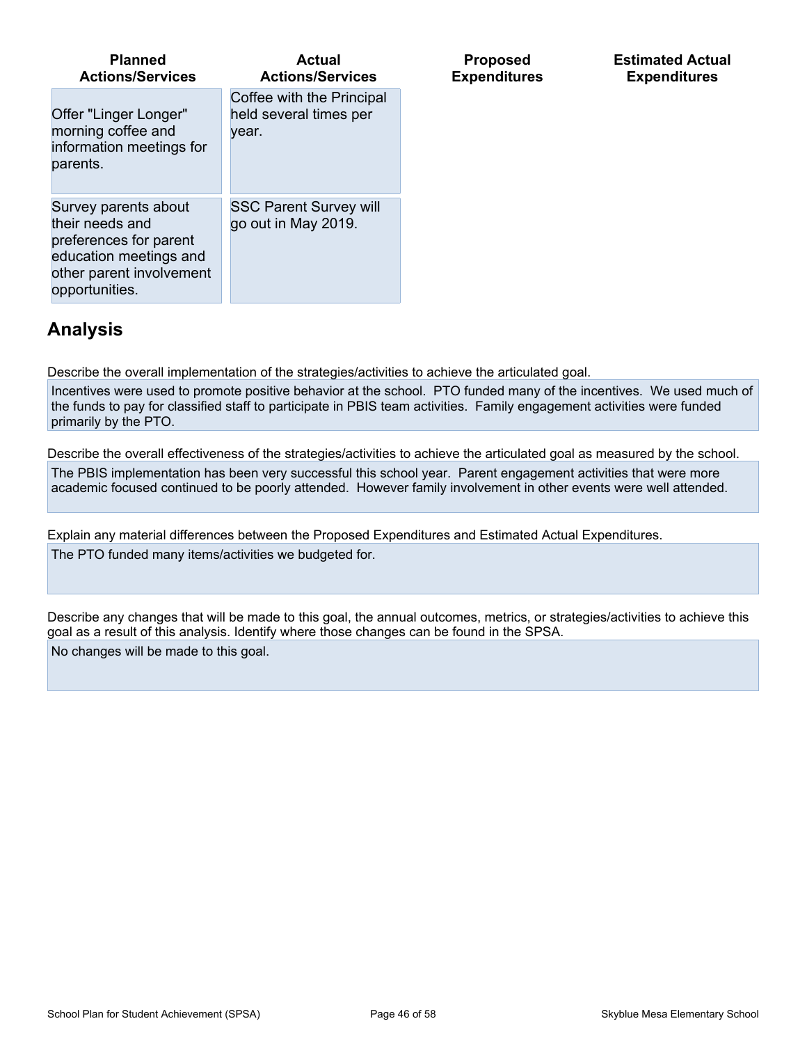| Planned Actions/Services | Actual Actions/Services | Proposed Expenditures | Estimated Actual Expenditures |
|---|---|---|---|
| Offer "Linger Longer" morning coffee and information meetings for parents. | Coffee with the Principal held several times per year. | | |
| Survey parents about their needs and preferences for parent education meetings and other parent involvement opportunities. | SSC Parent Survey will go out in May 2019. | | |

## Analysis

Describe the overall implementation of the strategies/activities to achieve the articulated goal.

Incentives were used to promote positive behavior at the school. PTO funded many of the incentives. We used much of the funds to pay for classified staff to participate in PBIS team activities. Family engagement activities were funded primarily by the PTO.

Describe the overall effectiveness of the strategies/activities to achieve the articulated goal as measured by the school.

The PBIS implementation has been very successful this school year. Parent engagement activities that were more academic focused continued to be poorly attended. However family involvement in other events were well attended.

Explain any material differences between the Proposed Expenditures and Estimated Actual Expenditures.

The PTO funded many items/activities we budgeted for.

Describe any changes that will be made to this goal, the annual outcomes, metrics, or strategies/activities to achieve this goal as a result of this analysis. Identify where those changes can be found in the SPSA.

No changes will be made to this goal.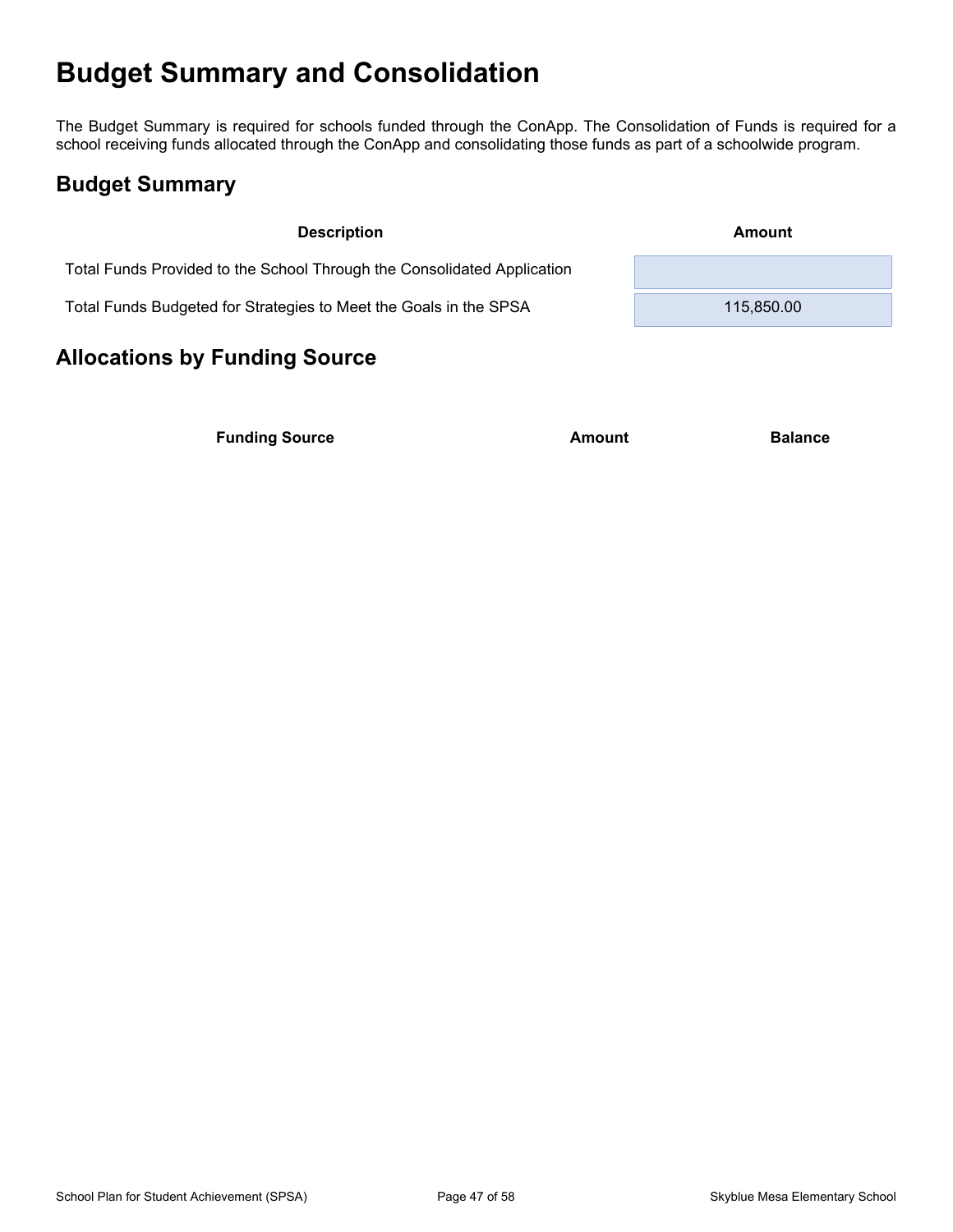# Budget Summary and Consolidation

The Budget Summary is required for schools funded through the ConApp. The Consolidation of Funds is required for a school receiving funds allocated through the ConApp and consolidating those funds as part of a schoolwide program.

## Budget Summary

| Description | Amount |
| --- | --- |
| Total Funds Provided to the School Through the Consolidated Application | |
| Total Funds Budgeted for Strategies to Meet the Goals in the SPSA | 115,850.00 |

## Allocations by Funding Source

| Funding Source | Amount | Balance |
| --- | --- | --- |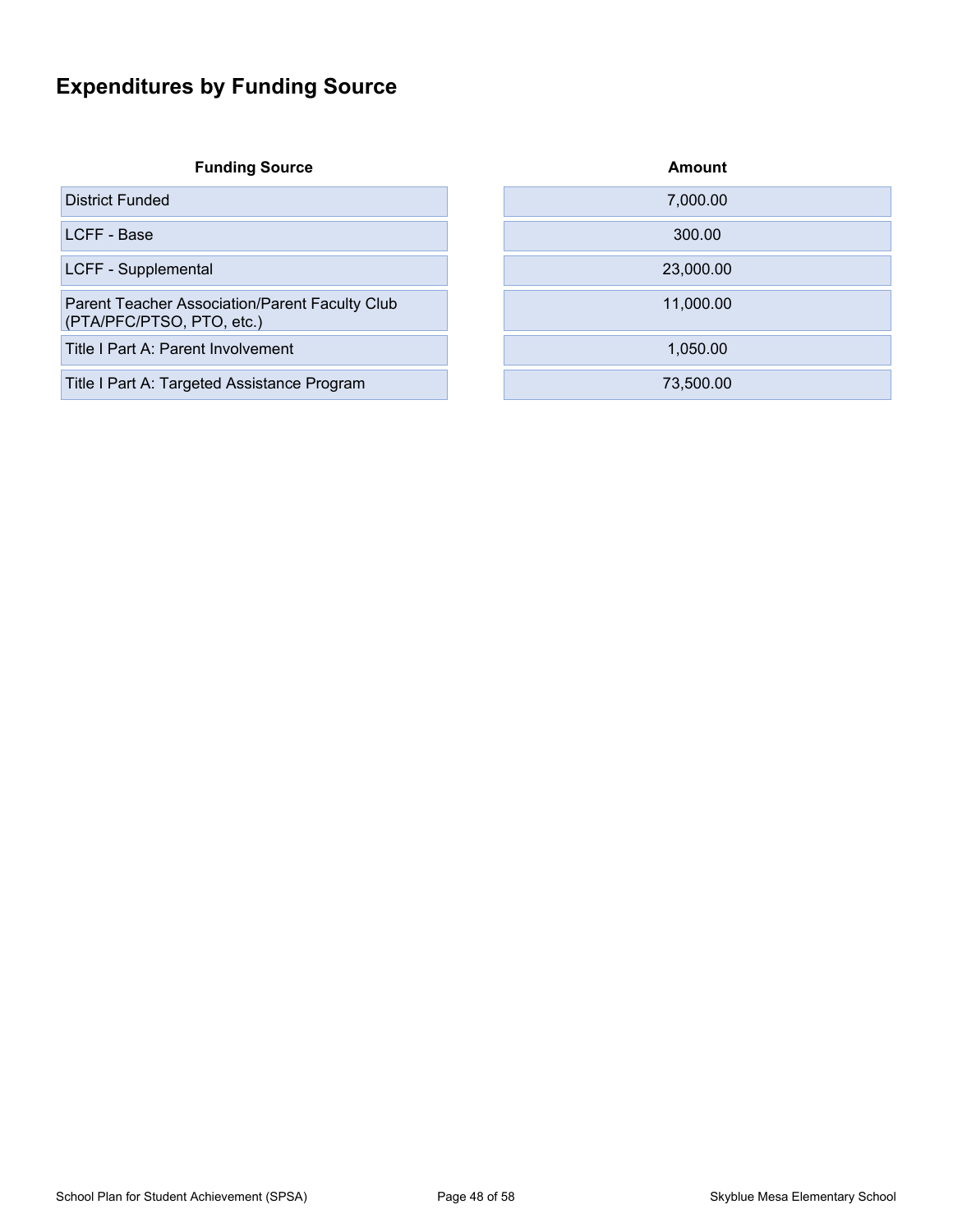# Expenditures by Funding Source

| Funding Source | Amount |
|---|---|
| District Funded | 7,000.00 |
| LCFF - Base | 300.00 |
| LCFF - Supplemental | 23,000.00 |
| Parent Teacher Association/Parent Faculty Club (PTA/PFC/PTSO, PTO, etc.) | 11,000.00 |
| Title I Part A: Parent Involvement | 1,050.00 |
| Title I Part A: Targeted Assistance Program | 73,500.00 |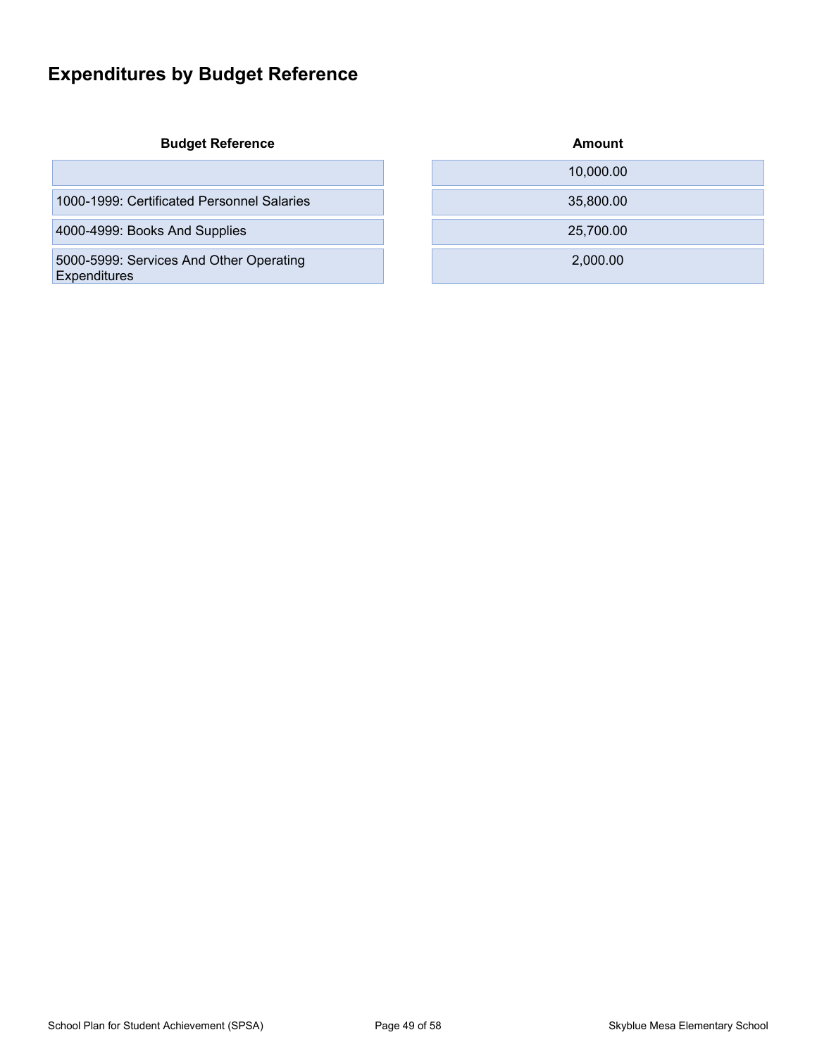# Expenditures by Budget Reference

| Budget Reference | Amount |
| --- | --- |
| | 10,000.00 |
| 1000-1999: Certificated Personnel Salaries | 35,800.00 |
| 4000-4999: Books And Supplies | 25,700.00 |
| 5000-5999: Services And Other Operating Expenditures | 2,000.00 |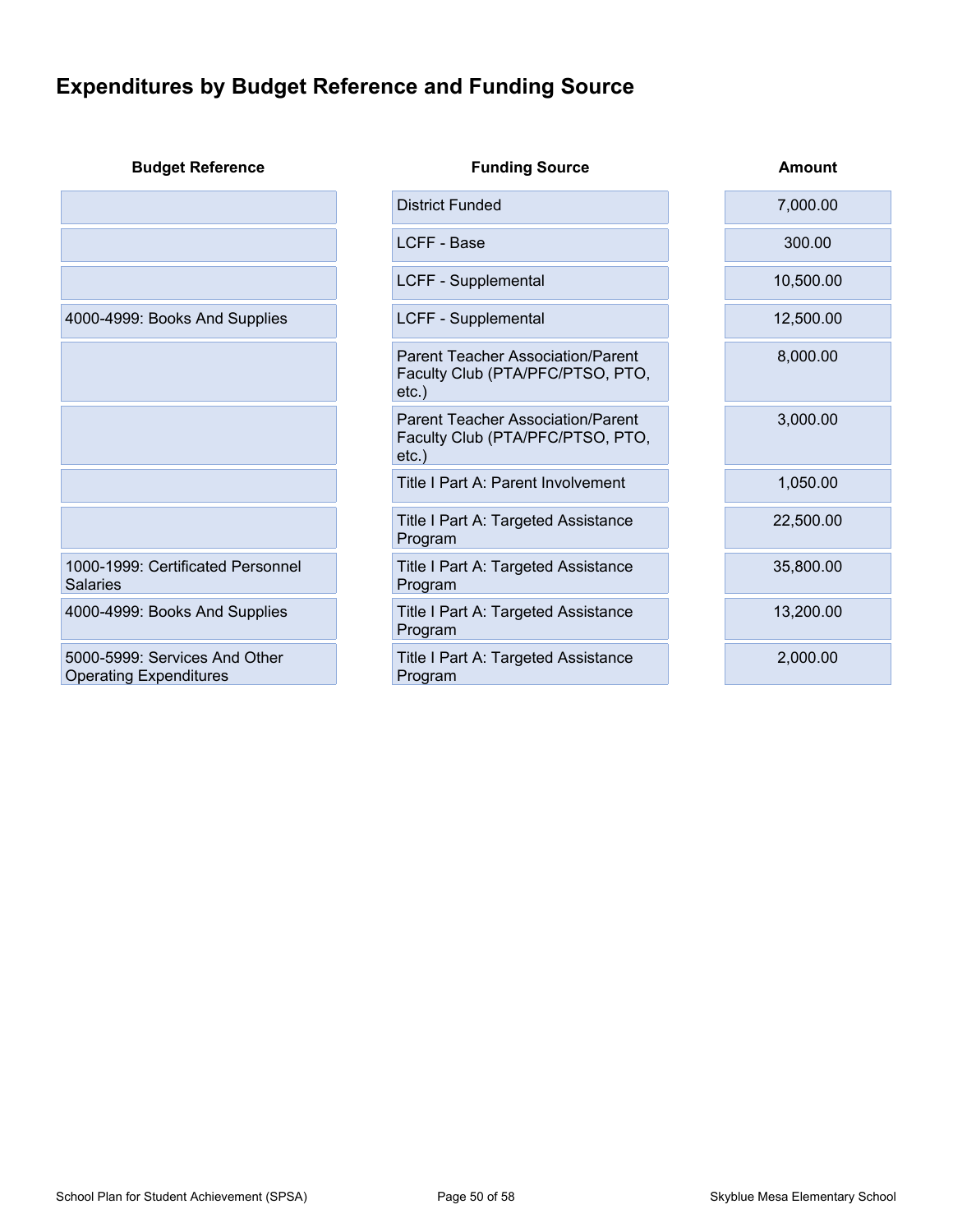## Expenditures by Budget Reference and Funding Source

| Budget Reference | Funding Source | Amount |
|---|---|---|
| | District Funded | 7,000.00 |
| | LCFF - Base | 300.00 |
| | LCFF - Supplemental | 10,500.00 |
| 4000-4999: Books And Supplies | LCFF - Supplemental | 12,500.00 |
| | Parent Teacher Association/Parent Faculty Club (PTA/PFC/PTSO, PTO, etc.) | 8,000.00 |
| | Parent Teacher Association/Parent Faculty Club (PTA/PFC/PTSO, PTO, etc.) | 3,000.00 |
| | Title I Part A: Parent Involvement | 1,050.00 |
| | Title I Part A: Targeted Assistance Program | 22,500.00 |
| 1000-1999: Certificated Personnel Salaries | Title I Part A: Targeted Assistance Program | 35,800.00 |
| 4000-4999: Books And Supplies | Title I Part A: Targeted Assistance Program | 13,200.00 |
| 5000-5999: Services And Other Operating Expenditures | Title I Part A: Targeted Assistance Program | 2,000.00 |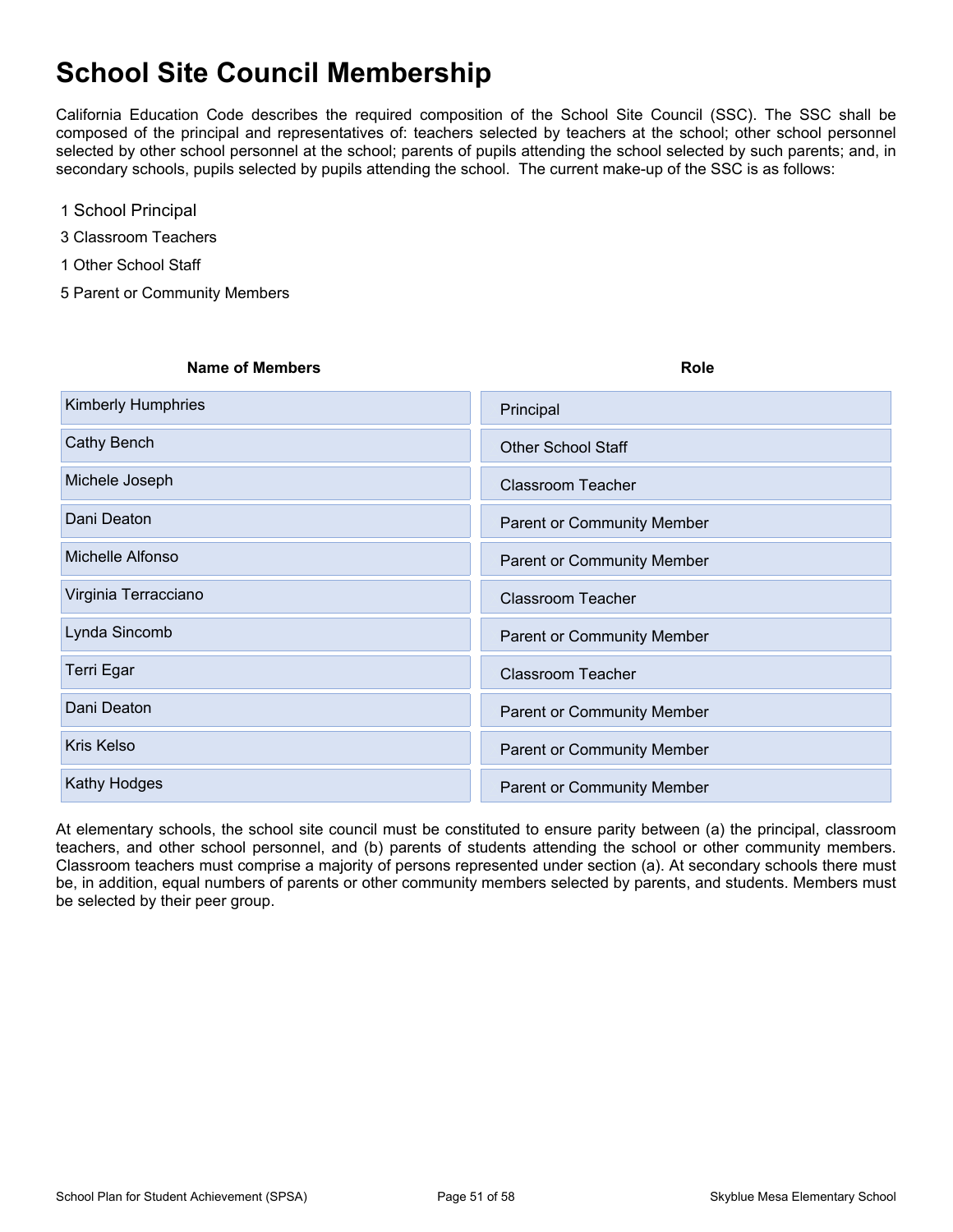# School Site Council Membership

California Education Code describes the required composition of the School Site Council (SSC). The SSC shall be composed of the principal and representatives of: teachers selected by teachers at the school; other school personnel selected by other school personnel at the school; parents of pupils attending the school selected by such parents; and, in secondary schools, pupils selected by pupils attending the school. The current make-up of the SSC is as follows:

1 School Principal

3 Classroom Teachers

1 Other School Staff

5 Parent or Community Members

| Name of Members | Role |
| --- | --- |
| Kimberly Humphries | Principal |
| Cathy Bench | Other School Staff |
| Michele Joseph | Classroom Teacher |
| Dani Deaton | Parent or Community Member |
| Michelle Alfonso | Parent or Community Member |
| Virginia Terracciano | Classroom Teacher |
| Lynda Sincomb | Parent or Community Member |
| Terri Egar | Classroom Teacher |
| Dani Deaton | Parent or Community Member |
| Kris Kelso | Parent or Community Member |
| Kathy Hodges | Parent or Community Member |

At elementary schools, the school site council must be constituted to ensure parity between (a) the principal, classroom teachers, and other school personnel, and (b) parents of students attending the school or other community members. Classroom teachers must comprise a majority of persons represented under section (a). At secondary schools there must be, in addition, equal numbers of parents or other community members selected by parents, and students. Members must be selected by their peer group.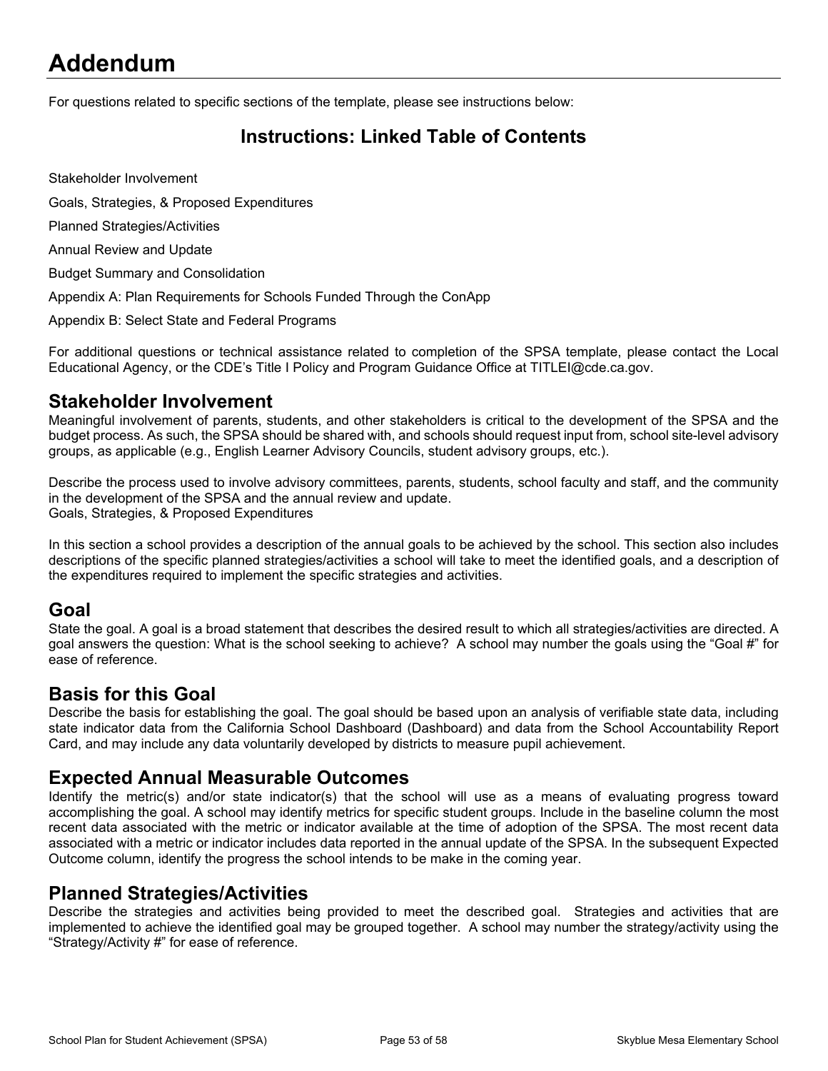# Addendum

For questions related to specific sections of the template, please see instructions below:

## Instructions: Linked Table of Contents

Stakeholder Involvement

Goals, Strategies, & Proposed Expenditures

Planned Strategies/Activities

Annual Review and Update

Budget Summary and Consolidation

Appendix A: Plan Requirements for Schools Funded Through the ConApp

Appendix B: Select State and Federal Programs

For additional questions or technical assistance related to completion of the SPSA template, please contact the Local Educational Agency, or the CDE's Title I Policy and Program Guidance Office at TITLEI@cde.ca.gov.

## Stakeholder Involvement

Meaningful involvement of parents, students, and other stakeholders is critical to the development of the SPSA and the budget process. As such, the SPSA should be shared with, and schools should request input from, school site-level advisory groups, as applicable (e.g., English Learner Advisory Councils, student advisory groups, etc.).

Describe the process used to involve advisory committees, parents, students, school faculty and staff, and the community in the development of the SPSA and the annual review and update.
Goals, Strategies, & Proposed Expenditures

In this section a school provides a description of the annual goals to be achieved by the school. This section also includes descriptions of the specific planned strategies/activities a school will take to meet the identified goals, and a description of the expenditures required to implement the specific strategies and activities.

## Goal

State the goal. A goal is a broad statement that describes the desired result to which all strategies/activities are directed. A goal answers the question: What is the school seeking to achieve? A school may number the goals using the "Goal #" for ease of reference.

## Basis for this Goal

Describe the basis for establishing the goal. The goal should be based upon an analysis of verifiable state data, including state indicator data from the California School Dashboard (Dashboard) and data from the School Accountability Report Card, and may include any data voluntarily developed by districts to measure pupil achievement.

## Expected Annual Measurable Outcomes

Identify the metric(s) and/or state indicator(s) that the school will use as a means of evaluating progress toward accomplishing the goal. A school may identify metrics for specific student groups. Include in the baseline column the most recent data associated with the metric or indicator available at the time of adoption of the SPSA. The most recent data associated with a metric or indicator includes data reported in the annual update of the SPSA. In the subsequent Expected Outcome column, identify the progress the school intends to be make in the coming year.

## Planned Strategies/Activities

Describe the strategies and activities being provided to meet the described goal. Strategies and activities that are implemented to achieve the identified goal may be grouped together. A school may number the strategy/activity using the "Strategy/Activity #" for ease of reference.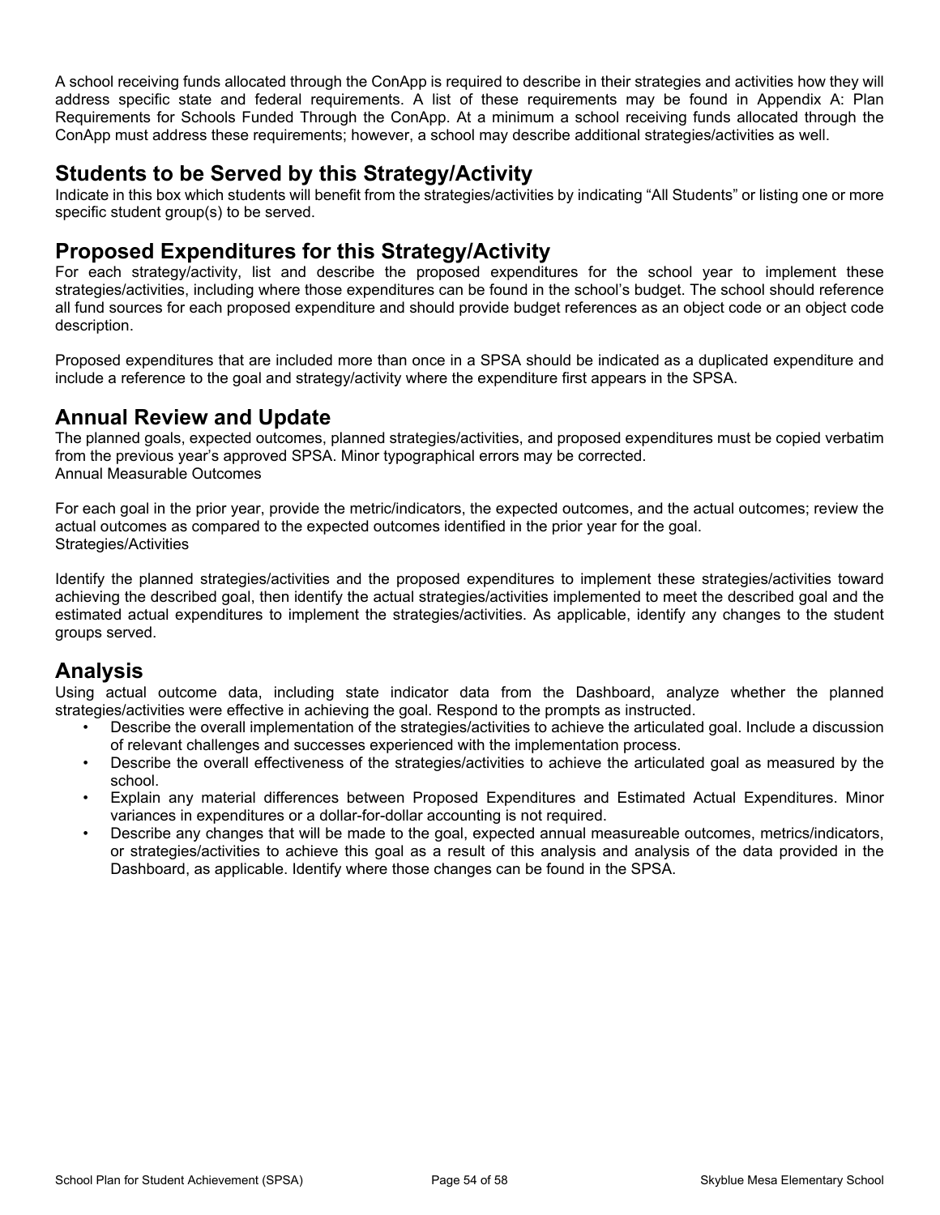A school receiving funds allocated through the ConApp is required to describe in their strategies and activities how they will address specific state and federal requirements. A list of these requirements may be found in Appendix A: Plan Requirements for Schools Funded Through the ConApp. At a minimum a school receiving funds allocated through the ConApp must address these requirements; however, a school may describe additional strategies/activities as well.

## Students to be Served by this Strategy/Activity

Indicate in this box which students will benefit from the strategies/activities by indicating "All Students" or listing one or more specific student group(s) to be served.

## Proposed Expenditures for this Strategy/Activity

For each strategy/activity, list and describe the proposed expenditures for the school year to implement these strategies/activities, including where those expenditures can be found in the school's budget. The school should reference all fund sources for each proposed expenditure and should provide budget references as an object code or an object code description.

Proposed expenditures that are included more than once in a SPSA should be indicated as a duplicated expenditure and include a reference to the goal and strategy/activity where the expenditure first appears in the SPSA.

## Annual Review and Update

The planned goals, expected outcomes, planned strategies/activities, and proposed expenditures must be copied verbatim from the previous year's approved SPSA. Minor typographical errors may be corrected.
Annual Measurable Outcomes

For each goal in the prior year, provide the metric/indicators, the expected outcomes, and the actual outcomes; review the actual outcomes as compared to the expected outcomes identified in the prior year for the goal.
Strategies/Activities

Identify the planned strategies/activities and the proposed expenditures to implement these strategies/activities toward achieving the described goal, then identify the actual strategies/activities implemented to meet the described goal and the estimated actual expenditures to implement the strategies/activities. As applicable, identify any changes to the student groups served.

## Analysis

Using actual outcome data, including state indicator data from the Dashboard, analyze whether the planned strategies/activities were effective in achieving the goal. Respond to the prompts as instructed.

- Describe the overall implementation of the strategies/activities to achieve the articulated goal. Include a discussion of relevant challenges and successes experienced with the implementation process.
- Describe the overall effectiveness of the strategies/activities to achieve the articulated goal as measured by the school.
- Explain any material differences between Proposed Expenditures and Estimated Actual Expenditures. Minor variances in expenditures or a dollar-for-dollar accounting is not required.
- Describe any changes that will be made to the goal, expected annual measureable outcomes, metrics/indicators, or strategies/activities to achieve this goal as a result of this analysis and analysis of the data provided in the Dashboard, as applicable. Identify where those changes can be found in the SPSA.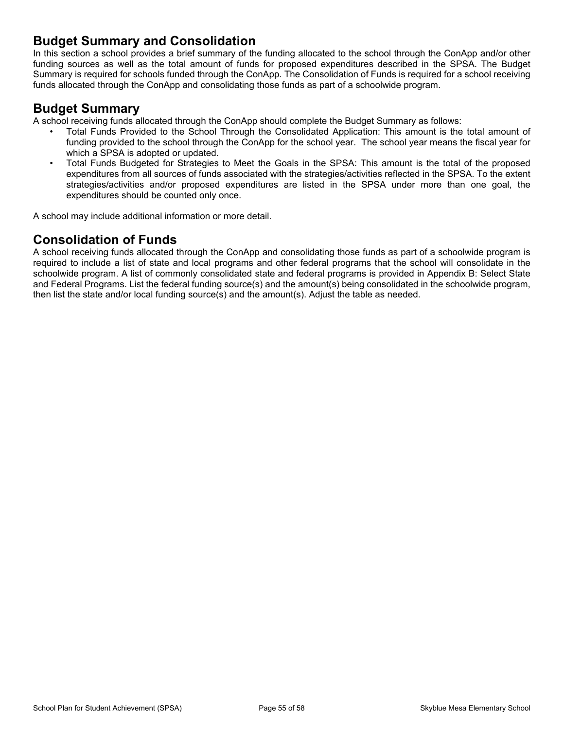## Budget Summary and Consolidation

In this section a school provides a brief summary of the funding allocated to the school through the ConApp and/or other funding sources as well as the total amount of funds for proposed expenditures described in the SPSA. The Budget Summary is required for schools funded through the ConApp. The Consolidation of Funds is required for a school receiving funds allocated through the ConApp and consolidating those funds as part of a schoolwide program.

## Budget Summary

A school receiving funds allocated through the ConApp should complete the Budget Summary as follows:

- Total Funds Provided to the School Through the Consolidated Application: This amount is the total amount of funding provided to the school through the ConApp for the school year. The school year means the fiscal year for which a SPSA is adopted or updated.
- Total Funds Budgeted for Strategies to Meet the Goals in the SPSA: This amount is the total of the proposed expenditures from all sources of funds associated with the strategies/activities reflected in the SPSA. To the extent strategies/activities and/or proposed expenditures are listed in the SPSA under more than one goal, the expenditures should be counted only once.

A school may include additional information or more detail.

## Consolidation of Funds

A school receiving funds allocated through the ConApp and consolidating those funds as part of a schoolwide program is required to include a list of state and local programs and other federal programs that the school will consolidate in the schoolwide program. A list of commonly consolidated state and federal programs is provided in Appendix B: Select State and Federal Programs. List the federal funding source(s) and the amount(s) being consolidated in the schoolwide program, then list the state and/or local funding source(s) and the amount(s). Adjust the table as needed.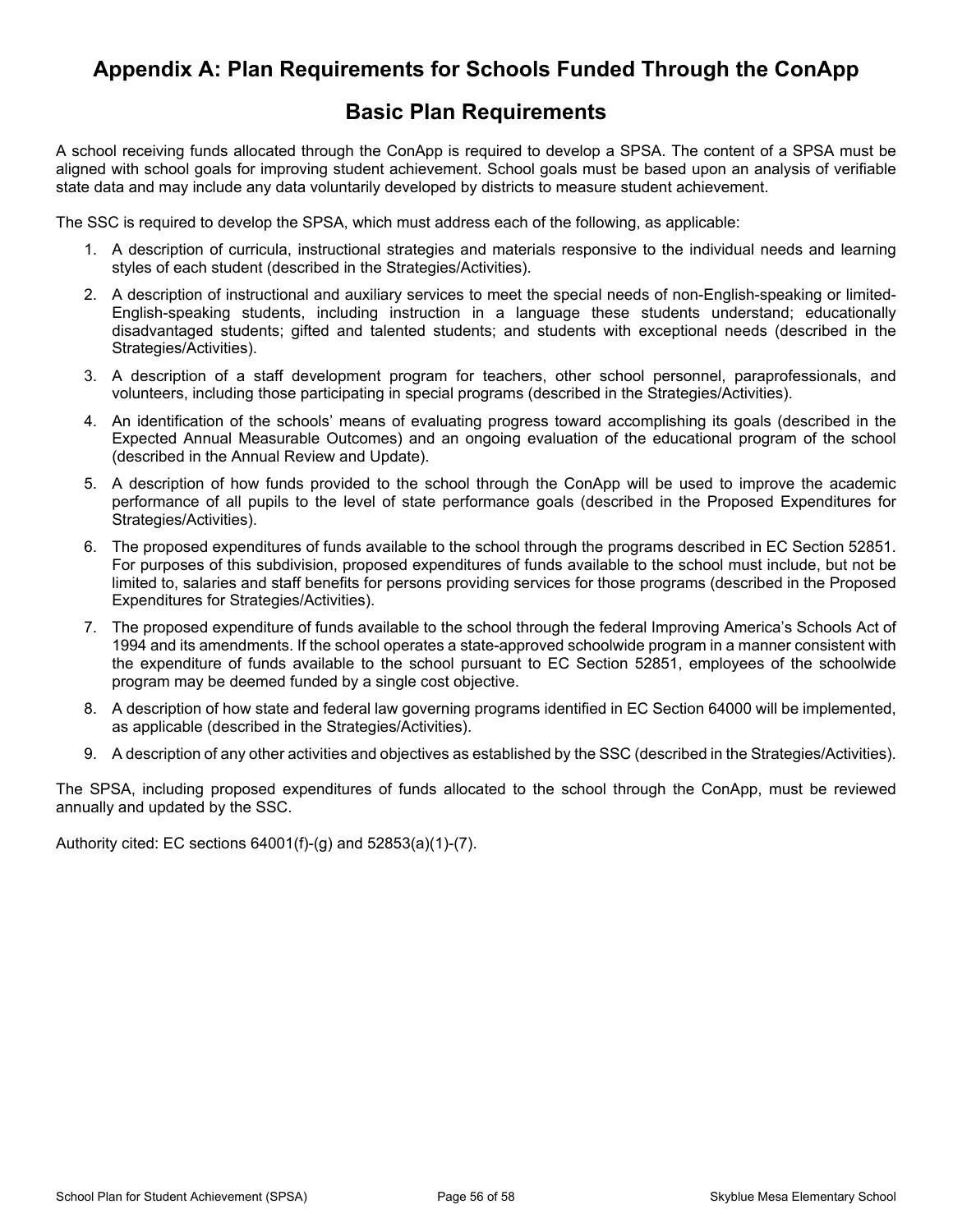# Appendix A: Plan Requirements for Schools Funded Through the ConApp

## Basic Plan Requirements

A school receiving funds allocated through the ConApp is required to develop a SPSA. The content of a SPSA must be aligned with school goals for improving student achievement. School goals must be based upon an analysis of verifiable state data and may include any data voluntarily developed by districts to measure student achievement.

The SSC is required to develop the SPSA, which must address each of the following, as applicable:

1. A description of curricula, instructional strategies and materials responsive to the individual needs and learning styles of each student (described in the Strategies/Activities).
2. A description of instructional and auxiliary services to meet the special needs of non-English-speaking or limited-English-speaking students, including instruction in a language these students understand; educationally disadvantaged students; gifted and talented students; and students with exceptional needs (described in the Strategies/Activities).
3. A description of a staff development program for teachers, other school personnel, paraprofessionals, and volunteers, including those participating in special programs (described in the Strategies/Activities).
4. An identification of the schools' means of evaluating progress toward accomplishing its goals (described in the Expected Annual Measurable Outcomes) and an ongoing evaluation of the educational program of the school (described in the Annual Review and Update).
5. A description of how funds provided to the school through the ConApp will be used to improve the academic performance of all pupils to the level of state performance goals (described in the Proposed Expenditures for Strategies/Activities).
6. The proposed expenditures of funds available to the school through the programs described in EC Section 52851. For purposes of this subdivision, proposed expenditures of funds available to the school must include, but not be limited to, salaries and staff benefits for persons providing services for those programs (described in the Proposed Expenditures for Strategies/Activities).
7. The proposed expenditure of funds available to the school through the federal Improving America's Schools Act of 1994 and its amendments. If the school operates a state-approved schoolwide program in a manner consistent with the expenditure of funds available to the school pursuant to EC Section 52851, employees of the schoolwide program may be deemed funded by a single cost objective.
8. A description of how state and federal law governing programs identified in EC Section 64000 will be implemented, as applicable (described in the Strategies/Activities).
9. A description of any other activities and objectives as established by the SSC (described in the Strategies/Activities).

The SPSA, including proposed expenditures of funds allocated to the school through the ConApp, must be reviewed annually and updated by the SSC.

Authority cited: EC sections 64001(f)-(g) and 52853(a)(1)-(7).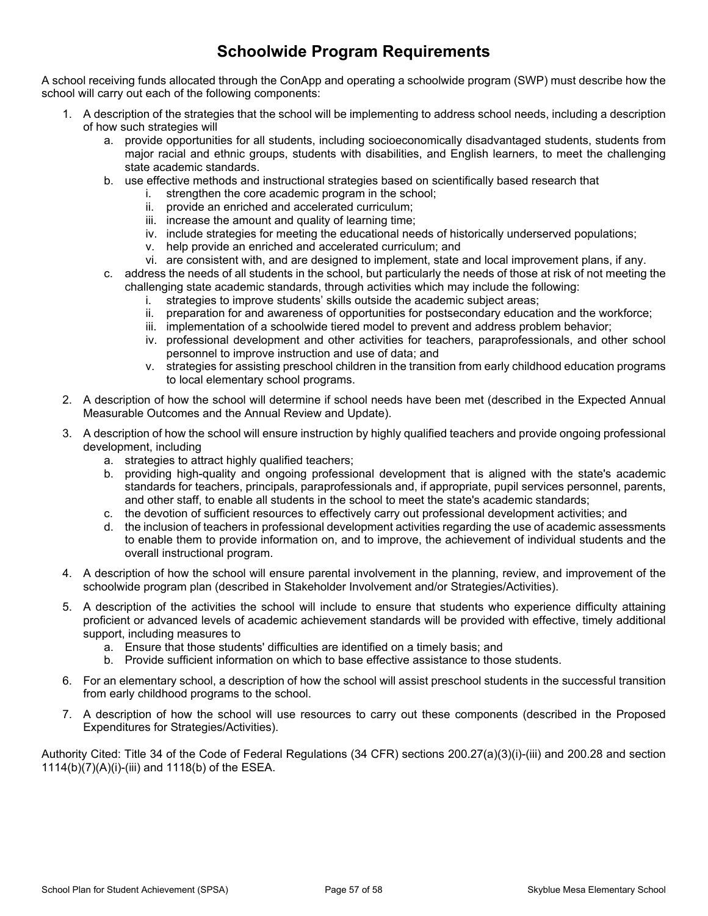# Schoolwide Program Requirements

A school receiving funds allocated through the ConApp and operating a schoolwide program (SWP) must describe how the school will carry out each of the following components:

1. A description of the strategies that the school will be implementing to address school needs, including a description of how such strategies will
   a. provide opportunities for all students, including socioeconomically disadvantaged students, students from major racial and ethnic groups, students with disabilities, and English learners, to meet the challenging state academic standards.
   b. use effective methods and instructional strategies based on scientifically based research that
      i. strengthen the core academic program in the school;
      ii. provide an enriched and accelerated curriculum;
      iii. increase the amount and quality of learning time;
      iv. include strategies for meeting the educational needs of historically underserved populations;
      v. help provide an enriched and accelerated curriculum; and
      vi. are consistent with, and are designed to implement, state and local improvement plans, if any.
   c. address the needs of all students in the school, but particularly the needs of those at risk of not meeting the challenging state academic standards, through activities which may include the following:
      i. strategies to improve students' skills outside the academic subject areas;
      ii. preparation for and awareness of opportunities for postsecondary education and the workforce;
      iii. implementation of a schoolwide tiered model to prevent and address problem behavior;
      iv. professional development and other activities for teachers, paraprofessionals, and other school personnel to improve instruction and use of data; and
      v. strategies for assisting preschool children in the transition from early childhood education programs to local elementary school programs.
2. A description of how the school will determine if school needs have been met (described in the Expected Annual Measurable Outcomes and the Annual Review and Update).
3. A description of how the school will ensure instruction by highly qualified teachers and provide ongoing professional development, including
   a. strategies to attract highly qualified teachers;
   b. providing high-quality and ongoing professional development that is aligned with the state's academic standards for teachers, principals, paraprofessionals and, if appropriate, pupil services personnel, parents, and other staff, to enable all students in the school to meet the state's academic standards;
   c. the devotion of sufficient resources to effectively carry out professional development activities; and
   d. the inclusion of teachers in professional development activities regarding the use of academic assessments to enable them to provide information on, and to improve, the achievement of individual students and the overall instructional program.
4. A description of how the school will ensure parental involvement in the planning, review, and improvement of the schoolwide program plan (described in Stakeholder Involvement and/or Strategies/Activities).
5. A description of the activities the school will include to ensure that students who experience difficulty attaining proficient or advanced levels of academic achievement standards will be provided with effective, timely additional support, including measures to
   a. Ensure that those students' difficulties are identified on a timely basis; and
   b. Provide sufficient information on which to base effective assistance to those students.
6. For an elementary school, a description of how the school will assist preschool students in the successful transition from early childhood programs to the school.
7. A description of how the school will use resources to carry out these components (described in the Proposed Expenditures for Strategies/Activities).

Authority Cited: Title 34 of the Code of Federal Regulations (34 CFR) sections 200.27(a)(3)(i)-(iii) and 200.28 and section 1114(b)(7)(A)(i)-(iii) and 1118(b) of the ESEA.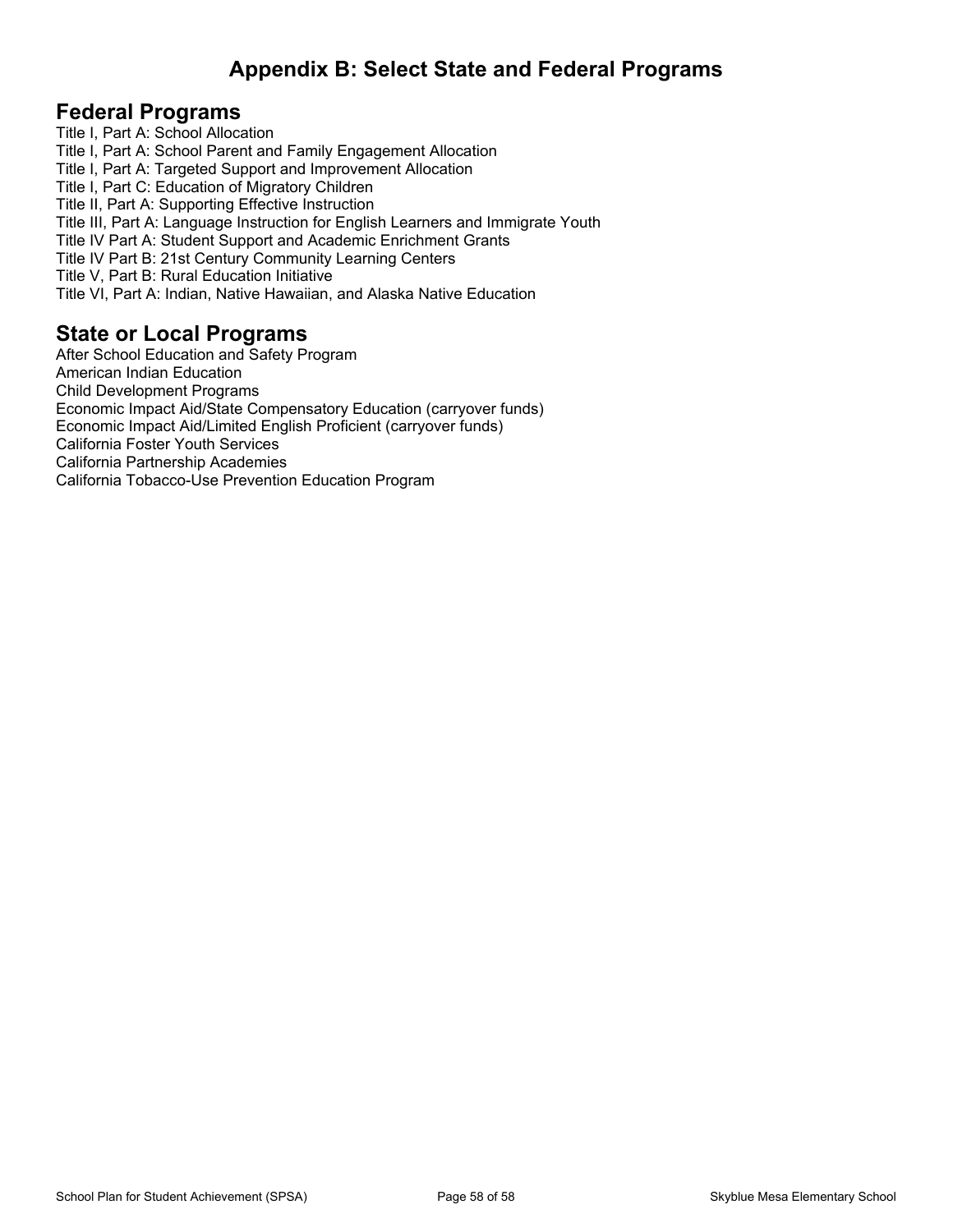# Appendix B: Select State and Federal Programs

## Federal Programs

Title I, Part A: School Allocation
Title I, Part A: School Parent and Family Engagement Allocation
Title I, Part A: Targeted Support and Improvement Allocation
Title I, Part C: Education of Migratory Children
Title II, Part A: Supporting Effective Instruction
Title III, Part A: Language Instruction for English Learners and Immigrate Youth
Title IV Part A: Student Support and Academic Enrichment Grants
Title IV Part B: 21st Century Community Learning Centers
Title V, Part B: Rural Education Initiative
Title VI, Part A: Indian, Native Hawaiian, and Alaska Native Education

## State or Local Programs

After School Education and Safety Program
American Indian Education
Child Development Programs
Economic Impact Aid/State Compensatory Education (carryover funds)
Economic Impact Aid/Limited English Proficient (carryover funds)
California Foster Youth Services
California Partnership Academies
California Tobacco-Use Prevention Education Program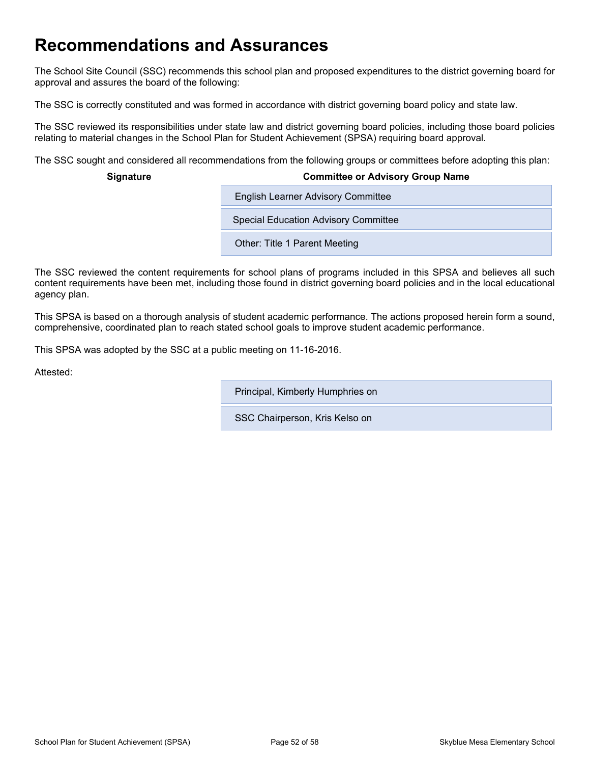# Recommendations and Assurances

The School Site Council (SSC) recommends this school plan and proposed expenditures to the district governing board for approval and assures the board of the following:

The SSC is correctly constituted and was formed in accordance with district governing board policy and state law.

The SSC reviewed its responsibilities under state law and district governing board policies, including those board policies relating to material changes in the School Plan for Student Achievement (SPSA) requiring board approval.

The SSC sought and considered all recommendations from the following groups or committees before adopting this plan:

| Signature | Committee or Advisory Group Name |
|---|---|
| | English Learner Advisory Committee |
| | Special Education Advisory Committee |
| | Other: Title 1 Parent Meeting |

The SSC reviewed the content requirements for school plans of programs included in this SPSA and believes all such content requirements have been met, including those found in district governing board policies and in the local educational agency plan.

This SPSA is based on a thorough analysis of student academic performance. The actions proposed herein form a sound, comprehensive, coordinated plan to reach stated school goals to improve student academic performance.

This SPSA was adopted by the SSC at a public meeting on 11-16-2016.

Attested:

| | |
|---|---|
| | Principal, Kimberly Humphries on |
| | SSC Chairperson, Kris Kelso on |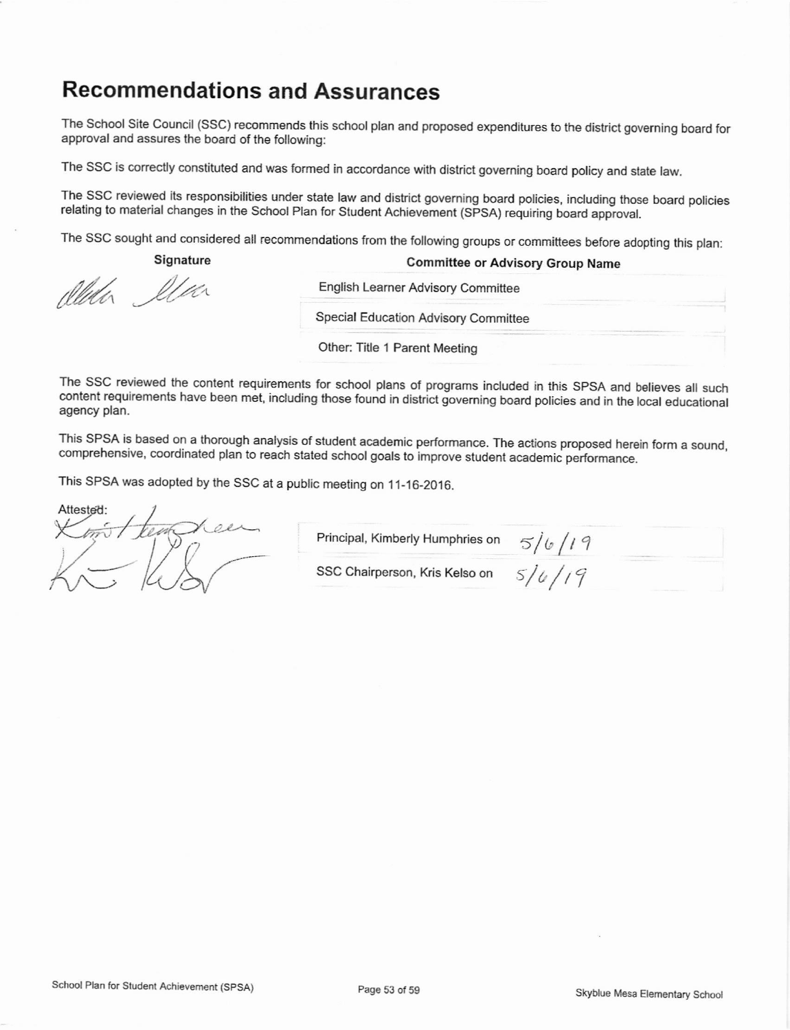# Recommendations and Assurances

The School Site Council (SSC) recommends this school plan and proposed expenditures to the district governing board for approval and assures the board of the following:

The SSC is correctly constituted and was formed in accordance with district governing board policy and state law.

The SSC reviewed its responsibilities under state law and district governing board policies, including those board policies relating to material changes in the School Plan for Student Achievement (SPSA) requiring board approval.

The SSC sought and considered all recommendations from the following groups or committees before adopting this plan:

| Signature | Committee or Advisory Group Name |
|---|---|
| [signature] | English Learner Advisory Committee |
| | Special Education Advisory Committee |
| | Other: Title 1 Parent Meeting |

The SSC reviewed the content requirements for school plans of programs included in this SPSA and believes all such content requirements have been met, including those found in district governing board policies and in the local educational agency plan.

This SPSA is based on a thorough analysis of student academic performance. The actions proposed herein form a sound, comprehensive, coordinated plan to reach stated school goals to improve student academic performance.

This SPSA was adopted by the SSC at a public meeting on 11-16-2016.

Attested:

| | |
|---|---|
| [signature] | Principal, Kimberly Humphries on 5/6/19 |
| [signature] | SSC Chairperson, Kris Kelso on 5/6/19 |